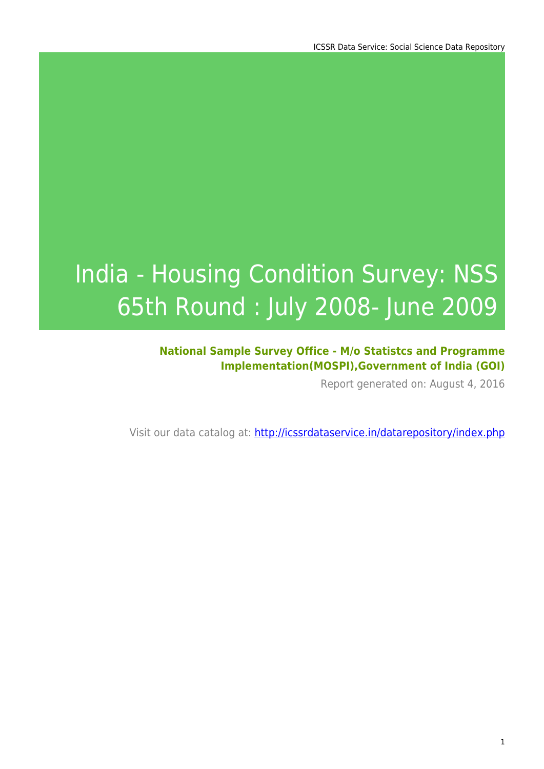# India - Housing Condition Survey: NSS 65th Round : July 2008- June 2009

**National Sample Survey Office - M/o Statistcs and Programme Implementation(MOSPI),Government of India (GOI)**

Report generated on: August 4, 2016

Visit our data catalog at: http://icssrdataservice.in/datarepository/index.php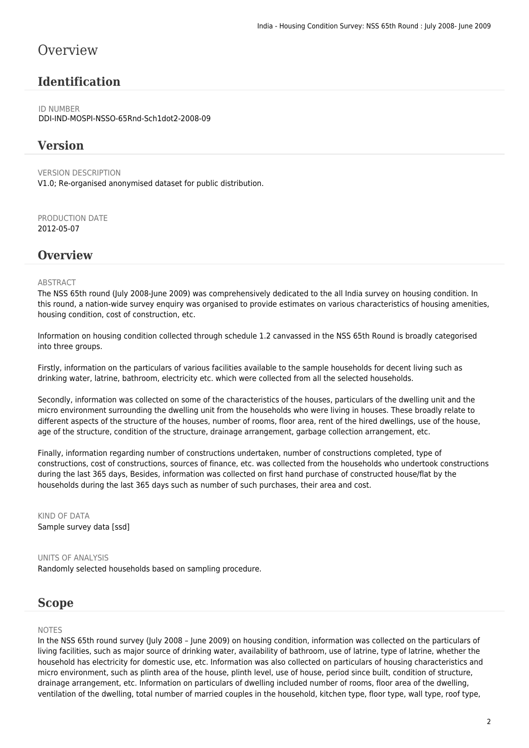# Overview

## Identification

ID NUMBER
DDI-IND-MOSPI-NSSO-65Rnd-Sch1dot2-2008-09

## Version

VERSION DESCRIPTION
V1.0; Re-organised anonymised dataset for public distribution.

PRODUCTION DATE
2012-05-07

## Overview

ABSTRACT
The NSS 65th round (July 2008-June 2009) was comprehensively dedicated to the all India survey on housing condition. In this round, a nation-wide survey enquiry was organised to provide estimates on various characteristics of housing amenities, housing condition, cost of construction, etc.

Information on housing condition collected through schedule 1.2 canvassed in the NSS 65th Round is broadly categorised into three groups.

Firstly, information on the particulars of various facilities available to the sample households for decent living such as drinking water, latrine, bathroom, electricity etc. which were collected from all the selected households.

Secondly, information was collected on some of the characteristics of the houses, particulars of the dwelling unit and the micro environment surrounding the dwelling unit from the households who were living in houses. These broadly relate to different aspects of the structure of the houses, number of rooms, floor area, rent of the hired dwellings, use of the house, age of the structure, condition of the structure, drainage arrangement, garbage collection arrangement, etc.

Finally, information regarding number of constructions undertaken, number of constructions completed, type of constructions, cost of constructions, sources of finance, etc. was collected from the households who undertook constructions during the last 365 days, Besides, information was collected on first hand purchase of constructed house/flat by the households during the last 365 days such as number of such purchases, their area and cost.

KIND OF DATA
Sample survey data [ssd]

UNITS OF ANALYSIS
Randomly selected households based on sampling procedure.

## Scope

NOTES
In the NSS 65th round survey (July 2008 – June 2009) on housing condition, information was collected on the particulars of living facilities, such as major source of drinking water, availability of bathroom, use of latrine, type of latrine, whether the household has electricity for domestic use, etc. Information was also collected on particulars of housing characteristics and micro environment, such as plinth area of the house, plinth level, use of house, period since built, condition of structure, drainage arrangement, etc. Information on particulars of dwelling included number of rooms, floor area of the dwelling, ventilation of the dwelling, total number of married couples in the household, kitchen type, floor type, wall type, roof type,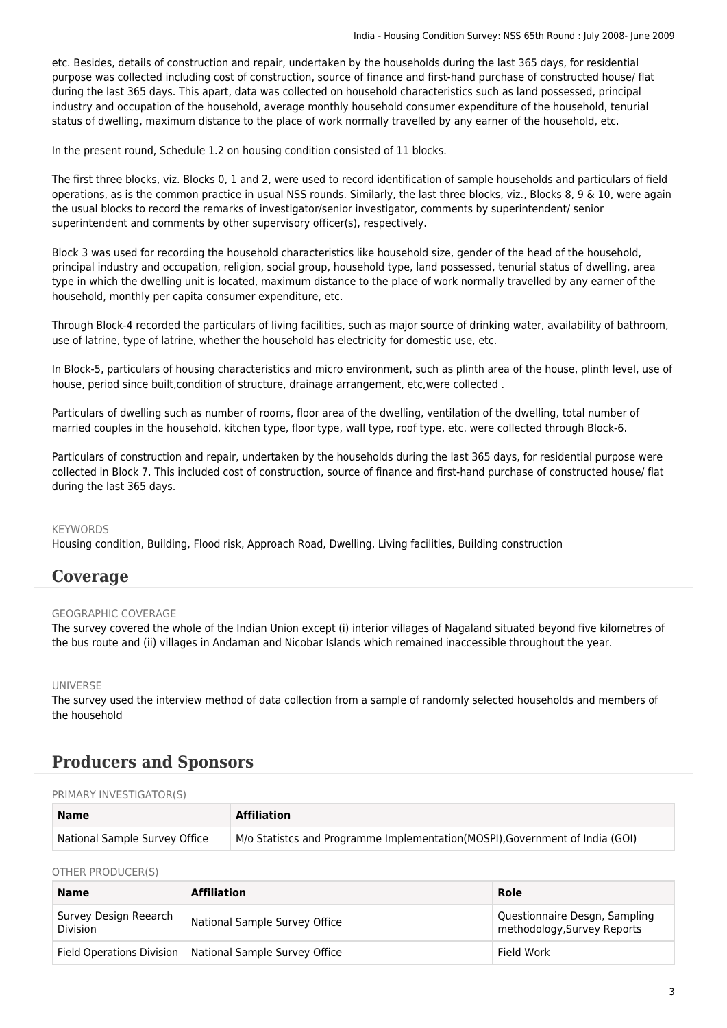etc. Besides, details of construction and repair, undertaken by the households during the last 365 days, for residential purpose was collected including cost of construction, source of finance and first-hand purchase of constructed house/ flat during the last 365 days. This apart, data was collected on household characteristics such as land possessed, principal industry and occupation of the household, average monthly household consumer expenditure of the household, tenurial status of dwelling, maximum distance to the place of work normally travelled by any earner of the household, etc.

In the present round, Schedule 1.2 on housing condition consisted of 11 blocks.

The first three blocks, viz. Blocks 0, 1 and 2, were used to record identification of sample households and particulars of field operations, as is the common practice in usual NSS rounds. Similarly, the last three blocks, viz., Blocks 8, 9 & 10, were again the usual blocks to record the remarks of investigator/senior investigator, comments by superintendent/ senior superintendent and comments by other supervisory officer(s), respectively.

Block 3 was used for recording the household characteristics like household size, gender of the head of the household, principal industry and occupation, religion, social group, household type, land possessed, tenurial status of dwelling, area type in which the dwelling unit is located, maximum distance to the place of work normally travelled by any earner of the household, monthly per capita consumer expenditure, etc.

Through Block-4 recorded the particulars of living facilities, such as major source of drinking water, availability of bathroom, use of latrine, type of latrine, whether the household has electricity for domestic use, etc.

In Block-5, particulars of housing characteristics and micro environment, such as plinth area of the house, plinth level, use of house, period since built,condition of structure, drainage arrangement, etc,were collected .

Particulars of dwelling such as number of rooms, floor area of the dwelling, ventilation of the dwelling, total number of married couples in the household, kitchen type, floor type, wall type, roof type, etc. were collected through Block-6.

Particulars of construction and repair, undertaken by the households during the last 365 days, for residential purpose were collected in Block 7. This included cost of construction, source of finance and first-hand purchase of constructed house/ flat during the last 365 days.

KEYWORDS

Housing condition, Building, Flood risk, Approach Road, Dwelling, Living facilities, Building construction

## Coverage

GEOGRAPHIC COVERAGE

The survey covered the whole of the Indian Union except (i) interior villages of Nagaland situated beyond five kilometres of the bus route and (ii) villages in Andaman and Nicobar Islands which remained inaccessible throughout the year.

UNIVERSE

The survey used the interview method of data collection from a sample of randomly selected households and members of the household

## Producers and Sponsors

PRIMARY INVESTIGATOR(S)

| Name | Affiliation |
|---|---|
| National Sample Survey Office | M/o Statistcs and Programme Implementation(MOSPI),Government of India (GOI) |

OTHER PRODUCER(S)

| Name | Affiliation | Role |
|---|---|---|
| Survey Design Reearch Division | National Sample Survey Office | Questionnaire Desgn, Sampling methodology,Survey Reports |
| Field Operations Division | National Sample Survey Office | Field Work |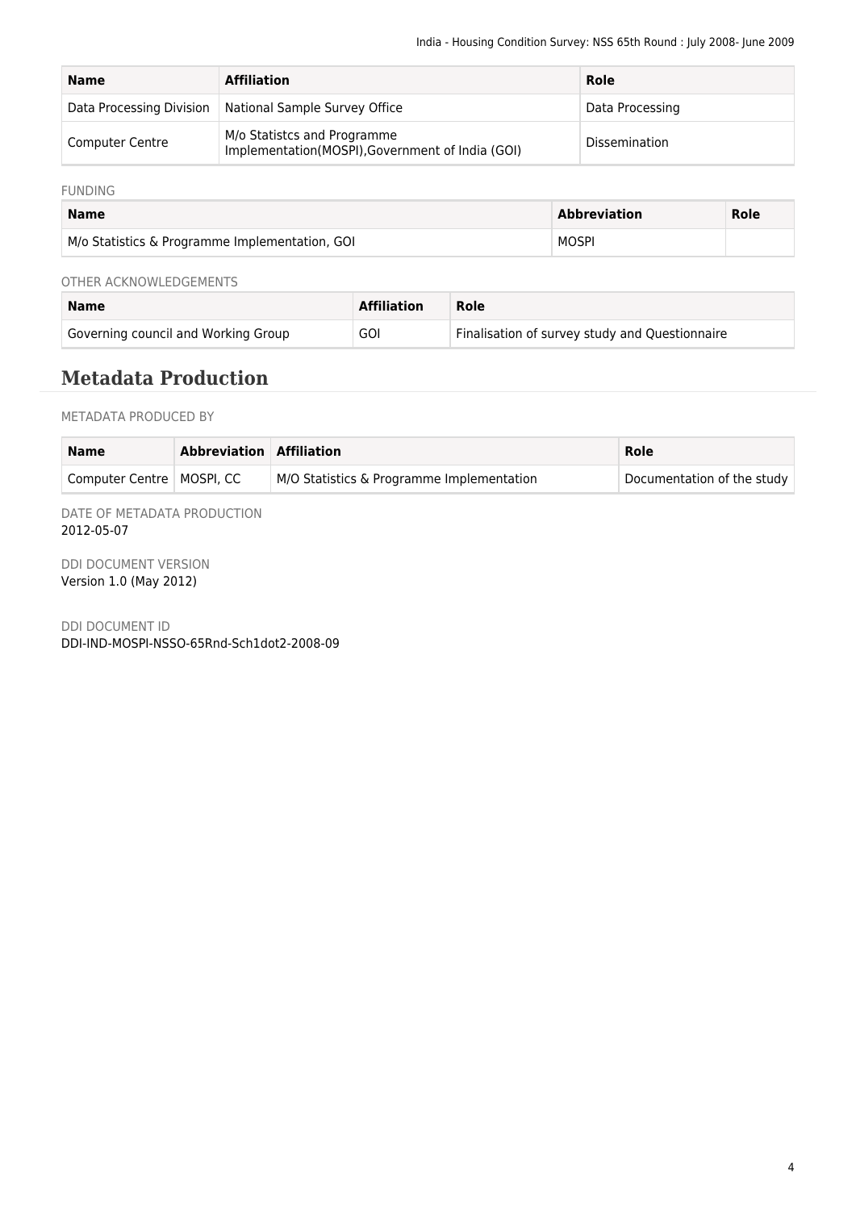| Name | Affiliation | Role |
| --- | --- | --- |
| Data Processing Division | National Sample Survey Office | Data Processing |
| Computer Centre | M/o Statistcs and Programme Implementation(MOSPI),Government of India (GOI) | Dissemination |

FUNDING

| Name | Abbreviation | Role |
| --- | --- | --- |
| M/o Statistics & Programme Implementation, GOI | MOSPI | |

OTHER ACKNOWLEDGEMENTS

| Name | Affiliation | Role |
| --- | --- | --- |
| Governing council and Working Group | GOI | Finalisation of survey study and Questionnaire |

## Metadata Production

METADATA PRODUCED BY

| Name | Abbreviation | Affiliation | Role |
| --- | --- | --- | --- |
| Computer Centre | MOSPI, CC | M/O Statistics & Programme Implementation | Documentation of the study |

DATE OF METADATA PRODUCTION
2012-05-07

DDI DOCUMENT VERSION
Version 1.0 (May 2012)

DDI DOCUMENT ID
DDI-IND-MOSPI-NSSO-65Rnd-Sch1dot2-2008-09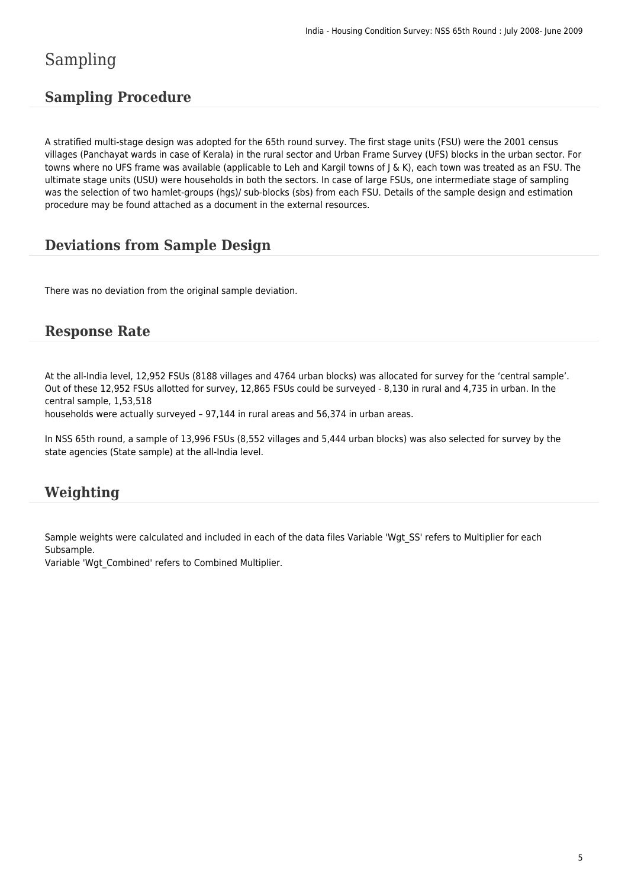# Sampling

## Sampling Procedure

A stratified multi-stage design was adopted for the 65th round survey. The first stage units (FSU) were the 2001 census villages (Panchayat wards in case of Kerala) in the rural sector and Urban Frame Survey (UFS) blocks in the urban sector. For towns where no UFS frame was available (applicable to Leh and Kargil towns of J & K), each town was treated as an FSU. The ultimate stage units (USU) were households in both the sectors. In case of large FSUs, one intermediate stage of sampling was the selection of two hamlet-groups (hgs)/ sub-blocks (sbs) from each FSU. Details of the sample design and estimation procedure may be found attached as a document in the external resources.

## Deviations from Sample Design

There was no deviation from the original sample deviation.

## Response Rate

At the all-India level, 12,952 FSUs (8188 villages and 4764 urban blocks) was allocated for survey for the 'central sample'. Out of these 12,952 FSUs allotted for survey, 12,865 FSUs could be surveyed - 8,130 in rural and 4,735 in urban. In the central sample, 1,53,518
households were actually surveyed – 97,144 in rural areas and 56,374 in urban areas.

In NSS 65th round, a sample of 13,996 FSUs (8,552 villages and 5,444 urban blocks) was also selected for survey by the state agencies (State sample) at the all-India level.

## Weighting

Sample weights were calculated and included in each of the data files Variable 'Wgt_SS' refers to Multiplier for each Subsample.
Variable 'Wgt_Combined' refers to Combined Multiplier.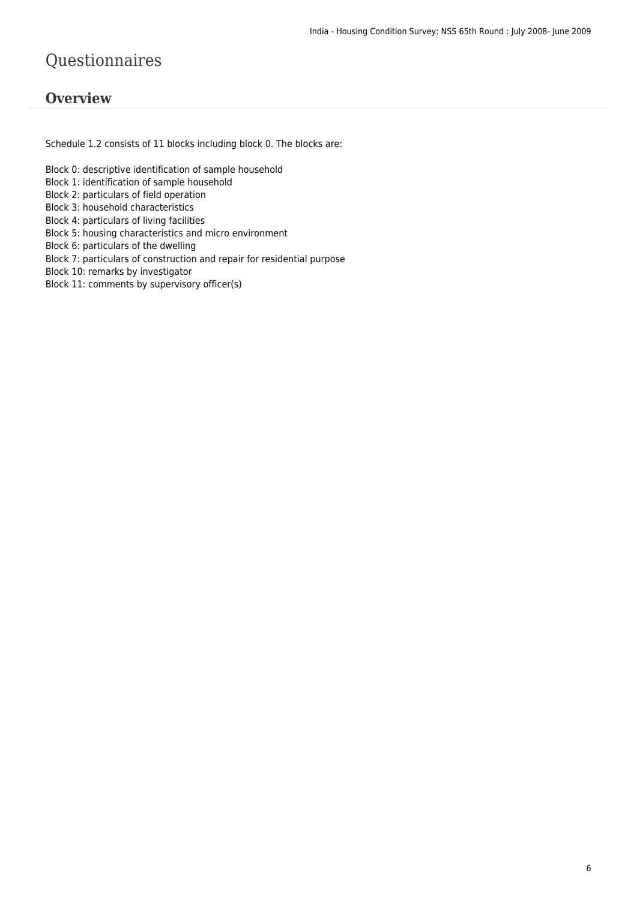# Questionnaires

## Overview

Schedule 1.2 consists of 11 blocks including block 0. The blocks are:

Block 0: descriptive identification of sample household
Block 1: identification of sample household
Block 2: particulars of field operation
Block 3: household characteristics
Block 4: particulars of living facilities
Block 5: housing characteristics and micro environment
Block 6: particulars of the dwelling
Block 7: particulars of construction and repair for residential purpose
Block 10: remarks by investigator
Block 11: comments by supervisory officer(s)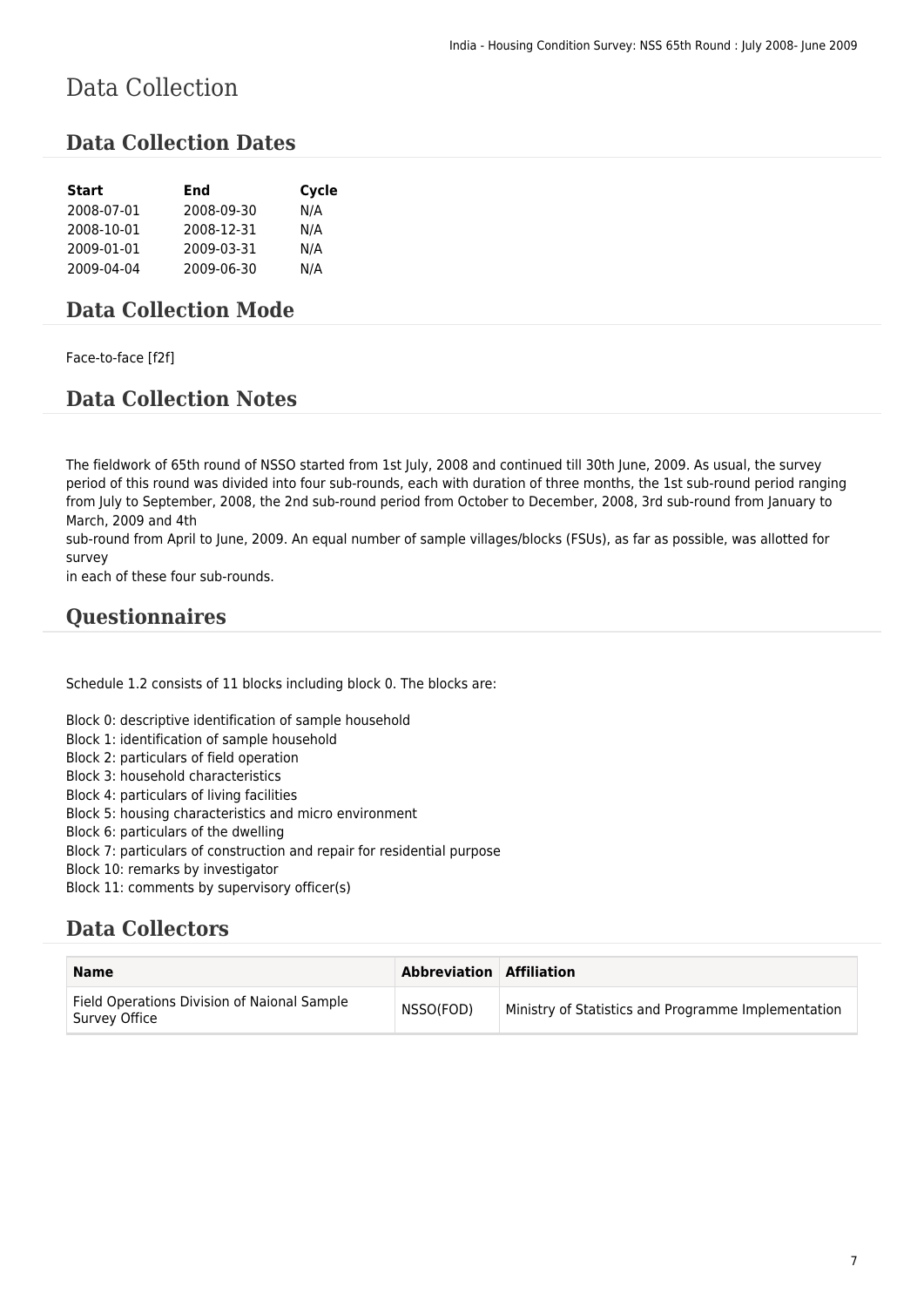# Data Collection

## Data Collection Dates

| Start | End | Cycle |
|---|---|---|
| 2008-07-01 | 2008-09-30 | N/A |
| 2008-10-01 | 2008-12-31 | N/A |
| 2009-01-01 | 2009-03-31 | N/A |
| 2009-04-04 | 2009-06-30 | N/A |

## Data Collection Mode

Face-to-face [f2f]

## Data Collection Notes

The fieldwork of 65th round of NSSO started from 1st July, 2008 and continued till 30th June, 2009. As usual, the survey period of this round was divided into four sub-rounds, each with duration of three months, the 1st sub-round period ranging from July to September, 2008, the 2nd sub-round period from October to December, 2008, 3rd sub-round from January to March, 2009 and 4th
sub-round from April to June, 2009. An equal number of sample villages/blocks (FSUs), as far as possible, was allotted for survey
in each of these four sub-rounds.

## Questionnaires

Schedule 1.2 consists of 11 blocks including block 0. The blocks are:

Block 0: descriptive identification of sample household
Block 1: identification of sample household
Block 2: particulars of field operation
Block 3: household characteristics
Block 4: particulars of living facilities
Block 5: housing characteristics and micro environment
Block 6: particulars of the dwelling
Block 7: particulars of construction and repair for residential purpose
Block 10: remarks by investigator
Block 11: comments by supervisory officer(s)

## Data Collectors

| Name | Abbreviation | Affiliation |
|---|---|---|
| Field Operations Division of Naional Sample Survey Office | NSSO(FOD) | Ministry of Statistics and Programme Implementation |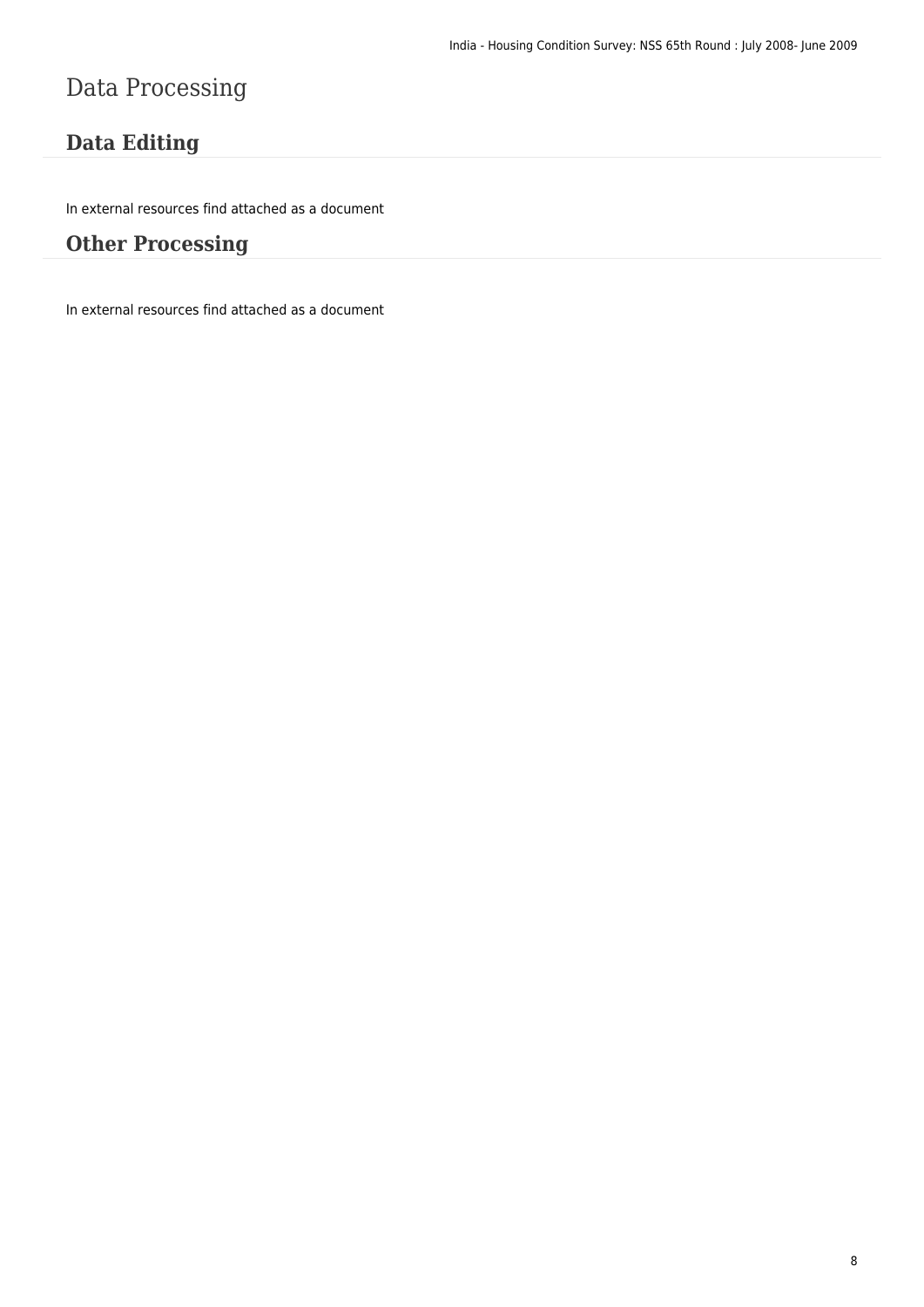# Data Processing

## Data Editing

In external resources find attached as a document

## Other Processing

In external resources find attached as a document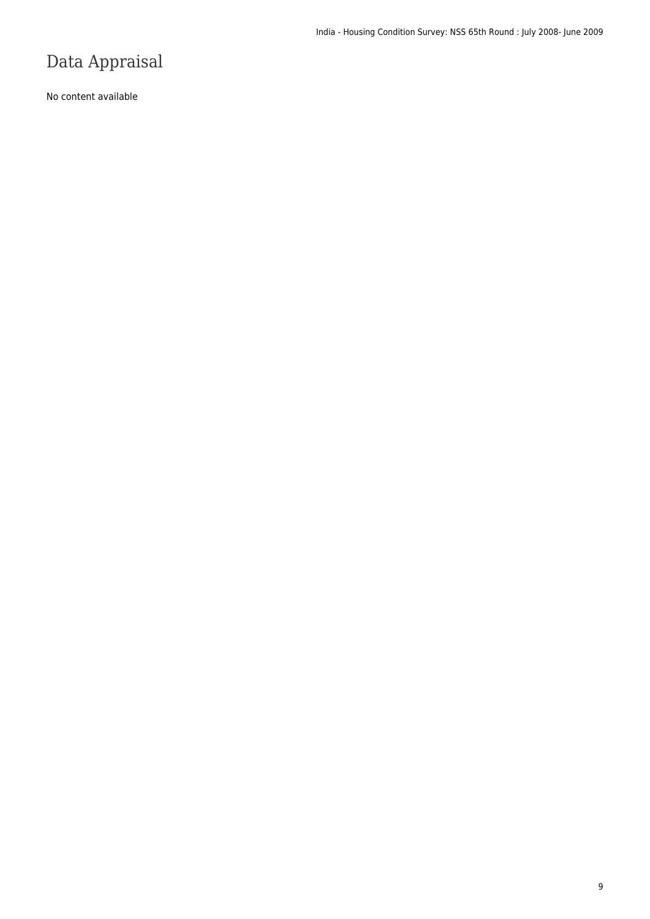# Data Appraisal

No content available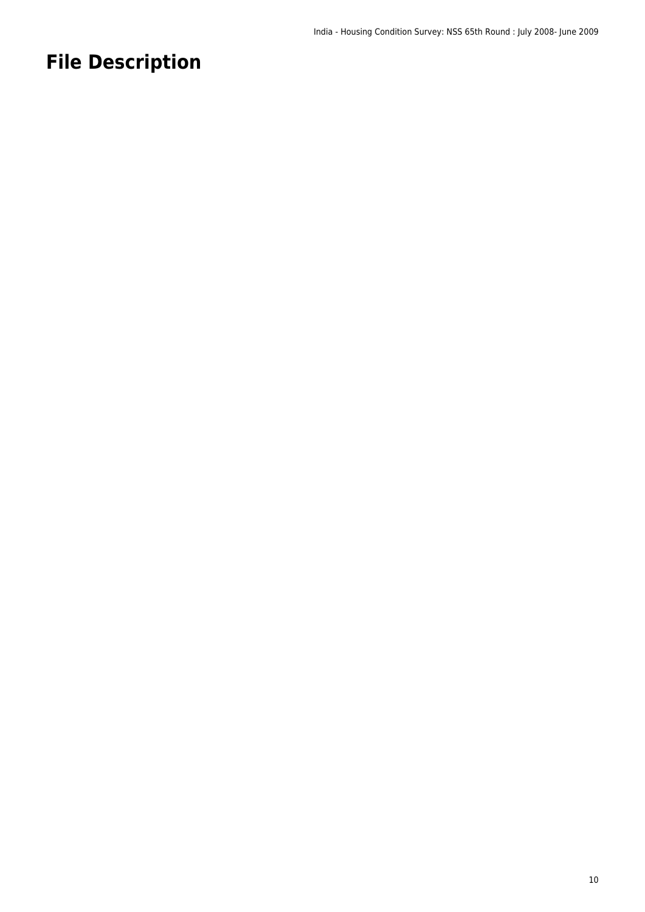# File Description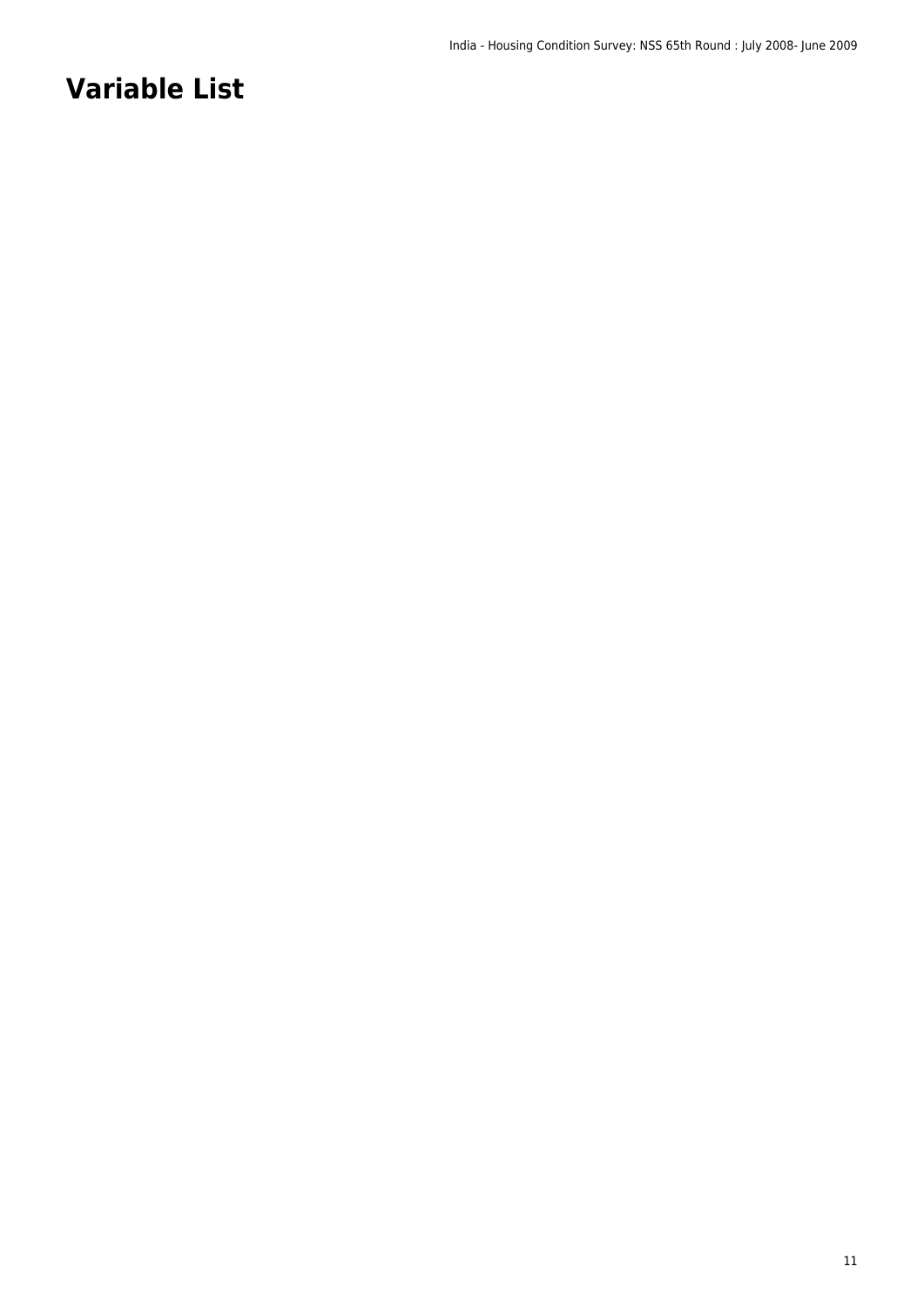# Variable List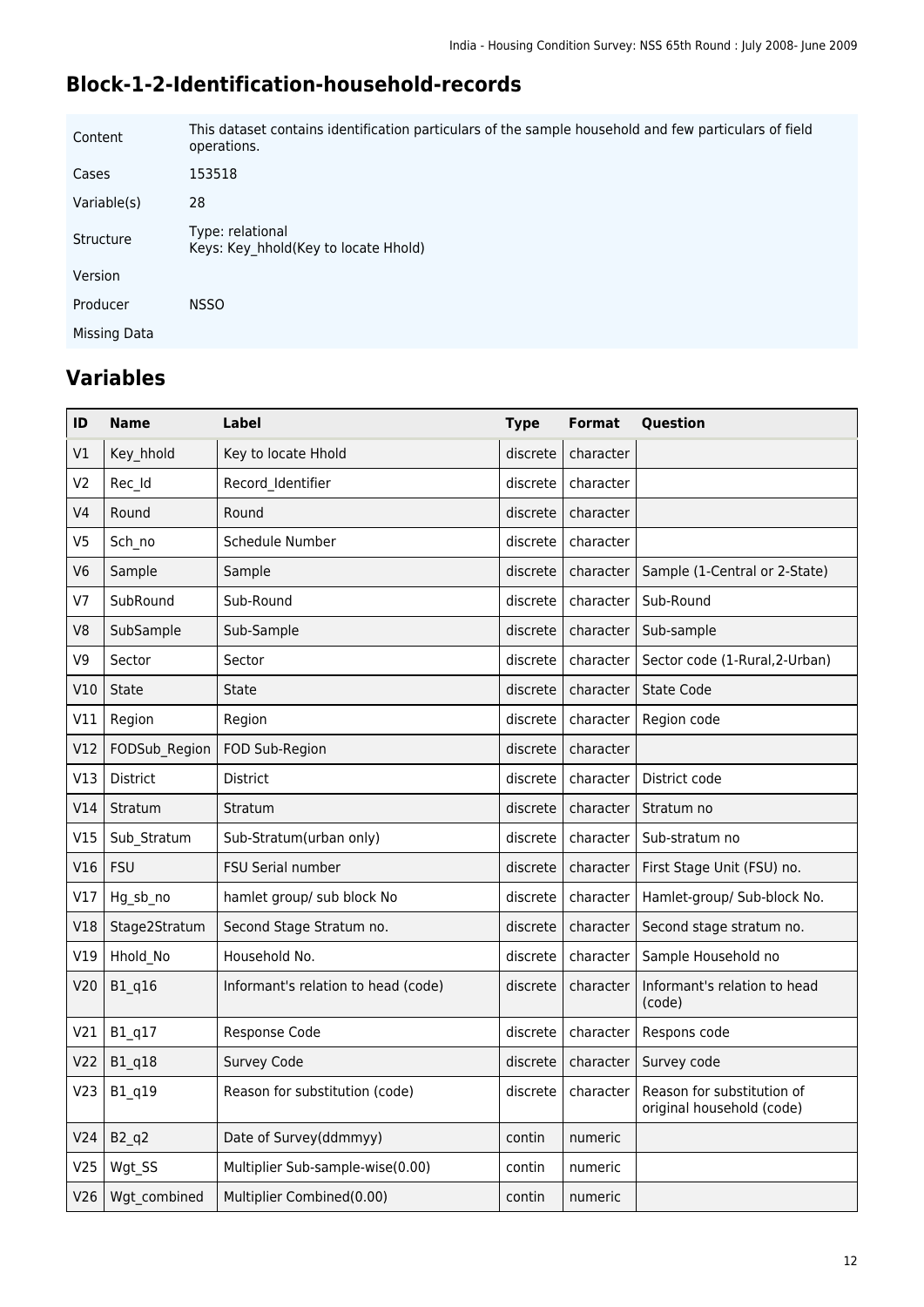## Block-1-2-Identification-household-records

| | |
|---|---|
| Content | This dataset contains identification particulars of the sample household and few particulars of field operations. |
| Cases | 153518 |
| Variable(s) | 28 |
| Structure | Type: relational<br>Keys: Key_hhold(Key to locate Hhold) |
| Version | |
| Producer | NSSO |
| Missing Data | |

## Variables

| ID | Name | Label | Type | Format | Question |
|---|---|---|---|---|---|
| V1 | Key_hhold | Key to locate Hhold | discrete | character | |
| V2 | Rec_Id | Record_Identifier | discrete | character | |
| V4 | Round | Round | discrete | character | |
| V5 | Sch_no | Schedule Number | discrete | character | |
| V6 | Sample | Sample | discrete | character | Sample (1-Central or 2-State) |
| V7 | SubRound | Sub-Round | discrete | character | Sub-Round |
| V8 | SubSample | Sub-Sample | discrete | character | Sub-sample |
| V9 | Sector | Sector | discrete | character | Sector code (1-Rural,2-Urban) |
| V10 | State | State | discrete | character | State Code |
| V11 | Region | Region | discrete | character | Region code |
| V12 | FODSub_Region | FOD Sub-Region | discrete | character | |
| V13 | District | District | discrete | character | District code |
| V14 | Stratum | Stratum | discrete | character | Stratum no |
| V15 | Sub_Stratum | Sub-Stratum(urban only) | discrete | character | Sub-stratum no |
| V16 | FSU | FSU Serial number | discrete | character | First Stage Unit (FSU) no. |
| V17 | Hg_sb_no | hamlet group/ sub block No | discrete | character | Hamlet-group/ Sub-block No. |
| V18 | Stage2Stratum | Second Stage Stratum no. | discrete | character | Second stage stratum no. |
| V19 | Hhold_No | Household No. | discrete | character | Sample Household no |
| V20 | B1_q16 | Informant's relation to head (code) | discrete | character | Informant's relation to head (code) |
| V21 | B1_q17 | Response Code | discrete | character | Respons code |
| V22 | B1_q18 | Survey Code | discrete | character | Survey code |
| V23 | B1_q19 | Reason for substitution (code) | discrete | character | Reason for substitution of original household (code) |
| V24 | B2_q2 | Date of Survey(ddmmyy) | contin | numeric | |
| V25 | Wgt_SS | Multiplier Sub-sample-wise(0.00) | contin | numeric | |
| V26 | Wgt_combined | Multiplier Combined(0.00) | contin | numeric | |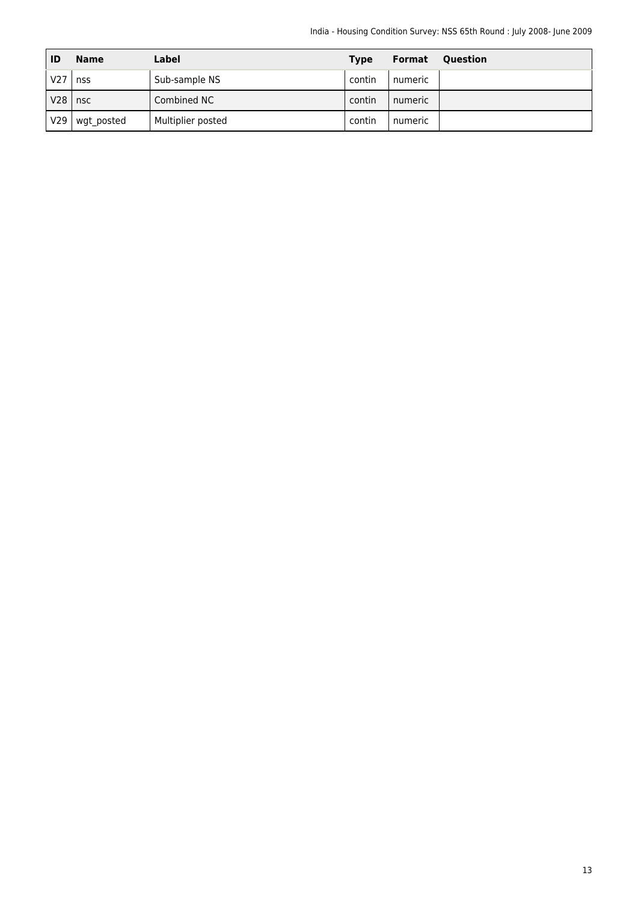| ID | Name | Label | Type | Format | Question |
|---|---|---|---|---|---|
| V27 | nss | Sub-sample NS | contin | numeric | |
| V28 | nsc | Combined NC | contin | numeric | |
| V29 | wgt_posted | Multiplier posted | contin | numeric | |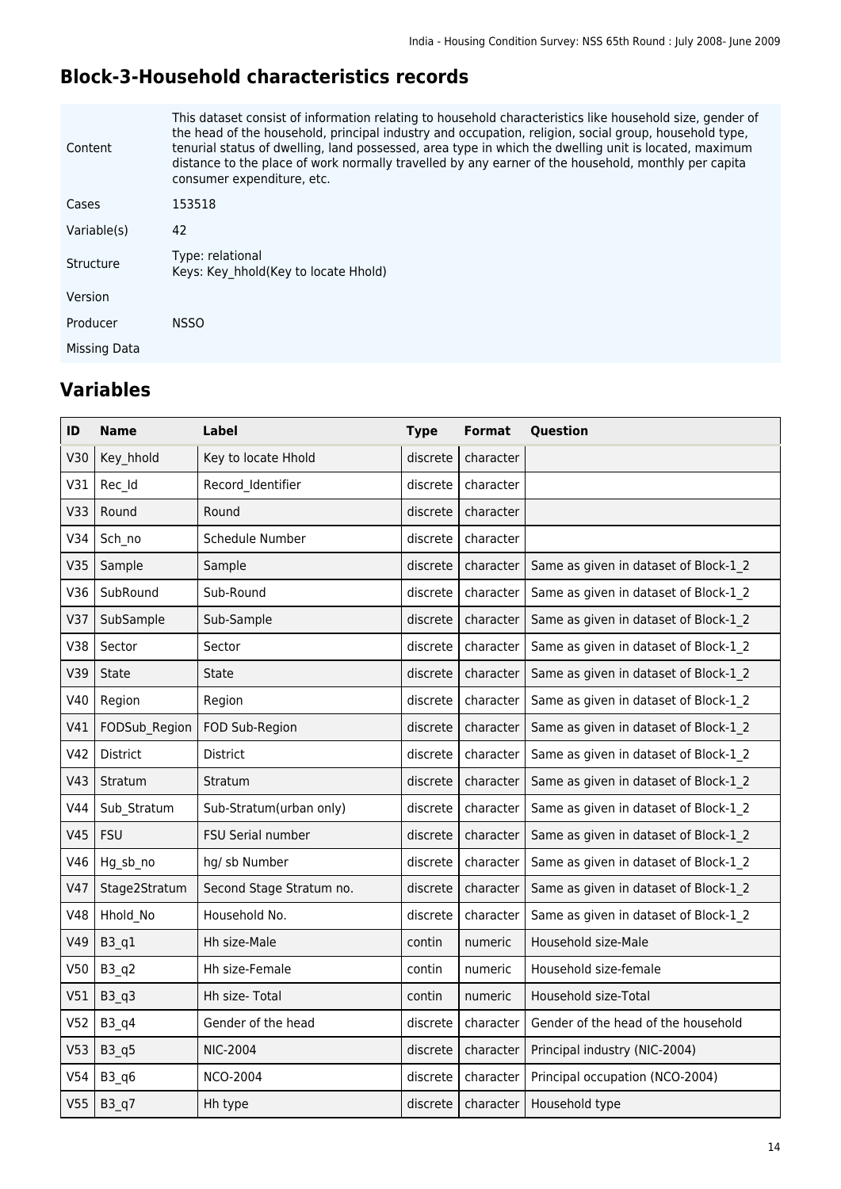## Block-3-Household characteristics records

| | |
|---|---|
| Content | This dataset consist of information relating to household characteristics like household size, gender of the head of the household, principal industry and occupation, religion, social group, household type, tenurial status of dwelling, land possessed, area type in which the dwelling unit is located, maximum distance to the place of work normally travelled by any earner of the household, monthly per capita consumer expenditure, etc. |
| Cases | 153518 |
| Variable(s) | 42 |
| Structure | Type: relational<br>Keys: Key_hhold(Key to locate Hhold) |
| Version | |
| Producer | NSSO |
| Missing Data | |

## Variables

| ID | Name | Label | Type | Format | Question |
|---|---|---|---|---|---|
| V30 | Key_hhold | Key to locate Hhold | discrete | character | |
| V31 | Rec_Id | Record_Identifier | discrete | character | |
| V33 | Round | Round | discrete | character | |
| V34 | Sch_no | Schedule Number | discrete | character | |
| V35 | Sample | Sample | discrete | character | Same as given in dataset of Block-1_2 |
| V36 | SubRound | Sub-Round | discrete | character | Same as given in dataset of Block-1_2 |
| V37 | SubSample | Sub-Sample | discrete | character | Same as given in dataset of Block-1_2 |
| V38 | Sector | Sector | discrete | character | Same as given in dataset of Block-1_2 |
| V39 | State | State | discrete | character | Same as given in dataset of Block-1_2 |
| V40 | Region | Region | discrete | character | Same as given in dataset of Block-1_2 |
| V41 | FODSub_Region | FOD Sub-Region | discrete | character | Same as given in dataset of Block-1_2 |
| V42 | District | District | discrete | character | Same as given in dataset of Block-1_2 |
| V43 | Stratum | Stratum | discrete | character | Same as given in dataset of Block-1_2 |
| V44 | Sub_Stratum | Sub-Stratum(urban only) | discrete | character | Same as given in dataset of Block-1_2 |
| V45 | FSU | FSU Serial number | discrete | character | Same as given in dataset of Block-1_2 |
| V46 | Hg_sb_no | hg/ sb Number | discrete | character | Same as given in dataset of Block-1_2 |
| V47 | Stage2Stratum | Second Stage Stratum no. | discrete | character | Same as given in dataset of Block-1_2 |
| V48 | Hhold_No | Household No. | discrete | character | Same as given in dataset of Block-1_2 |
| V49 | B3_q1 | Hh size-Male | contin | numeric | Household size-Male |
| V50 | B3_q2 | Hh size-Female | contin | numeric | Household size-female |
| V51 | B3_q3 | Hh size- Total | contin | numeric | Household size-Total |
| V52 | B3_q4 | Gender of the head | discrete | character | Gender of the head of the household |
| V53 | B3_q5 | NIC-2004 | discrete | character | Principal industry (NIC-2004) |
| V54 | B3_q6 | NCO-2004 | discrete | character | Principal occupation (NCO-2004) |
| V55 | B3_q7 | Hh type | discrete | character | Household type |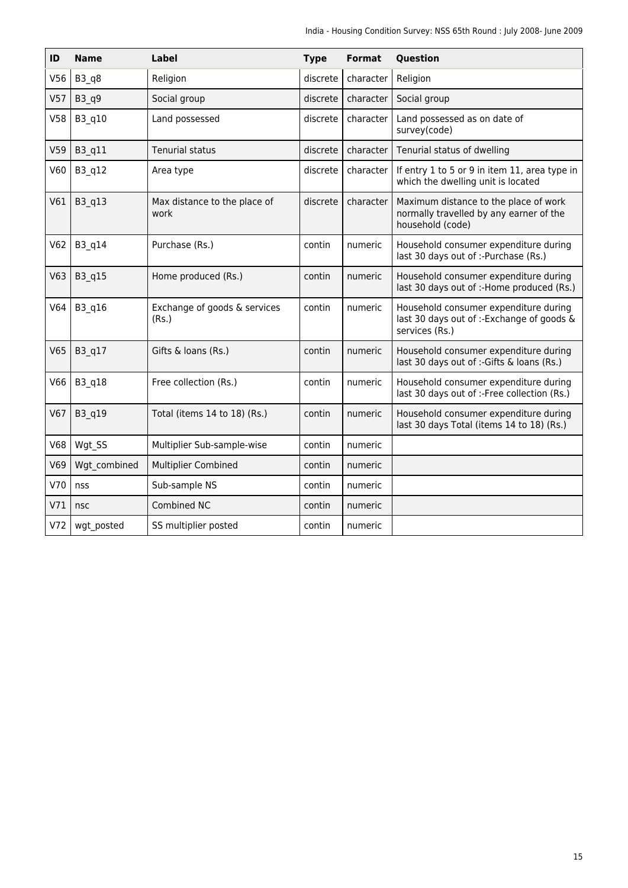| ID | Name | Label | Type | Format | Question |
| --- | --- | --- | --- | --- | --- |
| V56 | B3_q8 | Religion | discrete | character | Religion |
| V57 | B3_q9 | Social group | discrete | character | Social group |
| V58 | B3_q10 | Land possessed | discrete | character | Land possessed as on date of survey(code) |
| V59 | B3_q11 | Tenurial status | discrete | character | Tenurial status of dwelling |
| V60 | B3_q12 | Area type | discrete | character | If entry 1 to 5 or 9 in item 11, area type in which the dwelling unit is located |
| V61 | B3_q13 | Max distance to the place of work | discrete | character | Maximum distance to the place of work normally travelled by any earner of the household (code) |
| V62 | B3_q14 | Purchase (Rs.) | contin | numeric | Household consumer expenditure during last 30 days out of :-Purchase (Rs.) |
| V63 | B3_q15 | Home produced (Rs.) | contin | numeric | Household consumer expenditure during last 30 days out of :-Home produced (Rs.) |
| V64 | B3_q16 | Exchange of goods & services (Rs.) | contin | numeric | Household consumer expenditure during last 30 days out of :-Exchange of goods & services (Rs.) |
| V65 | B3_q17 | Gifts & loans (Rs.) | contin | numeric | Household consumer expenditure during last 30 days out of :-Gifts & loans (Rs.) |
| V66 | B3_q18 | Free collection (Rs.) | contin | numeric | Household consumer expenditure during last 30 days out of :-Free collection (Rs.) |
| V67 | B3_q19 | Total (items 14 to 18) (Rs.) | contin | numeric | Household consumer expenditure during last 30 days Total (items 14 to 18) (Rs.) |
| V68 | Wgt_SS | Multiplier Sub-sample-wise | contin | numeric | |
| V69 | Wgt_combined | Multiplier Combined | contin | numeric | |
| V70 | nss | Sub-sample NS | contin | numeric | |
| V71 | nsc | Combined NC | contin | numeric | |
| V72 | wgt_posted | SS multiplier posted | contin | numeric | |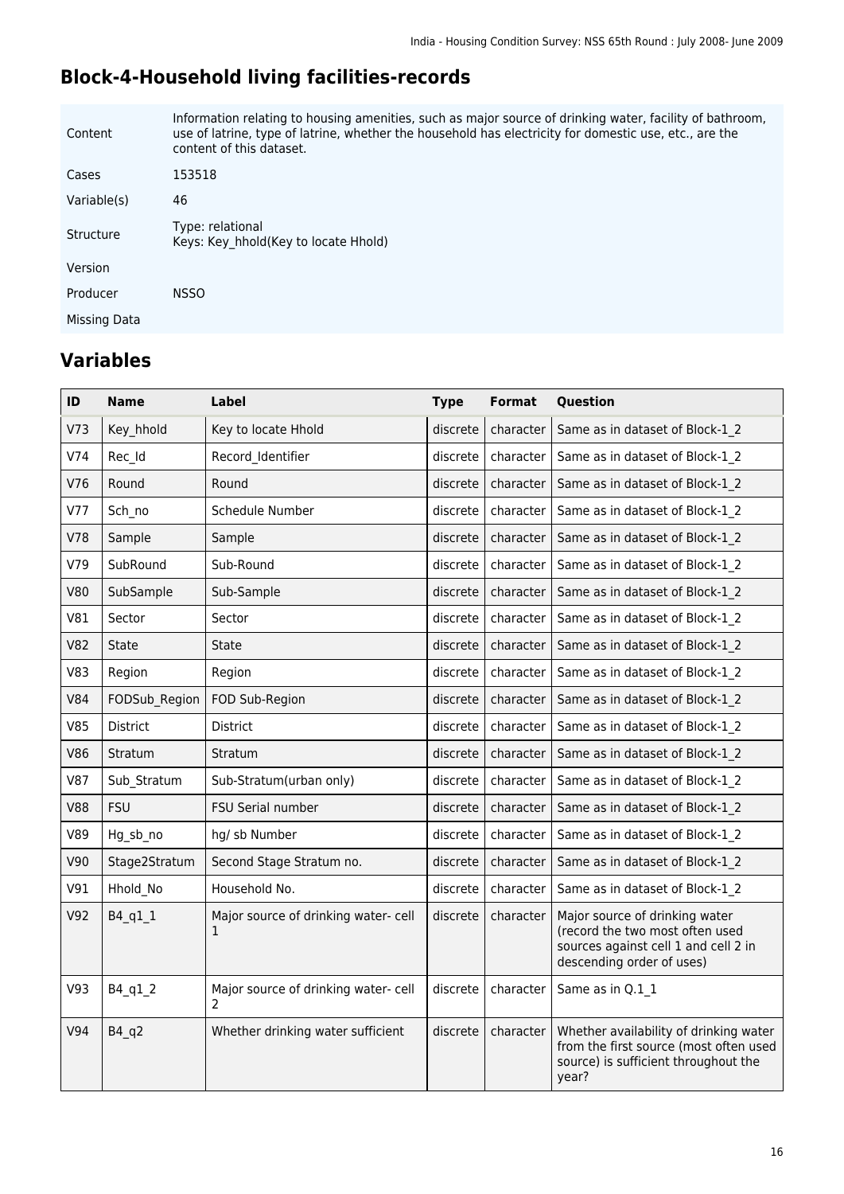## Block-4-Household living facilities-records

| | |
|---|---|
| Content | Information relating to housing amenities, such as major source of drinking water, facility of bathroom, use of latrine, type of latrine, whether the household has electricity for domestic use, etc., are the content of this dataset. |
| Cases | 153518 |
| Variable(s) | 46 |
| Structure | Type: relational<br>Keys: Key_hhold(Key to locate Hhold) |
| Version | |
| Producer | NSSO |
| Missing Data | |

## Variables

| ID | Name | Label | Type | Format | Question |
|---|---|---|---|---|---|
| V73 | Key_hhold | Key to locate Hhold | discrete | character | Same as in dataset of Block-1_2 |
| V74 | Rec_Id | Record_Identifier | discrete | character | Same as in dataset of Block-1_2 |
| V76 | Round | Round | discrete | character | Same as in dataset of Block-1_2 |
| V77 | Sch_no | Schedule Number | discrete | character | Same as in dataset of Block-1_2 |
| V78 | Sample | Sample | discrete | character | Same as in dataset of Block-1_2 |
| V79 | SubRound | Sub-Round | discrete | character | Same as in dataset of Block-1_2 |
| V80 | SubSample | Sub-Sample | discrete | character | Same as in dataset of Block-1_2 |
| V81 | Sector | Sector | discrete | character | Same as in dataset of Block-1_2 |
| V82 | State | State | discrete | character | Same as in dataset of Block-1_2 |
| V83 | Region | Region | discrete | character | Same as in dataset of Block-1_2 |
| V84 | FODSub_Region | FOD Sub-Region | discrete | character | Same as in dataset of Block-1_2 |
| V85 | District | District | discrete | character | Same as in dataset of Block-1_2 |
| V86 | Stratum | Stratum | discrete | character | Same as in dataset of Block-1_2 |
| V87 | Sub_Stratum | Sub-Stratum(urban only) | discrete | character | Same as in dataset of Block-1_2 |
| V88 | FSU | FSU Serial number | discrete | character | Same as in dataset of Block-1_2 |
| V89 | Hg_sb_no | hg/ sb Number | discrete | character | Same as in dataset of Block-1_2 |
| V90 | Stage2Stratum | Second Stage Stratum no. | discrete | character | Same as in dataset of Block-1_2 |
| V91 | Hhold_No | Household No. | discrete | character | Same as in dataset of Block-1_2 |
| V92 | B4_q1_1 | Major source of drinking water- cell 1 | discrete | character | Major source of drinking water (record the two most often used sources against cell 1 and cell 2 in descending order of uses) |
| V93 | B4_q1_2 | Major source of drinking water- cell 2 | discrete | character | Same as in Q.1_1 |
| V94 | B4_q2 | Whether drinking water sufficient | discrete | character | Whether availability of drinking water from the first source (most often used source) is sufficient throughout the year? |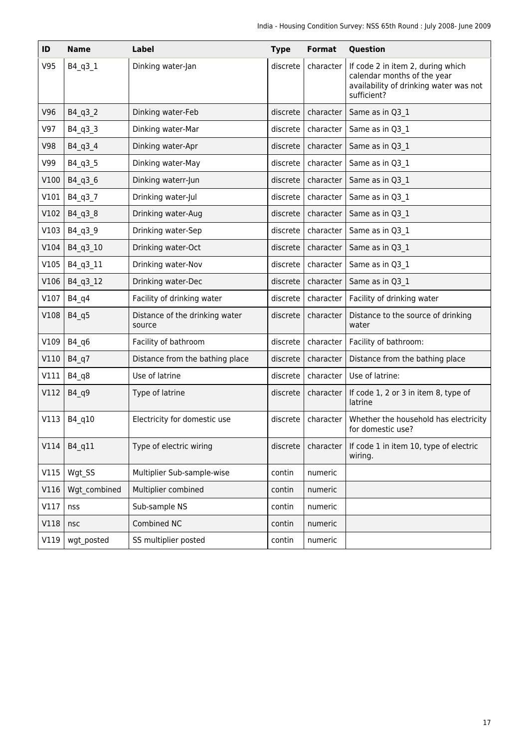| ID | Name | Label | Type | Format | Question |
|---|---|---|---|---|---|
| V95 | B4_q3_1 | Dinking water-Jan | discrete | character | If code 2 in item 2, during which calendar months of the year availability of drinking water was not sufficient? |
| V96 | B4_q3_2 | Dinking water-Feb | discrete | character | Same as in Q3_1 |
| V97 | B4_q3_3 | Dinking water-Mar | discrete | character | Same as in Q3_1 |
| V98 | B4_q3_4 | Dinking water-Apr | discrete | character | Same as in Q3_1 |
| V99 | B4_q3_5 | Dinking water-May | discrete | character | Same as in Q3_1 |
| V100 | B4_q3_6 | Dinking waterr-Jun | discrete | character | Same as in Q3_1 |
| V101 | B4_q3_7 | Drinking water-Jul | discrete | character | Same as in Q3_1 |
| V102 | B4_q3_8 | Drinking water-Aug | discrete | character | Same as in Q3_1 |
| V103 | B4_q3_9 | Drinking water-Sep | discrete | character | Same as in Q3_1 |
| V104 | B4_q3_10 | Drinking water-Oct | discrete | character | Same as in Q3_1 |
| V105 | B4_q3_11 | Drinking water-Nov | discrete | character | Same as in Q3_1 |
| V106 | B4_q3_12 | Drinking water-Dec | discrete | character | Same as in Q3_1 |
| V107 | B4_q4 | Facility of drinking water | discrete | character | Facility of drinking water |
| V108 | B4_q5 | Distance of the drinking water source | discrete | character | Distance to the source of drinking water |
| V109 | B4_q6 | Facility of bathroom | discrete | character | Facility of bathroom: |
| V110 | B4_q7 | Distance from the bathing place | discrete | character | Distance from the bathing place |
| V111 | B4_q8 | Use of latrine | discrete | character | Use of latrine: |
| V112 | B4_q9 | Type of latrine | discrete | character | If code 1, 2 or 3 in item 8, type of latrine |
| V113 | B4_q10 | Electricity for domestic use | discrete | character | Whether the household has electricity for domestic use? |
| V114 | B4_q11 | Type of electric wiring | discrete | character | If code 1 in item 10, type of electric wiring. |
| V115 | Wgt_SS | Multiplier Sub-sample-wise | contin | numeric | |
| V116 | Wgt_combined | Multiplier combined | contin | numeric | |
| V117 | nss | Sub-sample NS | contin | numeric | |
| V118 | nsc | Combined NC | contin | numeric | |
| V119 | wgt_posted | SS multiplier posted | contin | numeric | |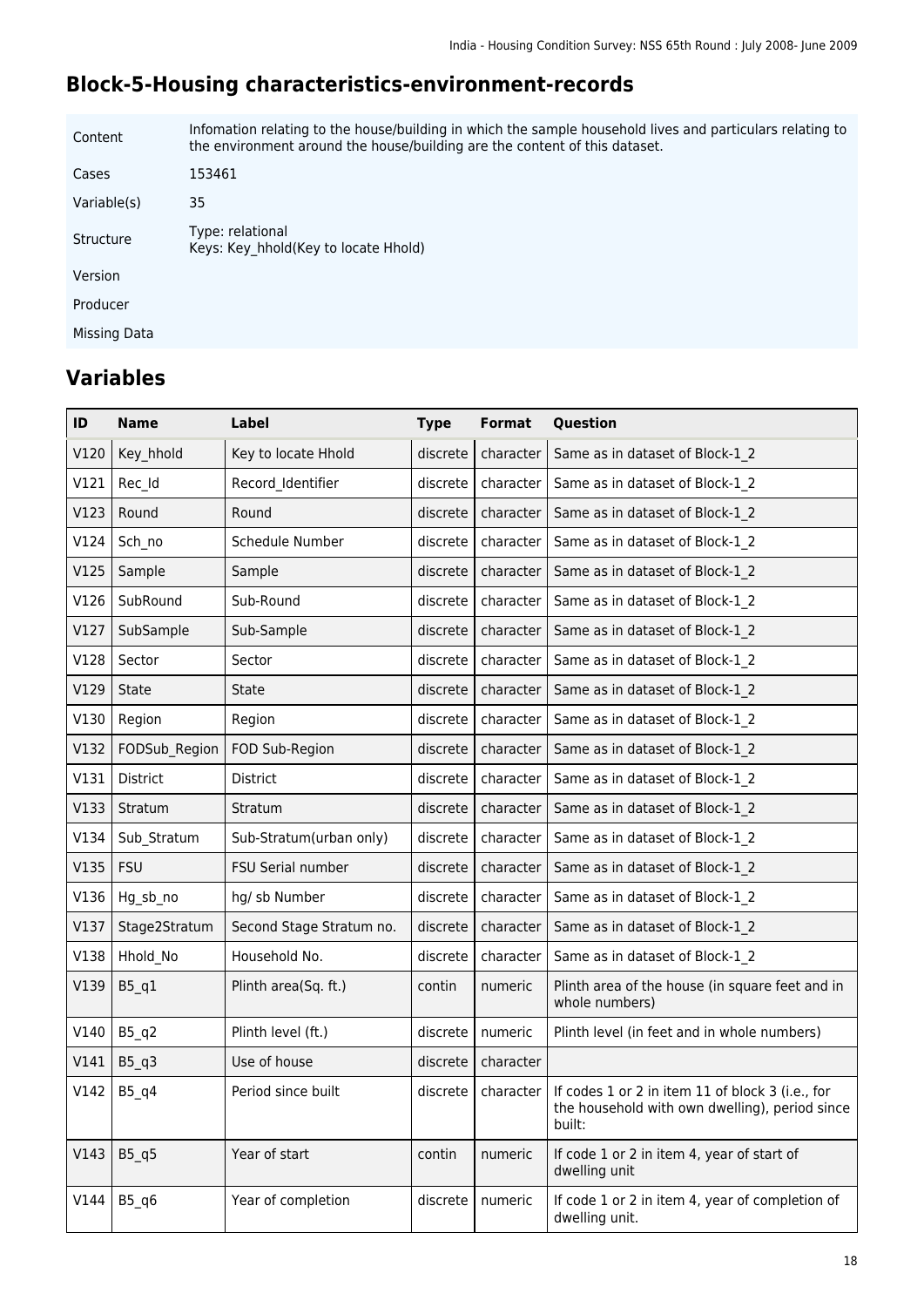## Block-5-Housing characteristics-environment-records

| | |
|---|---|
| Content | Infomation relating to the house/building in which the sample household lives and particulars relating to the environment around the house/building are the content of this dataset. |
| Cases | 153461 |
| Variable(s) | 35 |
| Structure | Type: relational<br>Keys: Key_hhold(Key to locate Hhold) |
| Version | |
| Producer | |
| Missing Data | |

## Variables

| ID | Name | Label | Type | Format | Question |
|---|---|---|---|---|---|
| V120 | Key_hhold | Key to locate Hhold | discrete | character | Same as in dataset of Block-1_2 |
| V121 | Rec_Id | Record_Identifier | discrete | character | Same as in dataset of Block-1_2 |
| V123 | Round | Round | discrete | character | Same as in dataset of Block-1_2 |
| V124 | Sch_no | Schedule Number | discrete | character | Same as in dataset of Block-1_2 |
| V125 | Sample | Sample | discrete | character | Same as in dataset of Block-1_2 |
| V126 | SubRound | Sub-Round | discrete | character | Same as in dataset of Block-1_2 |
| V127 | SubSample | Sub-Sample | discrete | character | Same as in dataset of Block-1_2 |
| V128 | Sector | Sector | discrete | character | Same as in dataset of Block-1_2 |
| V129 | State | State | discrete | character | Same as in dataset of Block-1_2 |
| V130 | Region | Region | discrete | character | Same as in dataset of Block-1_2 |
| V132 | FODSub_Region | FOD Sub-Region | discrete | character | Same as in dataset of Block-1_2 |
| V131 | District | District | discrete | character | Same as in dataset of Block-1_2 |
| V133 | Stratum | Stratum | discrete | character | Same as in dataset of Block-1_2 |
| V134 | Sub_Stratum | Sub-Stratum(urban only) | discrete | character | Same as in dataset of Block-1_2 |
| V135 | FSU | FSU Serial number | discrete | character | Same as in dataset of Block-1_2 |
| V136 | Hg_sb_no | hg/ sb Number | discrete | character | Same as in dataset of Block-1_2 |
| V137 | Stage2Stratum | Second Stage Stratum no. | discrete | character | Same as in dataset of Block-1_2 |
| V138 | Hhold_No | Household No. | discrete | character | Same as in dataset of Block-1_2 |
| V139 | B5_q1 | Plinth area(Sq. ft.) | contin | numeric | Plinth area of the house (in square feet and in whole numbers) |
| V140 | B5_q2 | Plinth level (ft.) | discrete | numeric | Plinth level (in feet and in whole numbers) |
| V141 | B5_q3 | Use of house | discrete | character | |
| V142 | B5_q4 | Period since built | discrete | character | If codes 1 or 2 in item 11 of block 3 (i.e., for the household with own dwelling), period since built: |
| V143 | B5_q5 | Year of start | contin | numeric | If code 1 or 2 in item 4, year of start of dwelling unit |
| V144 | B5_q6 | Year of completion | discrete | numeric | If code 1 or 2 in item 4, year of completion of dwelling unit. |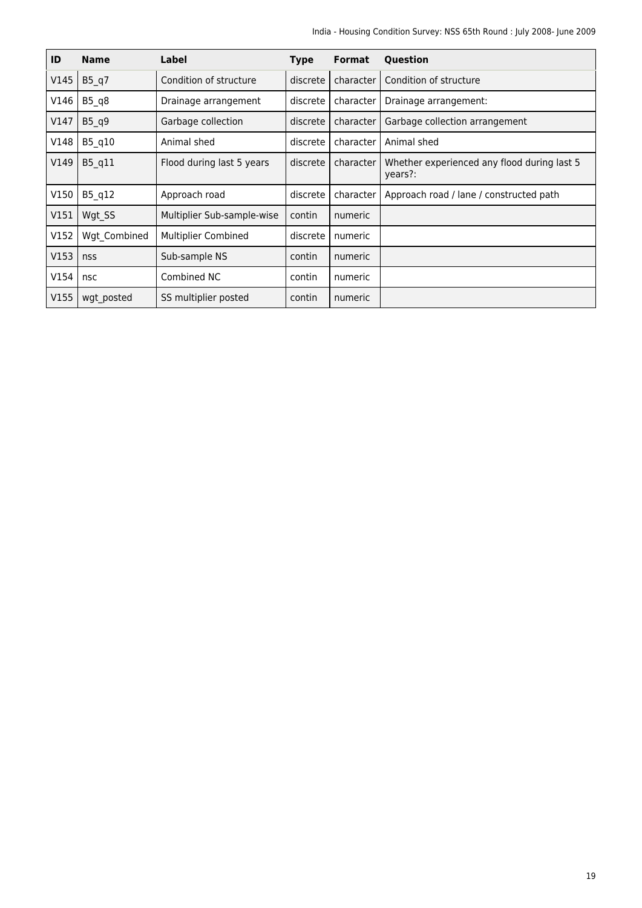| ID | Name | Label | Type | Format | Question |
|---|---|---|---|---|---|
| V145 | B5_q7 | Condition of structure | discrete | character | Condition of structure |
| V146 | B5_q8 | Drainage arrangement | discrete | character | Drainage arrangement: |
| V147 | B5_q9 | Garbage collection | discrete | character | Garbage collection arrangement |
| V148 | B5_q10 | Animal shed | discrete | character | Animal shed |
| V149 | B5_q11 | Flood during last 5 years | discrete | character | Whether experienced any flood during last 5 years?: |
| V150 | B5_q12 | Approach road | discrete | character | Approach road / lane / constructed path |
| V151 | Wgt_SS | Multiplier Sub-sample-wise | contin | numeric | |
| V152 | Wgt_Combined | Multiplier Combined | discrete | numeric | |
| V153 | nss | Sub-sample NS | contin | numeric | |
| V154 | nsc | Combined NC | contin | numeric | |
| V155 | wgt_posted | SS multiplier posted | contin | numeric | |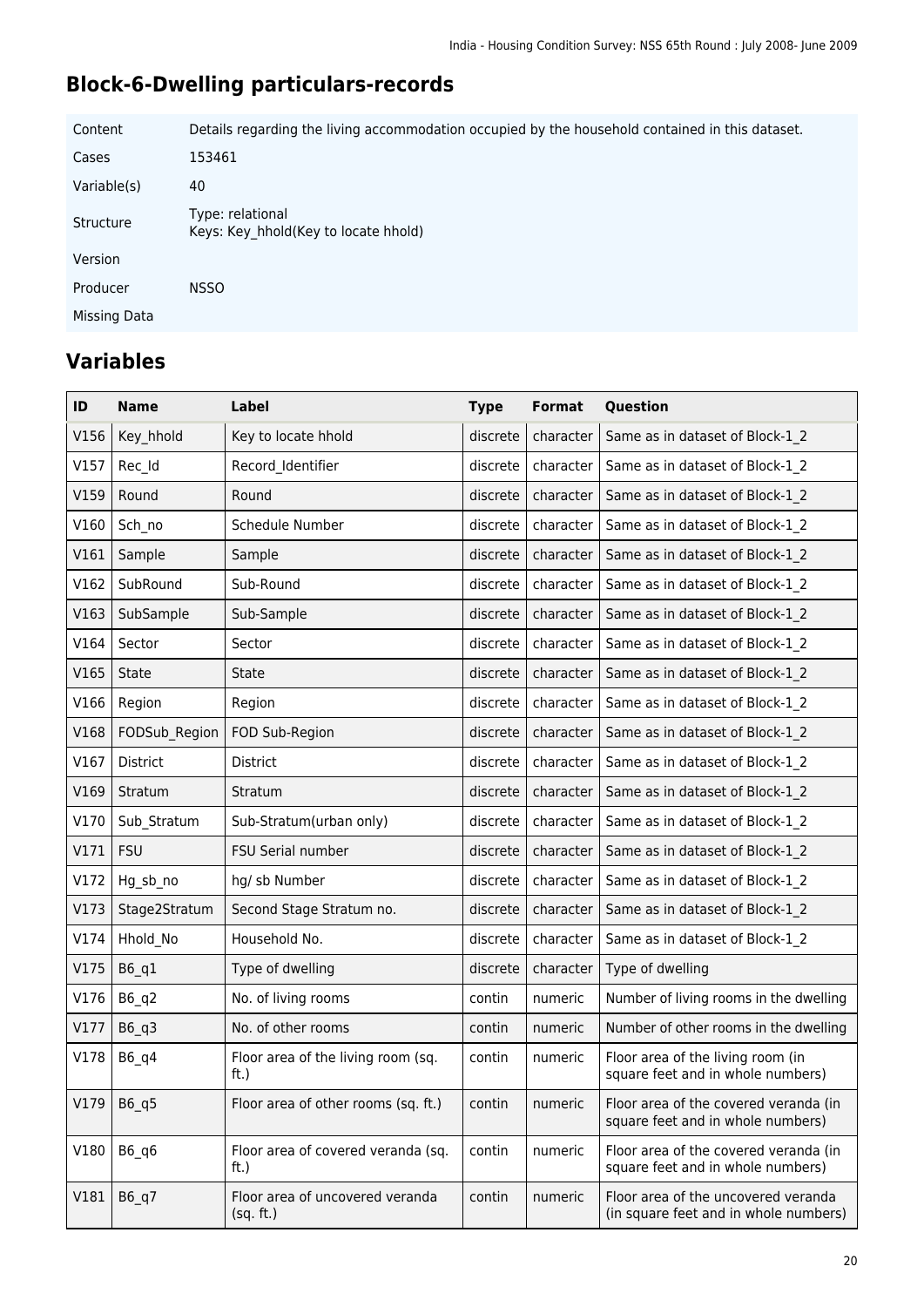## Block-6-Dwelling particulars-records

| | |
|---|---|
| Content | Details regarding the living accommodation occupied by the household contained in this dataset. |
| Cases | 153461 |
| Variable(s) | 40 |
| Structure | Type: relational<br>Keys: Key_hhold(Key to locate hhold) |
| Version | |
| Producer | NSSO |
| Missing Data | |

## Variables

| ID | Name | Label | Type | Format | Question |
|---|---|---|---|---|---|
| V156 | Key_hhold | Key to locate hhold | discrete | character | Same as in dataset of Block-1_2 |
| V157 | Rec_Id | Record_Identifier | discrete | character | Same as in dataset of Block-1_2 |
| V159 | Round | Round | discrete | character | Same as in dataset of Block-1_2 |
| V160 | Sch_no | Schedule Number | discrete | character | Same as in dataset of Block-1_2 |
| V161 | Sample | Sample | discrete | character | Same as in dataset of Block-1_2 |
| V162 | SubRound | Sub-Round | discrete | character | Same as in dataset of Block-1_2 |
| V163 | SubSample | Sub-Sample | discrete | character | Same as in dataset of Block-1_2 |
| V164 | Sector | Sector | discrete | character | Same as in dataset of Block-1_2 |
| V165 | State | State | discrete | character | Same as in dataset of Block-1_2 |
| V166 | Region | Region | discrete | character | Same as in dataset of Block-1_2 |
| V168 | FODSub_Region | FOD Sub-Region | discrete | character | Same as in dataset of Block-1_2 |
| V167 | District | District | discrete | character | Same as in dataset of Block-1_2 |
| V169 | Stratum | Stratum | discrete | character | Same as in dataset of Block-1_2 |
| V170 | Sub_Stratum | Sub-Stratum(urban only) | discrete | character | Same as in dataset of Block-1_2 |
| V171 | FSU | FSU Serial number | discrete | character | Same as in dataset of Block-1_2 |
| V172 | Hg_sb_no | hg/ sb Number | discrete | character | Same as in dataset of Block-1_2 |
| V173 | Stage2Stratum | Second Stage Stratum no. | discrete | character | Same as in dataset of Block-1_2 |
| V174 | Hhold_No | Household No. | discrete | character | Same as in dataset of Block-1_2 |
| V175 | B6_q1 | Type of dwelling | discrete | character | Type of dwelling |
| V176 | B6_q2 | No. of living rooms | contin | numeric | Number of living rooms in the dwelling |
| V177 | B6_q3 | No. of other rooms | contin | numeric | Number of other rooms in the dwelling |
| V178 | B6_q4 | Floor area of the living room (sq. ft.) | contin | numeric | Floor area of the living room (in square feet and in whole numbers) |
| V179 | B6_q5 | Floor area of other rooms (sq. ft.) | contin | numeric | Floor area of the covered veranda (in square feet and in whole numbers) |
| V180 | B6_q6 | Floor area of covered veranda (sq. ft.) | contin | numeric | Floor area of the covered veranda (in square feet and in whole numbers) |
| V181 | B6_q7 | Floor area of uncovered veranda (sq. ft.) | contin | numeric | Floor area of the uncovered veranda (in square feet and in whole numbers) |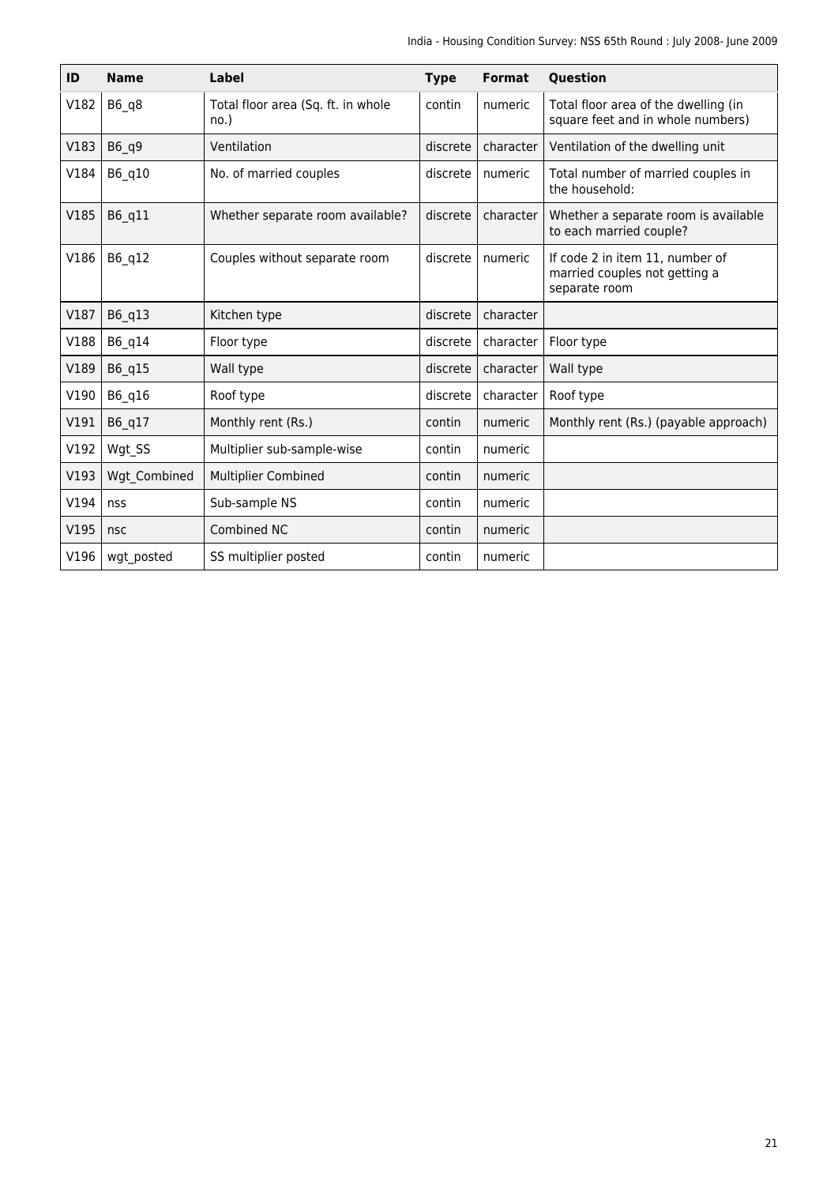| ID | Name | Label | Type | Format | Question |
|---|---|---|---|---|---|
| V182 | B6_q8 | Total floor area (Sq. ft. in whole no.) | contin | numeric | Total floor area of the dwelling (in square feet and in whole numbers) |
| V183 | B6_q9 | Ventilation | discrete | character | Ventilation of the dwelling unit |
| V184 | B6_q10 | No. of married couples | discrete | numeric | Total number of married couples in the household: |
| V185 | B6_q11 | Whether separate room available? | discrete | character | Whether a separate room is available to each married couple? |
| V186 | B6_q12 | Couples without separate room | discrete | numeric | If code 2 in item 11, number of married couples not getting a separate room |
| V187 | B6_q13 | Kitchen type | discrete | character | |
| V188 | B6_q14 | Floor type | discrete | character | Floor type |
| V189 | B6_q15 | Wall type | discrete | character | Wall type |
| V190 | B6_q16 | Roof type | discrete | character | Roof type |
| V191 | B6_q17 | Monthly rent (Rs.) | contin | numeric | Monthly rent (Rs.) (payable approach) |
| V192 | Wgt_SS | Multiplier sub-sample-wise | contin | numeric | |
| V193 | Wgt_Combined | Multiplier Combined | contin | numeric | |
| V194 | nss | Sub-sample NS | contin | numeric | |
| V195 | nsc | Combined NC | contin | numeric | |
| V196 | wgt_posted | SS multiplier posted | contin | numeric | |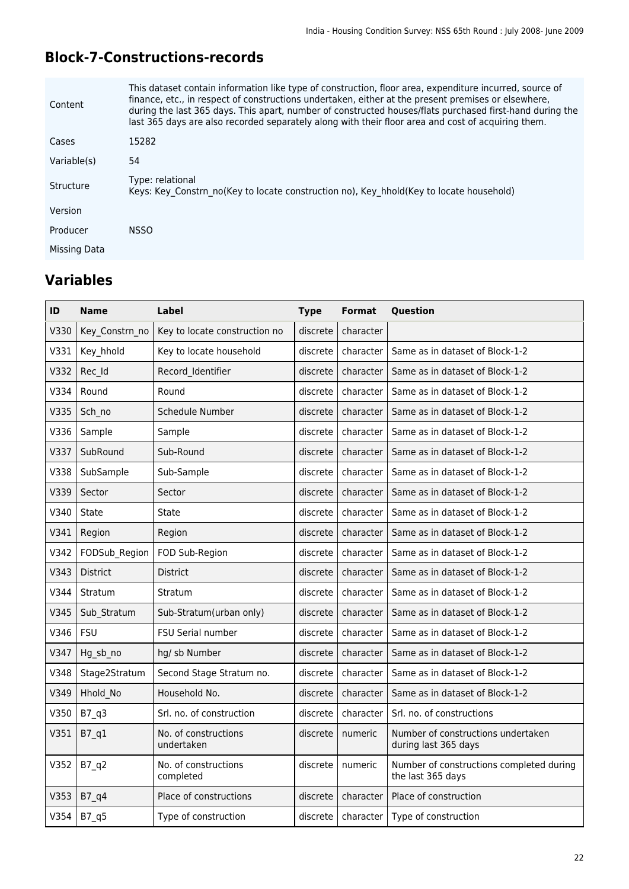## Block-7-Constructions-records

| | |
|---|---|
| Content | This dataset contain information like type of construction, floor area, expenditure incurred, source of finance, etc., in respect of constructions undertaken, either at the present premises or elsewhere, during the last 365 days. This apart, number of constructed houses/flats purchased first-hand during the last 365 days are also recorded separately along with their floor area and cost of acquiring them. |
| Cases | 15282 |
| Variable(s) | 54 |
| Structure | Type: relational<br>Keys: Key_Constrn_no(Key to locate construction no), Key_hhold(Key to locate household) |
| Version | |
| Producer | NSSO |
| Missing Data | |

## Variables

| ID | Name | Label | Type | Format | Question |
|---|---|---|---|---|---|
| V330 | Key_Constrn_no | Key to locate construction no | discrete | character | |
| V331 | Key_hhold | Key to locate household | discrete | character | Same as in dataset of Block-1-2 |
| V332 | Rec_Id | Record_Identifier | discrete | character | Same as in dataset of Block-1-2 |
| V334 | Round | Round | discrete | character | Same as in dataset of Block-1-2 |
| V335 | Sch_no | Schedule Number | discrete | character | Same as in dataset of Block-1-2 |
| V336 | Sample | Sample | discrete | character | Same as in dataset of Block-1-2 |
| V337 | SubRound | Sub-Round | discrete | character | Same as in dataset of Block-1-2 |
| V338 | SubSample | Sub-Sample | discrete | character | Same as in dataset of Block-1-2 |
| V339 | Sector | Sector | discrete | character | Same as in dataset of Block-1-2 |
| V340 | State | State | discrete | character | Same as in dataset of Block-1-2 |
| V341 | Region | Region | discrete | character | Same as in dataset of Block-1-2 |
| V342 | FODSub_Region | FOD Sub-Region | discrete | character | Same as in dataset of Block-1-2 |
| V343 | District | District | discrete | character | Same as in dataset of Block-1-2 |
| V344 | Stratum | Stratum | discrete | character | Same as in dataset of Block-1-2 |
| V345 | Sub_Stratum | Sub-Stratum(urban only) | discrete | character | Same as in dataset of Block-1-2 |
| V346 | FSU | FSU Serial number | discrete | character | Same as in dataset of Block-1-2 |
| V347 | Hg_sb_no | hg/ sb Number | discrete | character | Same as in dataset of Block-1-2 |
| V348 | Stage2Stratum | Second Stage Stratum no. | discrete | character | Same as in dataset of Block-1-2 |
| V349 | Hhold_No | Household No. | discrete | character | Same as in dataset of Block-1-2 |
| V350 | B7_q3 | Srl. no. of construction | discrete | character | Srl. no. of constructions |
| V351 | B7_q1 | No. of constructions undertaken | discrete | numeric | Number of constructions undertaken during last 365 days |
| V352 | B7_q2 | No. of constructions completed | discrete | numeric | Number of constructions completed during the last 365 days |
| V353 | B7_q4 | Place of constructions | discrete | character | Place of construction |
| V354 | B7_q5 | Type of construction | discrete | character | Type of construction |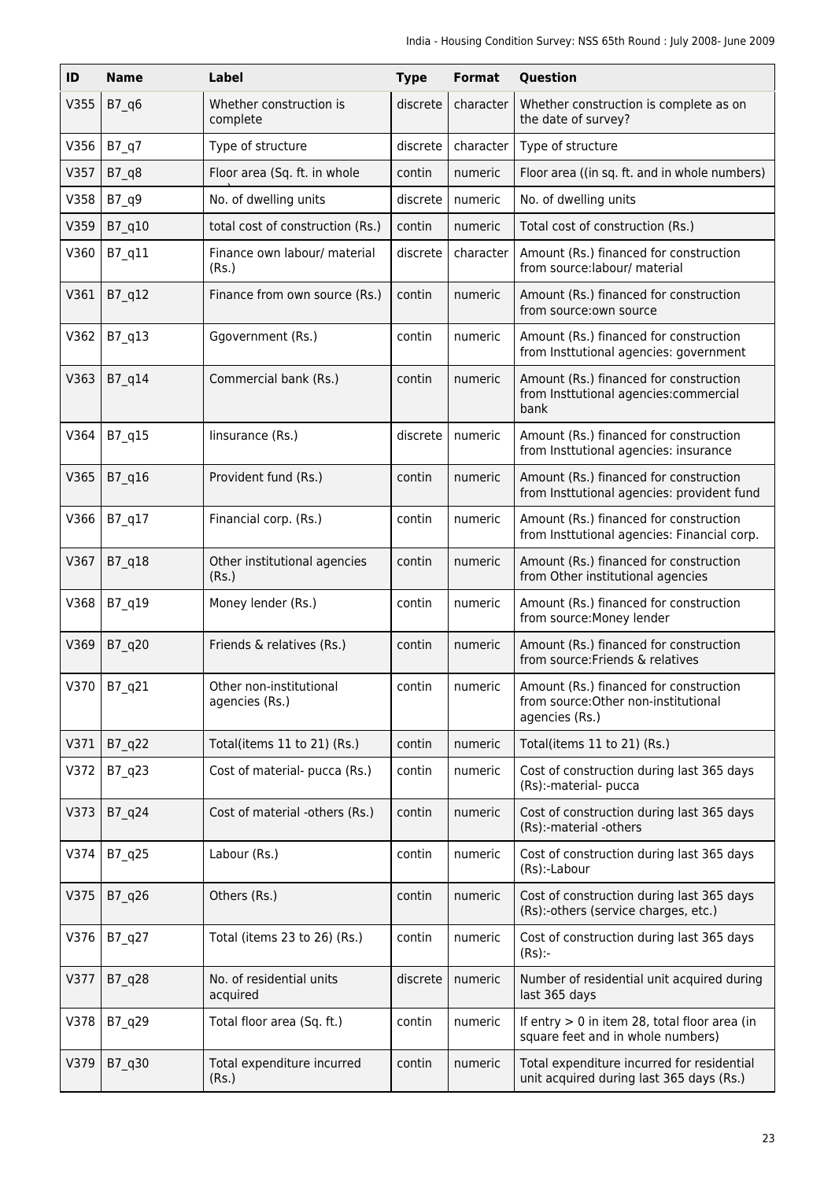| ID | Name | Label | Type | Format | Question |
| --- | --- | --- | --- | --- | --- |
| V355 | B7_q6 | Whether construction is complete | discrete | character | Whether construction is complete as on the date of survey? |
| V356 | B7_q7 | Type of structure | discrete | character | Type of structure |
| V357 | B7_q8 | Floor area (Sq. ft. in whole | contin | numeric | Floor area ((in sq. ft. and in whole numbers) |
| V358 | B7_q9 | No. of dwelling units | discrete | numeric | No. of dwelling units |
| V359 | B7_q10 | total cost of construction (Rs.) | contin | numeric | Total cost of construction (Rs.) |
| V360 | B7_q11 | Finance own labour/ material (Rs.) | discrete | character | Amount (Rs.) financed for construction from source:labour/ material |
| V361 | B7_q12 | Finance from own source (Rs.) | contin | numeric | Amount (Rs.) financed for construction from source:own source |
| V362 | B7_q13 | Ggovernment (Rs.) | contin | numeric | Amount (Rs.) financed for construction from Insttutional agencies: government |
| V363 | B7_q14 | Commercial bank (Rs.) | contin | numeric | Amount (Rs.) financed for construction from Insttutional agencies:commercial bank |
| V364 | B7_q15 | Iinsurance (Rs.) | discrete | numeric | Amount (Rs.) financed for construction from Insttutional agencies: insurance |
| V365 | B7_q16 | Provident fund (Rs.) | contin | numeric | Amount (Rs.) financed for construction from Insttutional agencies: provident fund |
| V366 | B7_q17 | Financial corp. (Rs.) | contin | numeric | Amount (Rs.) financed for construction from Insttutional agencies: Financial corp. |
| V367 | B7_q18 | Other institutional agencies (Rs.) | contin | numeric | Amount (Rs.) financed for construction from Other institutional agencies |
| V368 | B7_q19 | Money lender (Rs.) | contin | numeric | Amount (Rs.) financed for construction from source:Money lender |
| V369 | B7_q20 | Friends & relatives (Rs.) | contin | numeric | Amount (Rs.) financed for construction from source:Friends & relatives |
| V370 | B7_q21 | Other non-institutional agencies (Rs.) | contin | numeric | Amount (Rs.) financed for construction from source:Other non-institutional agencies (Rs.) |
| V371 | B7_q22 | Total(items 11 to 21) (Rs.) | contin | numeric | Total(items 11 to 21) (Rs.) |
| V372 | B7_q23 | Cost of material- pucca (Rs.) | contin | numeric | Cost of construction during last 365 days (Rs):-material- pucca |
| V373 | B7_q24 | Cost of material -others (Rs.) | contin | numeric | Cost of construction during last 365 days (Rs):-material -others |
| V374 | B7_q25 | Labour (Rs.) | contin | numeric | Cost of construction during last 365 days (Rs):-Labour |
| V375 | B7_q26 | Others (Rs.) | contin | numeric | Cost of construction during last 365 days (Rs):-others (service charges, etc.) |
| V376 | B7_q27 | Total (items 23 to 26) (Rs.) | contin | numeric | Cost of construction during last 365 days (Rs):- |
| V377 | B7_q28 | No. of residential units acquired | discrete | numeric | Number of residential unit acquired during last 365 days |
| V378 | B7_q29 | Total floor area (Sq. ft.) | contin | numeric | If entry > 0 in item 28, total floor area (in square feet and in whole numbers) |
| V379 | B7_q30 | Total expenditure incurred (Rs.) | contin | numeric | Total expenditure incurred for residential unit acquired during last 365 days (Rs.) |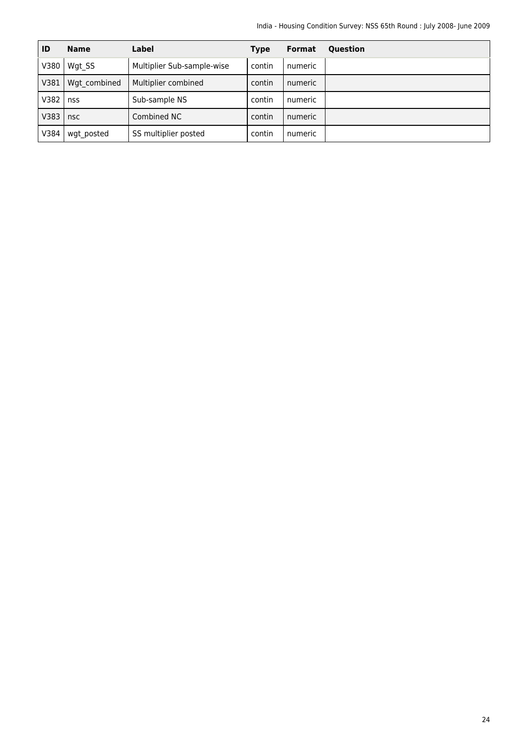| ID | Name | Label | Type | Format | Question |
|---|---|---|---|---|---|
| V380 | Wgt_SS | Multiplier Sub-sample-wise | contin | numeric | |
| V381 | Wgt_combined | Multiplier combined | contin | numeric | |
| V382 | nss | Sub-sample NS | contin | numeric | |
| V383 | nsc | Combined NC | contin | numeric | |
| V384 | wgt_posted | SS multiplier posted | contin | numeric | |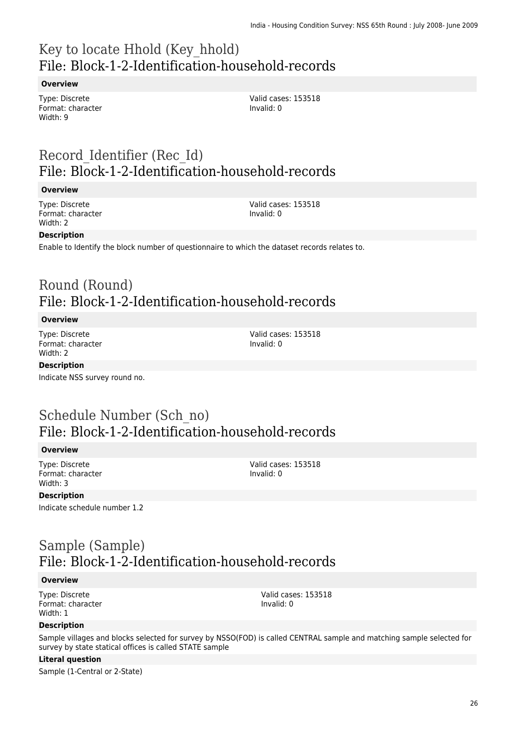# Key to locate Hhold (Key_hhold)
## File: Block-1-2-Identification-household-records

### Overview

Type: Discrete
Format: character
Width: 9

Valid cases: 153518
Invalid: 0

# Record_Identifier (Rec_Id)
## File: Block-1-2-Identification-household-records

### Overview

Type: Discrete
Format: character
Width: 2

Valid cases: 153518
Invalid: 0

### Description

Enable to Identify the block number of questionnaire to which the dataset records relates to.

# Round (Round)
## File: Block-1-2-Identification-household-records

### Overview

Type: Discrete
Format: character
Width: 2

Valid cases: 153518
Invalid: 0

### Description

Indicate NSS survey round no.

# Schedule Number (Sch_no)
## File: Block-1-2-Identification-household-records

### Overview

Type: Discrete
Format: character
Width: 3

Valid cases: 153518
Invalid: 0

### Description

Indicate schedule number 1.2

# Sample (Sample)
## File: Block-1-2-Identification-household-records

### Overview

Type: Discrete
Format: character
Width: 1

Valid cases: 153518
Invalid: 0

### Description

Sample villages and blocks selected for survey by NSSO(FOD) is called CENTRAL sample and matching sample selected for survey by state statical offices is called STATE sample

### Literal question

Sample (1-Central or 2-State)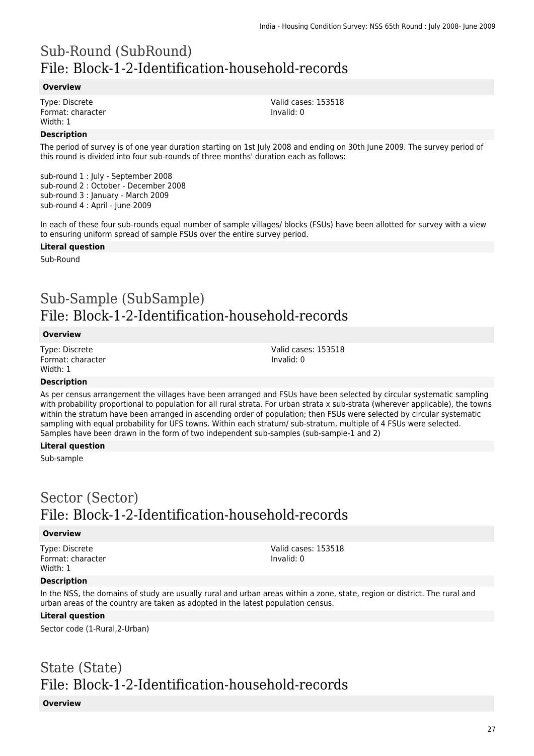# Sub-Round (SubRound)
## File: Block-1-2-Identification-household-records

### Overview

Type: Discrete
Format: character
Width: 1

Valid cases: 153518
Invalid: 0

### Description

The period of survey is of one year duration starting on 1st July 2008 and ending on 30th June 2009. The survey period of this round is divided into four sub-rounds of three months' duration each as follows:

sub-round 1 : July - September 2008
sub-round 2 : October - December 2008
sub-round 3 : January - March 2009
sub-round 4 : April - June 2009

In each of these four sub-rounds equal number of sample villages/ blocks (FSUs) have been allotted for survey with a view to ensuring uniform spread of sample FSUs over the entire survey period.

### Literal question

Sub-Round

# Sub-Sample (SubSample)
## File: Block-1-2-Identification-household-records

### Overview

Type: Discrete
Format: character
Width: 1

Valid cases: 153518
Invalid: 0

### Description

As per census arrangement the villages have been arranged and FSUs have been selected by circular systematic sampling with probability proportional to population for all rural strata. For urban strata x sub-strata (wherever applicable), the towns within the stratum have been arranged in ascending order of population; then FSUs were selected by circular systematic sampling with equal probability for UFS towns. Within each stratum/ sub-stratum, multiple of 4 FSUs were selected. Samples have been drawn in the form of two independent sub-samples (sub-sample-1 and 2)

### Literal question

Sub-sample

# Sector (Sector)
## File: Block-1-2-Identification-household-records

### Overview

Type: Discrete
Format: character
Width: 1

Valid cases: 153518
Invalid: 0

### Description

In the NSS, the domains of study are usually rural and urban areas within a zone, state, region or district. The rural and urban areas of the country are taken as adopted in the latest population census.

### Literal question

Sector code (1-Rural,2-Urban)

# State (State)
## File: Block-1-2-Identification-household-records

### Overview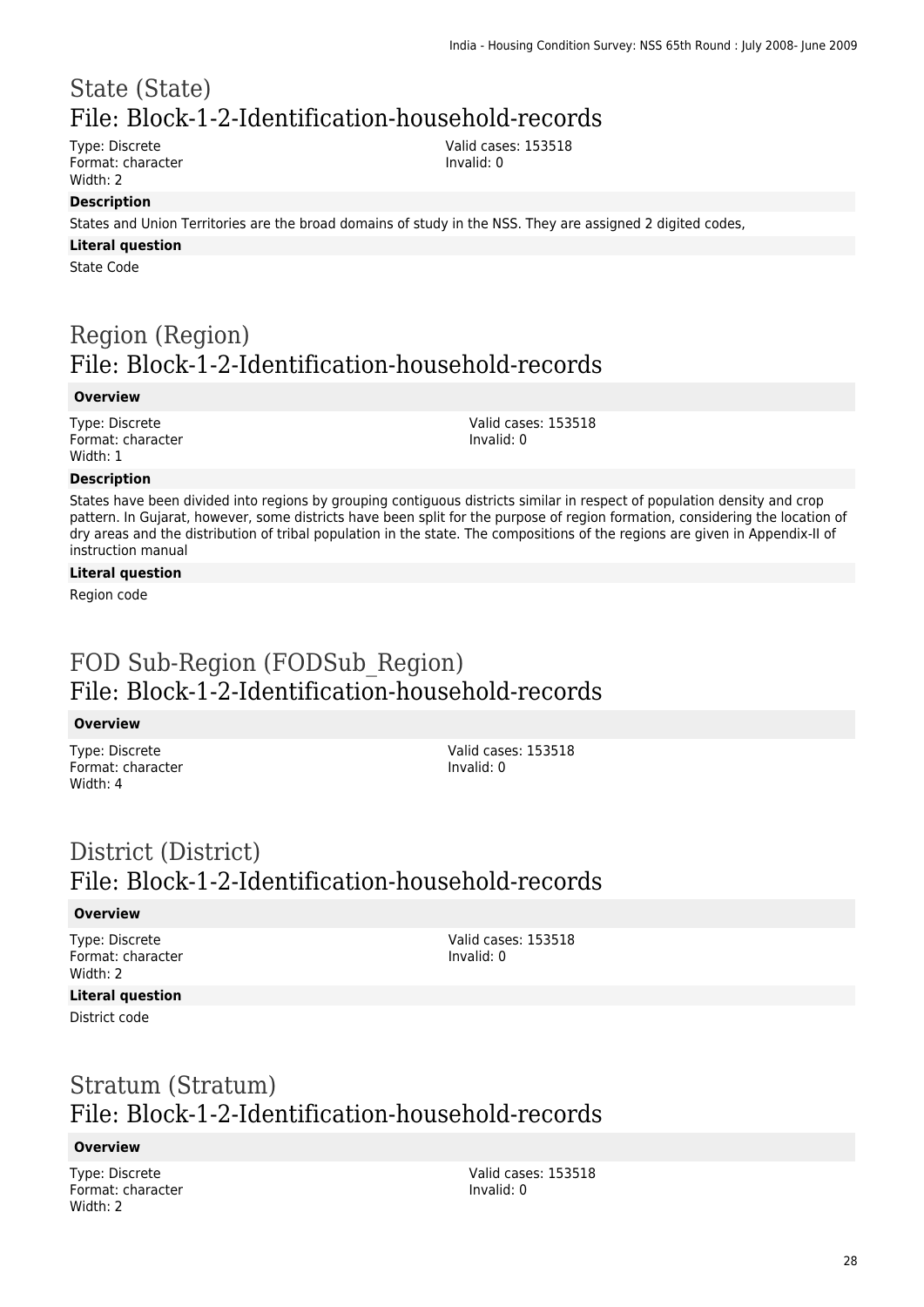# State (State)
## File: Block-1-2-Identification-household-records

Type: Discrete
Format: character
Width: 2

Valid cases: 153518
Invalid: 0

**Description**

States and Union Territories are the broad domains of study in the NSS. They are assigned 2 digited codes,

**Literal question**

State Code

# Region (Region)
## File: Block-1-2-Identification-household-records

**Overview**

Type: Discrete
Format: character
Width: 1

Valid cases: 153518
Invalid: 0

**Description**

States have been divided into regions by grouping contiguous districts similar in respect of population density and crop pattern. In Gujarat, however, some districts have been split for the purpose of region formation, considering the location of dry areas and the distribution of tribal population in the state. The compositions of the regions are given in Appendix-II of instruction manual

**Literal question**

Region code

# FOD Sub-Region (FODSub_Region)
## File: Block-1-2-Identification-household-records

**Overview**

Type: Discrete
Format: character
Width: 4

Valid cases: 153518
Invalid: 0

# District (District)
## File: Block-1-2-Identification-household-records

**Overview**

Type: Discrete
Format: character
Width: 2

Valid cases: 153518
Invalid: 0

**Literal question**

District code

# Stratum (Stratum)
## File: Block-1-2-Identification-household-records

**Overview**

Type: Discrete
Format: character
Width: 2

Valid cases: 153518
Invalid: 0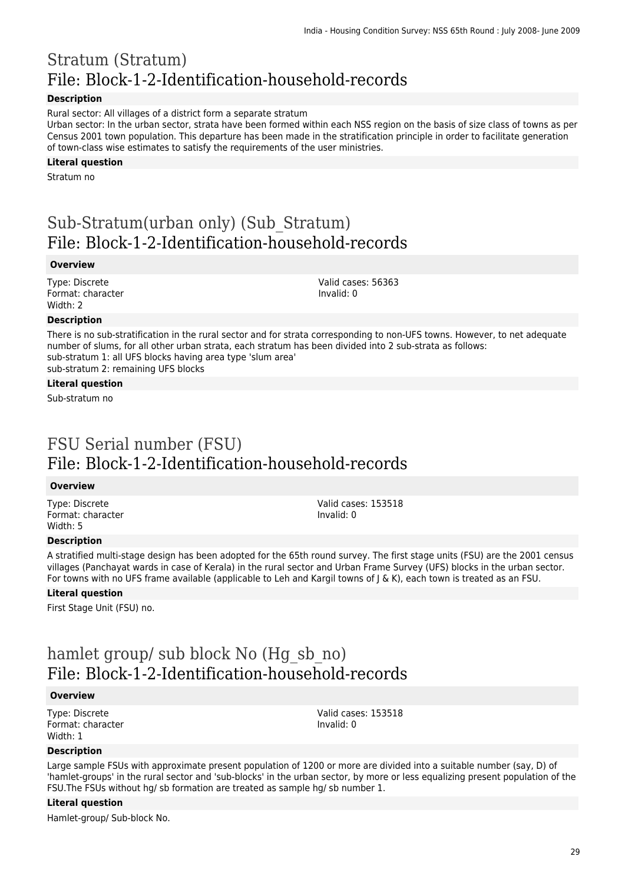# Stratum (Stratum)
## File: Block-1-2-Identification-household-records

### Description

Rural sector: All villages of a district form a separate stratum
Urban sector: In the urban sector, strata have been formed within each NSS region on the basis of size class of towns as per Census 2001 town population. This departure has been made in the stratification principle in order to facilitate generation of town-class wise estimates to satisfy the requirements of the user ministries.

### Literal question

Stratum no

# Sub-Stratum(urban only) (Sub_Stratum)
## File: Block-1-2-Identification-household-records

### Overview

Type: Discrete
Format: character
Width: 2

Valid cases: 56363
Invalid: 0

### Description

There is no sub-stratification in the rural sector and for strata corresponding to non-UFS towns. However, to net adequate number of slums, for all other urban strata, each stratum has been divided into 2 sub-strata as follows:
sub-stratum 1: all UFS blocks having area type 'slum area'
sub-stratum 2: remaining UFS blocks

### Literal question

Sub-stratum no

# FSU Serial number (FSU)
## File: Block-1-2-Identification-household-records

### Overview

Type: Discrete
Format: character
Width: 5

Valid cases: 153518
Invalid: 0

### Description

A stratified multi-stage design has been adopted for the 65th round survey. The first stage units (FSU) are the 2001 census villages (Panchayat wards in case of Kerala) in the rural sector and Urban Frame Survey (UFS) blocks in the urban sector. For towns with no UFS frame available (applicable to Leh and Kargil towns of J & K), each town is treated as an FSU.

### Literal question

First Stage Unit (FSU) no.

# hamlet group/ sub block No (Hg_sb_no)
## File: Block-1-2-Identification-household-records

### Overview

Type: Discrete
Format: character
Width: 1

Valid cases: 153518
Invalid: 0

### Description

Large sample FSUs with approximate present population of 1200 or more are divided into a suitable number (say, D) of 'hamlet-groups' in the rural sector and 'sub-blocks' in the urban sector, by more or less equalizing present population of the FSU.The FSUs without hg/ sb formation are treated as sample hg/ sb number 1.

### Literal question

Hamlet-group/ Sub-block No.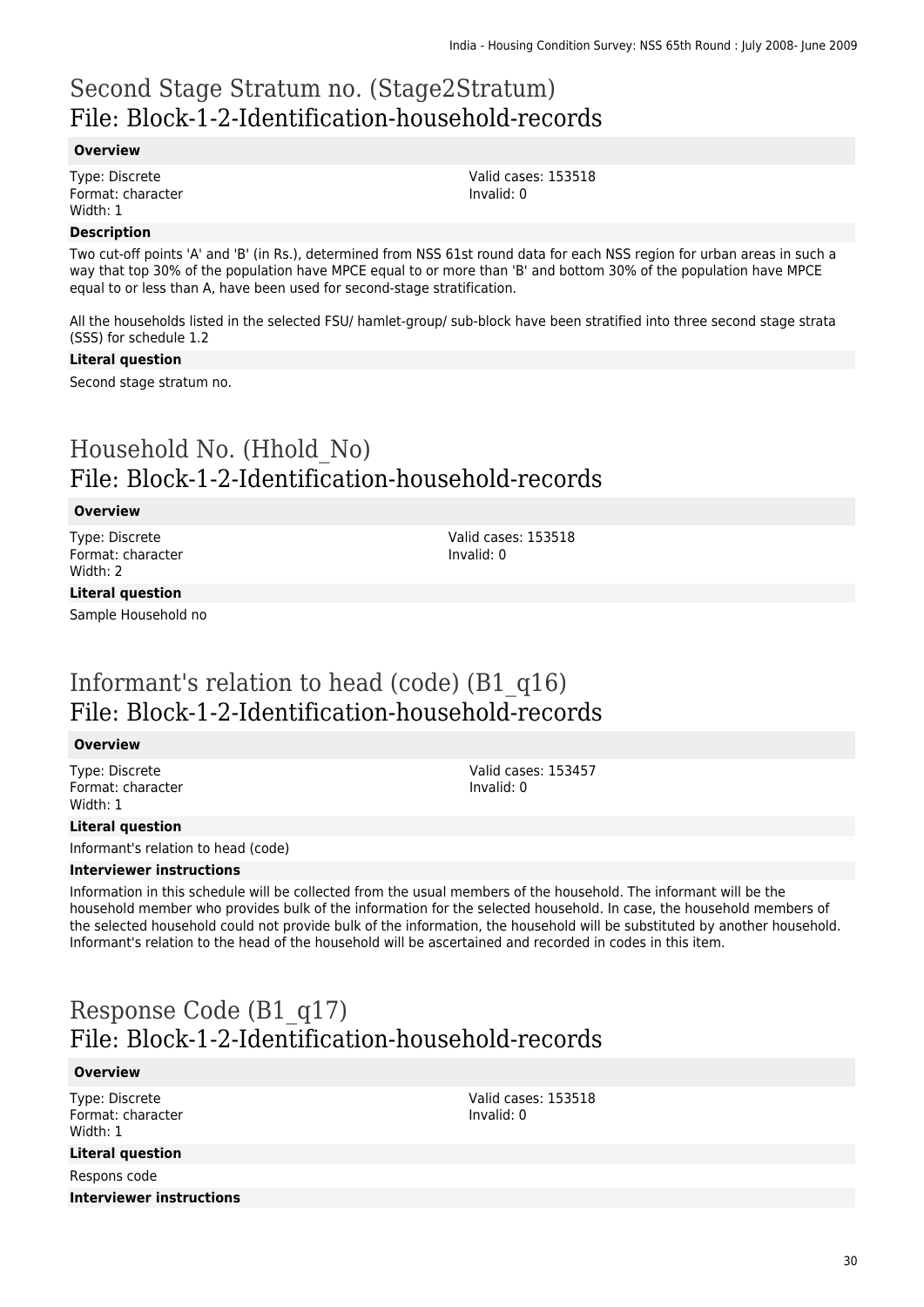## Second Stage Stratum no. (Stage2Stratum)
## File: Block-1-2-Identification-household-records

**Overview**

Type: Discrete
Format: character
Width: 1

Valid cases: 153518
Invalid: 0

**Description**

Two cut-off points 'A' and 'B' (in Rs.), determined from NSS 61st round data for each NSS region for urban areas in such a way that top 30% of the population have MPCE equal to or more than 'B' and bottom 30% of the population have MPCE equal to or less than A, have been used for second-stage stratification.

All the households listed in the selected FSU/ hamlet-group/ sub-block have been stratified into three second stage strata (SSS) for schedule 1.2

**Literal question**

Second stage stratum no.

## Household No. (Hhold_No)
## File: Block-1-2-Identification-household-records

**Overview**

Type: Discrete
Format: character
Width: 2

Valid cases: 153518
Invalid: 0

**Literal question**

Sample Household no

## Informant's relation to head (code) (B1_q16)
## File: Block-1-2-Identification-household-records

**Overview**

Type: Discrete
Format: character
Width: 1

Valid cases: 153457
Invalid: 0

**Literal question**

Informant's relation to head (code)

**Interviewer instructions**

Information in this schedule will be collected from the usual members of the household. The informant will be the household member who provides bulk of the information for the selected household. In case, the household members of the selected household could not provide bulk of the information, the household will be substituted by another household. Informant's relation to the head of the household will be ascertained and recorded in codes in this item.

## Response Code (B1_q17)
## File: Block-1-2-Identification-household-records

**Overview**

Type: Discrete
Format: character
Width: 1

Valid cases: 153518
Invalid: 0

**Literal question**

Respons code

**Interviewer instructions**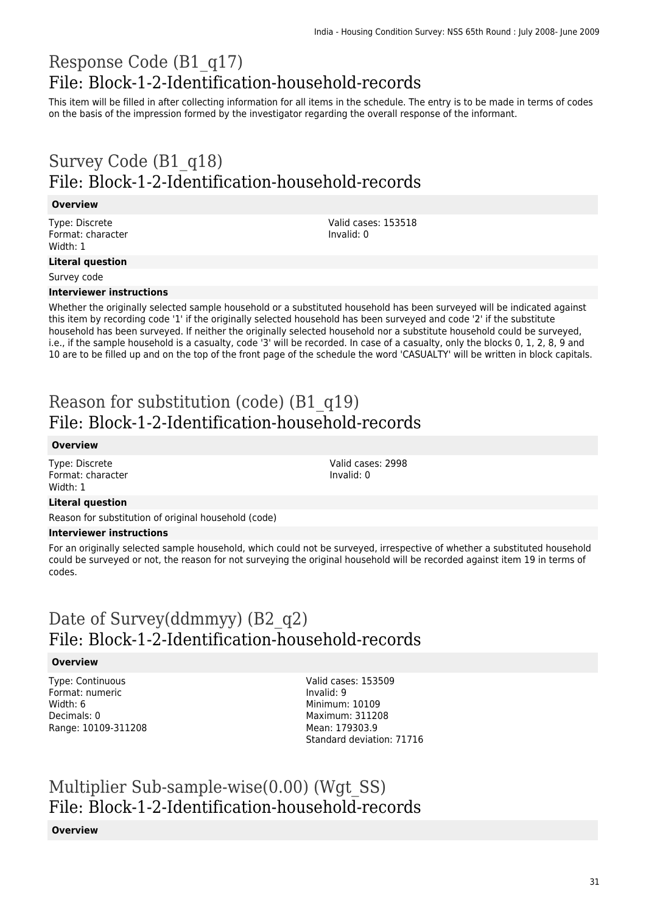## Response Code (B1_q17)
## File: Block-1-2-Identification-household-records

This item will be filled in after collecting information for all items in the schedule. The entry is to be made in terms of codes on the basis of the impression formed by the investigator regarding the overall response of the informant.

## Survey Code (B1_q18)
## File: Block-1-2-Identification-household-records

**Overview**

Type: Discrete
Format: character
Width: 1

Valid cases: 153518
Invalid: 0

**Literal question**

Survey code

**Interviewer instructions**

Whether the originally selected sample household or a substituted household has been surveyed will be indicated against this item by recording code '1' if the originally selected household has been surveyed and code '2' if the substitute household has been surveyed. If neither the originally selected household nor a substitute household could be surveyed, i.e., if the sample household is a casualty, code '3' will be recorded. In case of a casualty, only the blocks 0, 1, 2, 8, 9 and 10 are to be filled up and on the top of the front page of the schedule the word 'CASUALTY' will be written in block capitals.

## Reason for substitution (code) (B1_q19)
## File: Block-1-2-Identification-household-records

**Overview**

Type: Discrete
Format: character
Width: 1

Valid cases: 2998
Invalid: 0

**Literal question**

Reason for substitution of original household (code)

**Interviewer instructions**

For an originally selected sample household, which could not be surveyed, irrespective of whether a substituted household could be surveyed or not, the reason for not surveying the original household will be recorded against item 19 in terms of codes.

## Date of Survey(ddmmyy) (B2_q2)
## File: Block-1-2-Identification-household-records

**Overview**

Type: Continuous
Format: numeric
Width: 6
Decimals: 0
Range: 10109-311208

Valid cases: 153509
Invalid: 9
Minimum: 10109
Maximum: 311208
Mean: 179303.9
Standard deviation: 71716

## Multiplier Sub-sample-wise(0.00) (Wgt_SS)
## File: Block-1-2-Identification-household-records

**Overview**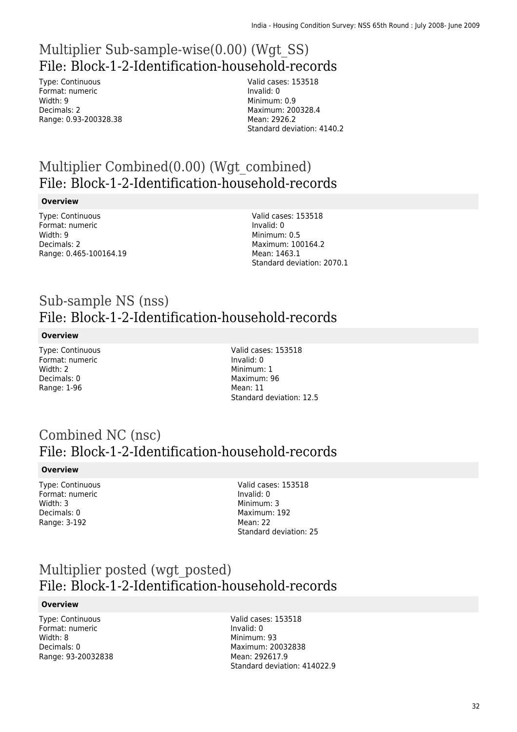# Multiplier Sub-sample-wise(0.00) (Wgt_SS)
## File: Block-1-2-Identification-household-records

Type: Continuous
Format: numeric
Width: 9
Decimals: 2
Range: 0.93-200328.38

Valid cases: 153518
Invalid: 0
Minimum: 0.9
Maximum: 200328.4
Mean: 2926.2
Standard deviation: 4140.2

# Multiplier Combined(0.00) (Wgt_combined)
## File: Block-1-2-Identification-household-records

**Overview**

Type: Continuous
Format: numeric
Width: 9
Decimals: 2
Range: 0.465-100164.19

Valid cases: 153518
Invalid: 0
Minimum: 0.5
Maximum: 100164.2
Mean: 1463.1
Standard deviation: 2070.1

# Sub-sample NS (nss)
## File: Block-1-2-Identification-household-records

**Overview**

Type: Continuous
Format: numeric
Width: 2
Decimals: 0
Range: 1-96

Valid cases: 153518
Invalid: 0
Minimum: 1
Maximum: 96
Mean: 11
Standard deviation: 12.5

# Combined NC (nsc)
## File: Block-1-2-Identification-household-records

**Overview**

Type: Continuous
Format: numeric
Width: 3
Decimals: 0
Range: 3-192

Valid cases: 153518
Invalid: 0
Minimum: 3
Maximum: 192
Mean: 22
Standard deviation: 25

# Multiplier posted (wgt_posted)
## File: Block-1-2-Identification-household-records

**Overview**

Type: Continuous
Format: numeric
Width: 8
Decimals: 0
Range: 93-20032838

Valid cases: 153518
Invalid: 0
Minimum: 93
Maximum: 20032838
Mean: 292617.9
Standard deviation: 414022.9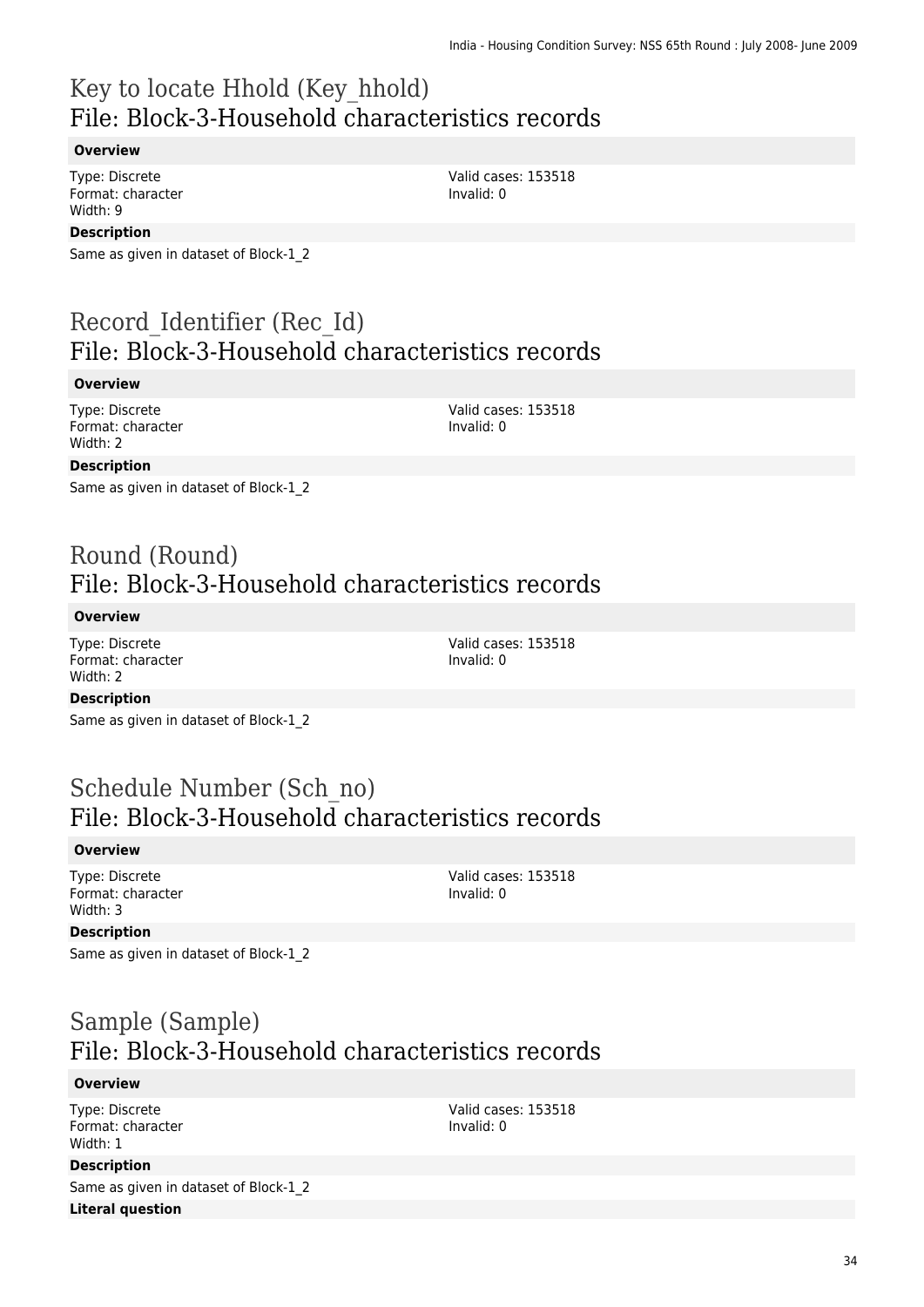## Key to locate Hhold (Key_hhold)
## File: Block-3-Household characteristics records

**Overview**

Type: Discrete
Format: character
Width: 9

Valid cases: 153518
Invalid: 0

**Description**

Same as given in dataset of Block-1_2

## Record_Identifier (Rec_Id)
## File: Block-3-Household characteristics records

**Overview**

Type: Discrete
Format: character
Width: 2

Valid cases: 153518
Invalid: 0

**Description**

Same as given in dataset of Block-1_2

## Round (Round)
## File: Block-3-Household characteristics records

**Overview**

Type: Discrete
Format: character
Width: 2

Valid cases: 153518
Invalid: 0

**Description**

Same as given in dataset of Block-1_2

## Schedule Number (Sch_no)
## File: Block-3-Household characteristics records

**Overview**

Type: Discrete
Format: character
Width: 3

Valid cases: 153518
Invalid: 0

**Description**

Same as given in dataset of Block-1_2

## Sample (Sample)
## File: Block-3-Household characteristics records

**Overview**

Type: Discrete
Format: character
Width: 1

Valid cases: 153518
Invalid: 0

**Description**

Same as given in dataset of Block-1_2

**Literal question**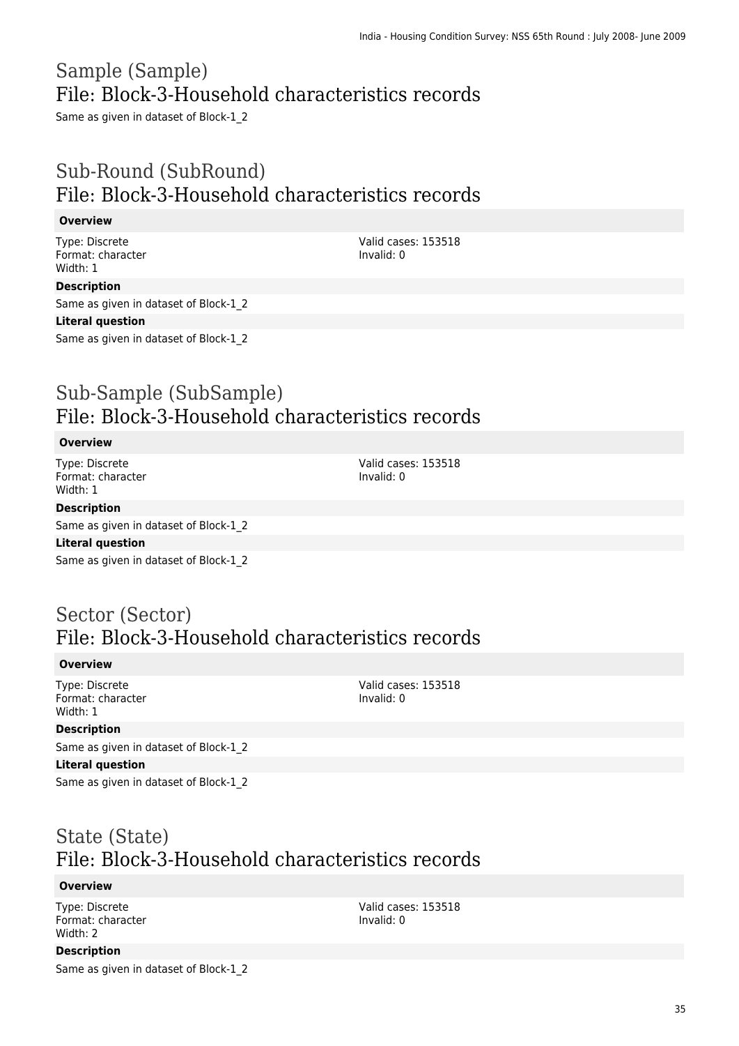## Sample (Sample)
## File: Block-3-Household characteristics records

Same as given in dataset of Block-1_2

## Sub-Round (SubRound)
## File: Block-3-Household characteristics records

**Overview**

Type: Discrete
Format: character
Width: 1

Valid cases: 153518
Invalid: 0

**Description**

Same as given in dataset of Block-1_2

**Literal question**

Same as given in dataset of Block-1_2

## Sub-Sample (SubSample)
## File: Block-3-Household characteristics records

**Overview**

Type: Discrete
Format: character
Width: 1

Valid cases: 153518
Invalid: 0

**Description**

Same as given in dataset of Block-1_2

**Literal question**

Same as given in dataset of Block-1_2

## Sector (Sector)
## File: Block-3-Household characteristics records

**Overview**

Type: Discrete
Format: character
Width: 1

Valid cases: 153518
Invalid: 0

**Description**

Same as given in dataset of Block-1_2

**Literal question**

Same as given in dataset of Block-1_2

## State (State)
## File: Block-3-Household characteristics records

**Overview**

Type: Discrete
Format: character
Width: 2

Valid cases: 153518
Invalid: 0

**Description**

Same as given in dataset of Block-1_2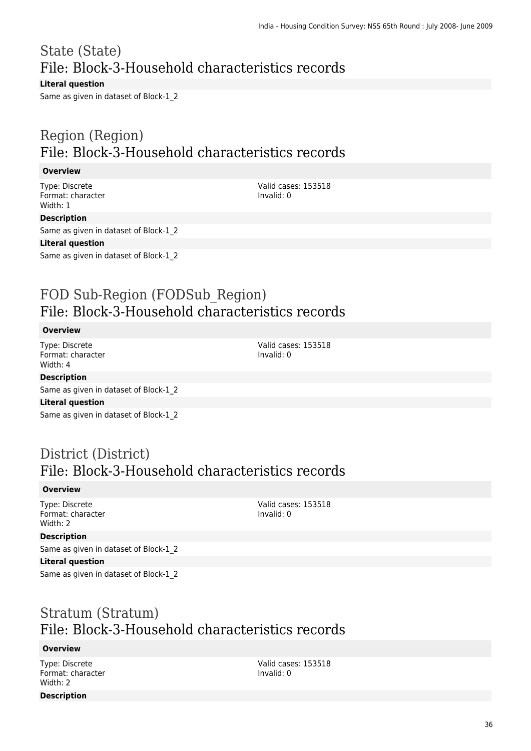# State (State)
## File: Block-3-Household characteristics records

**Literal question**

Same as given in dataset of Block-1_2

# Region (Region)
## File: Block-3-Household characteristics records

**Overview**

Type: Discrete
Format: character
Width: 1

Valid cases: 153518
Invalid: 0

**Description**

Same as given in dataset of Block-1_2

**Literal question**

Same as given in dataset of Block-1_2

# FOD Sub-Region (FODSub_Region)
## File: Block-3-Household characteristics records

**Overview**

Type: Discrete
Format: character
Width: 4

Valid cases: 153518
Invalid: 0

**Description**

Same as given in dataset of Block-1_2

**Literal question**

Same as given in dataset of Block-1_2

# District (District)
## File: Block-3-Household characteristics records

**Overview**

Type: Discrete
Format: character
Width: 2

Valid cases: 153518
Invalid: 0

**Description**

Same as given in dataset of Block-1_2

**Literal question**

Same as given in dataset of Block-1_2

# Stratum (Stratum)
## File: Block-3-Household characteristics records

**Overview**

Type: Discrete
Format: character
Width: 2

Valid cases: 153518
Invalid: 0

**Description**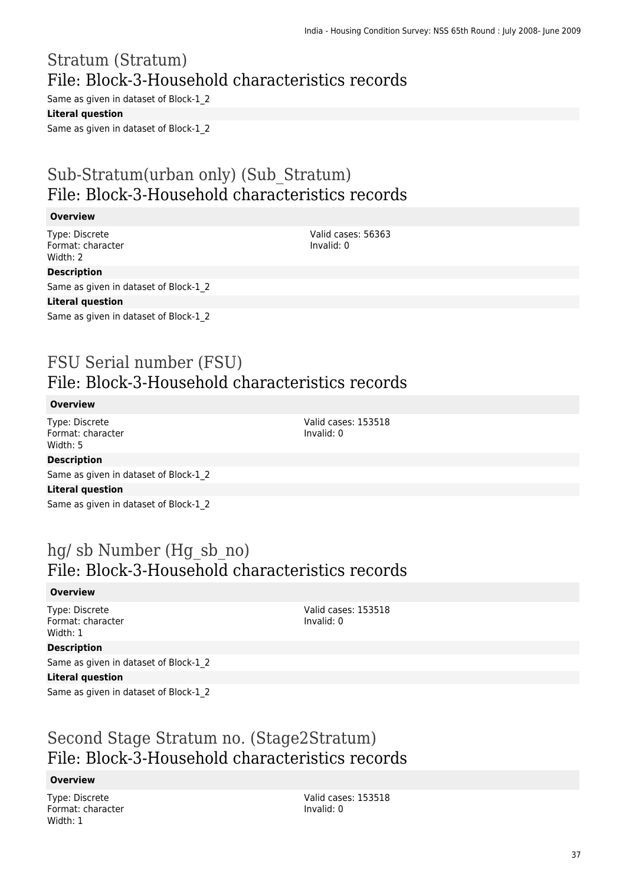# Stratum (Stratum)
## File: Block-3-Household characteristics records

Same as given in dataset of Block-1_2

**Literal question**

Same as given in dataset of Block-1_2

# Sub-Stratum(urban only) (Sub_Stratum)
## File: Block-3-Household characteristics records

**Overview**

Type: Discrete
Format: character
Width: 2

Valid cases: 56363
Invalid: 0

**Description**

Same as given in dataset of Block-1_2

**Literal question**

Same as given in dataset of Block-1_2

# FSU Serial number (FSU)
## File: Block-3-Household characteristics records

**Overview**

Type: Discrete
Format: character
Width: 5

Valid cases: 153518
Invalid: 0

**Description**

Same as given in dataset of Block-1_2

**Literal question**

Same as given in dataset of Block-1_2

# hg/ sb Number (Hg_sb_no)
## File: Block-3-Household characteristics records

**Overview**

Type: Discrete
Format: character
Width: 1

Valid cases: 153518
Invalid: 0

**Description**

Same as given in dataset of Block-1_2

**Literal question**

Same as given in dataset of Block-1_2

# Second Stage Stratum no. (Stage2Stratum)
## File: Block-3-Household characteristics records

**Overview**

Type: Discrete
Format: character
Width: 1

Valid cases: 153518
Invalid: 0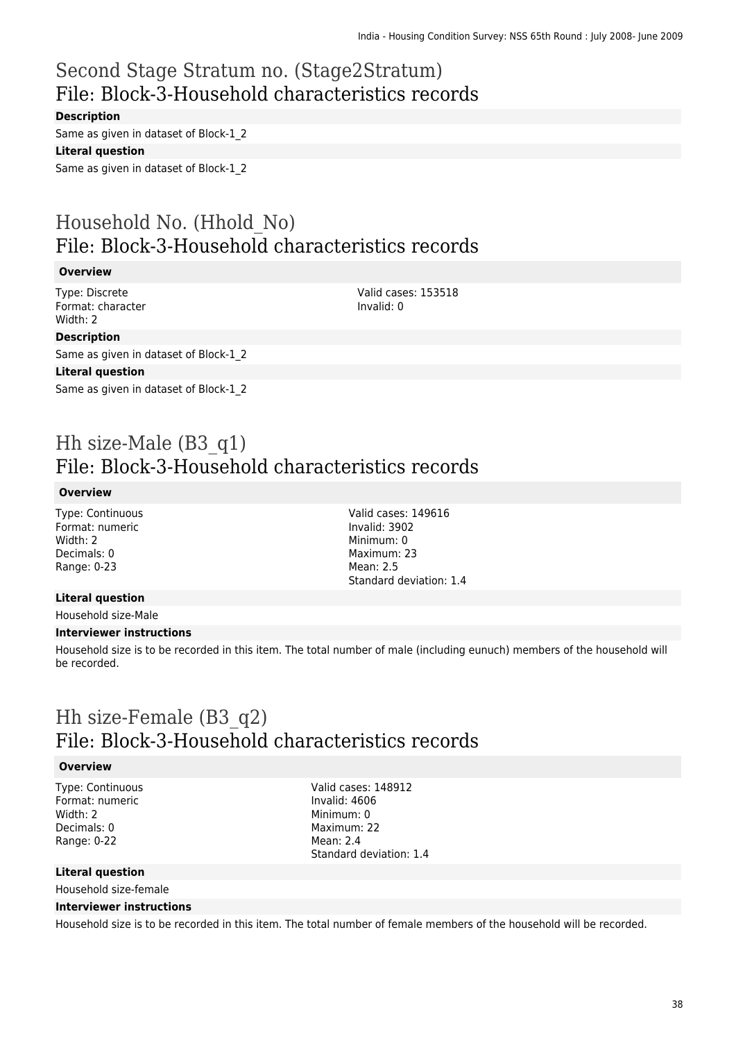# Second Stage Stratum no. (Stage2Stratum)
## File: Block-3-Household characteristics records

**Description**

Same as given in dataset of Block-1_2

**Literal question**

Same as given in dataset of Block-1_2

# Household No. (Hhold_No)
## File: Block-3-Household characteristics records

**Overview**

Type: Discrete
Format: character
Width: 2

Valid cases: 153518
Invalid: 0

**Description**

Same as given in dataset of Block-1_2

**Literal question**

Same as given in dataset of Block-1_2

# Hh size-Male (B3_q1)
## File: Block-3-Household characteristics records

**Overview**

Type: Continuous
Format: numeric
Width: 2
Decimals: 0
Range: 0-23

Valid cases: 149616
Invalid: 3902
Minimum: 0
Maximum: 23
Mean: 2.5
Standard deviation: 1.4

**Literal question**

Household size-Male

**Interviewer instructions**

Household size is to be recorded in this item. The total number of male (including eunuch) members of the household will be recorded.

# Hh size-Female (B3_q2)
## File: Block-3-Household characteristics records

**Overview**

Type: Continuous
Format: numeric
Width: 2
Decimals: 0
Range: 0-22

Valid cases: 148912
Invalid: 4606
Minimum: 0
Maximum: 22
Mean: 2.4
Standard deviation: 1.4

**Literal question**

Household size-female

**Interviewer instructions**

Household size is to be recorded in this item. The total number of female members of the household will be recorded.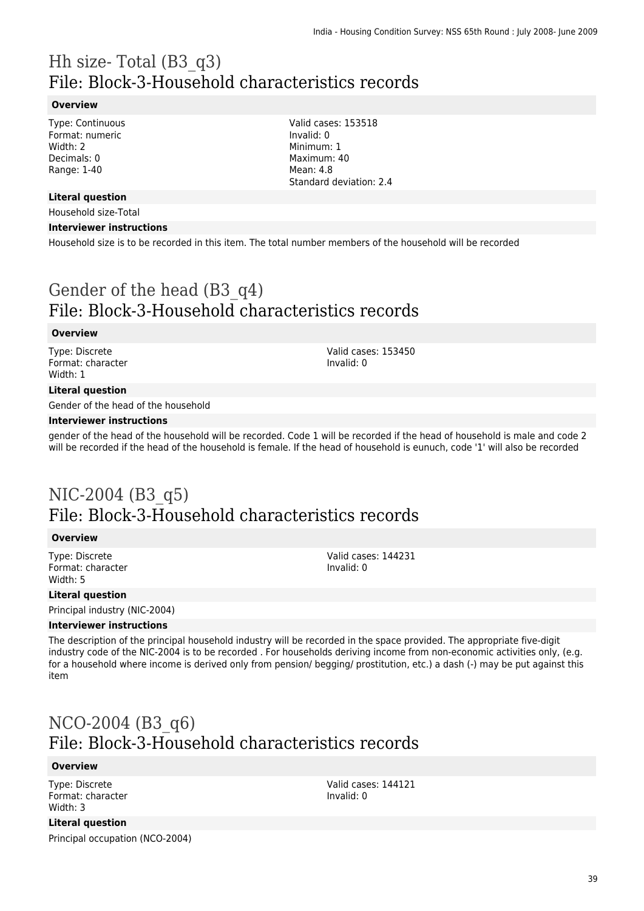# Hh size- Total (B3_q3)
# File: Block-3-Household characteristics records

**Overview**

Type: Continuous
Format: numeric
Width: 2
Decimals: 0
Range: 1-40

Valid cases: 153518
Invalid: 0
Minimum: 1
Maximum: 40
Mean: 4.8
Standard deviation: 2.4

**Literal question**

Household size-Total

**Interviewer instructions**

Household size is to be recorded in this item. The total number members of the household will be recorded

# Gender of the head (B3_q4)
# File: Block-3-Household characteristics records

**Overview**

Type: Discrete
Format: character
Width: 1

Valid cases: 153450
Invalid: 0

**Literal question**

Gender of the head of the household

**Interviewer instructions**

gender of the head of the household will be recorded. Code 1 will be recorded if the head of household is male and code 2 will be recorded if the head of the household is female. If the head of household is eunuch, code '1' will also be recorded

# NIC-2004 (B3_q5)
# File: Block-3-Household characteristics records

**Overview**

Type: Discrete
Format: character
Width: 5

Valid cases: 144231
Invalid: 0

**Literal question**

Principal industry (NIC-2004)

**Interviewer instructions**

The description of the principal household industry will be recorded in the space provided. The appropriate five-digit industry code of the NIC-2004 is to be recorded . For households deriving income from non-economic activities only, (e.g. for a household where income is derived only from pension/ begging/ prostitution, etc.) a dash (-) may be put against this item

# NCO-2004 (B3_q6)
# File: Block-3-Household characteristics records

**Overview**

Type: Discrete
Format: character
Width: 3

Valid cases: 144121
Invalid: 0

**Literal question**

Principal occupation (NCO-2004)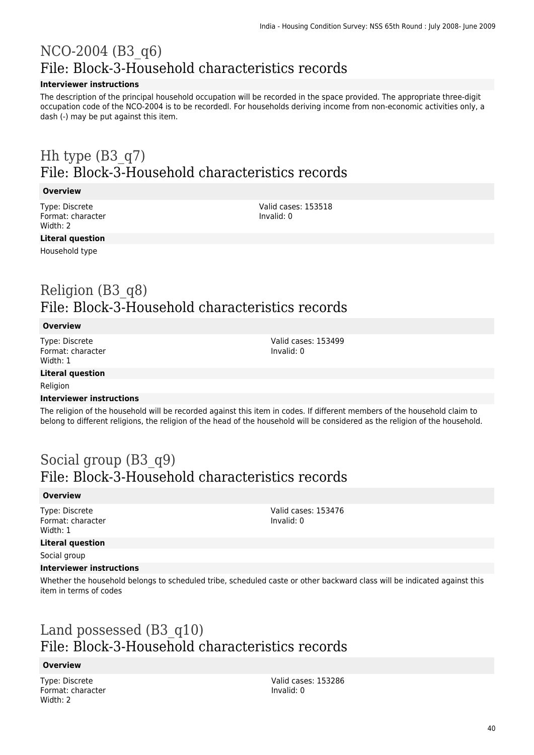# NCO-2004 (B3_q6)
## File: Block-3-Household characteristics records

**Interviewer instructions**

The description of the principal household occupation will be recorded in the space provided. The appropriate three-digit occupation code of the NCO-2004 is to be recordedl. For households deriving income from non-economic activities only, a dash (-) may be put against this item.

# Hh type (B3_q7)
## File: Block-3-Household characteristics records

**Overview**

Type: Discrete
Format: character
Width: 2

Valid cases: 153518
Invalid: 0

**Literal question**

Household type

# Religion (B3_q8)
## File: Block-3-Household characteristics records

**Overview**

Type: Discrete
Format: character
Width: 1

Valid cases: 153499
Invalid: 0

**Literal question**

Religion

**Interviewer instructions**

The religion of the household will be recorded against this item in codes. If different members of the household claim to belong to different religions, the religion of the head of the household will be considered as the religion of the household.

# Social group (B3_q9)
## File: Block-3-Household characteristics records

**Overview**

Type: Discrete
Format: character
Width: 1

Valid cases: 153476
Invalid: 0

**Literal question**

Social group

**Interviewer instructions**

Whether the household belongs to scheduled tribe, scheduled caste or other backward class will be indicated against this item in terms of codes

# Land possessed (B3_q10)
## File: Block-3-Household characteristics records

**Overview**

Type: Discrete
Format: character
Width: 2

Valid cases: 153286
Invalid: 0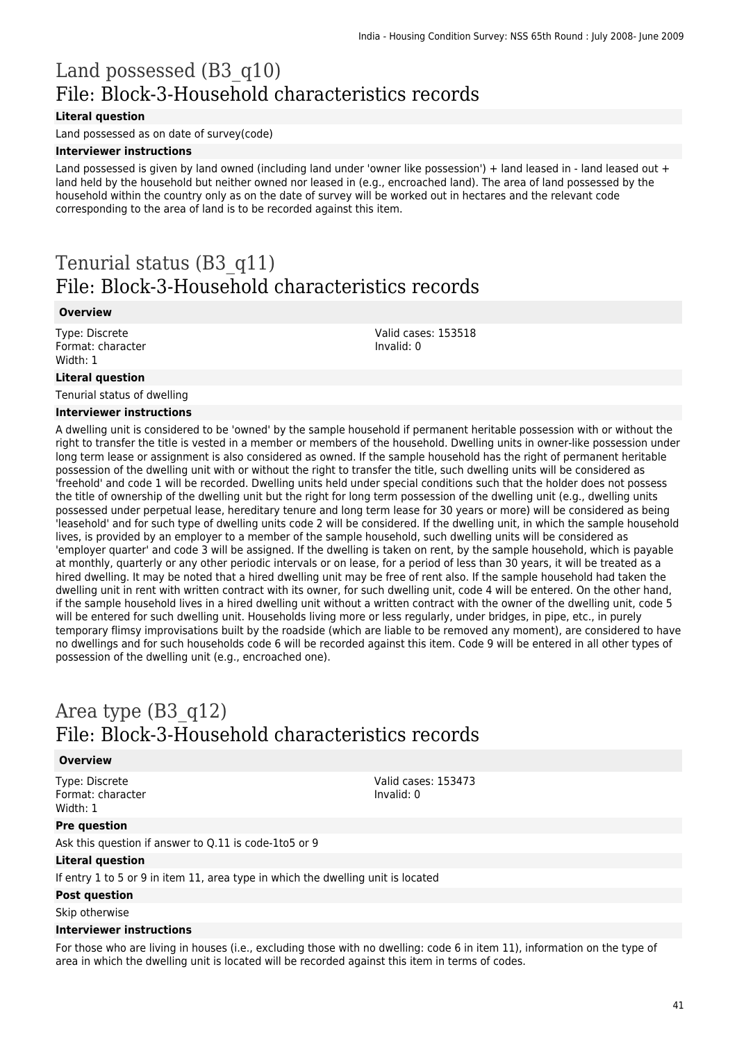# Land possessed (B3_q10)
## File: Block-3-Household characteristics records

**Literal question**

Land possessed as on date of survey(code)

**Interviewer instructions**

Land possessed is given by land owned (including land under 'owner like possession') + land leased in - land leased out + land held by the household but neither owned nor leased in (e.g., encroached land). The area of land possessed by the household within the country only as on the date of survey will be worked out in hectares and the relevant code corresponding to the area of land is to be recorded against this item.

# Tenurial status (B3_q11)
## File: Block-3-Household characteristics records

**Overview**

Type: Discrete
Format: character
Width: 1

Valid cases: 153518
Invalid: 0

**Literal question**

Tenurial status of dwelling

**Interviewer instructions**

A dwelling unit is considered to be 'owned' by the sample household if permanent heritable possession with or without the right to transfer the title is vested in a member or members of the household. Dwelling units in owner-like possession under long term lease or assignment is also considered as owned. If the sample household has the right of permanent heritable possession of the dwelling unit with or without the right to transfer the title, such dwelling units will be considered as 'freehold' and code 1 will be recorded. Dwelling units held under special conditions such that the holder does not possess the title of ownership of the dwelling unit but the right for long term possession of the dwelling unit (e.g., dwelling units possessed under perpetual lease, hereditary tenure and long term lease for 30 years or more) will be considered as being 'leasehold' and for such type of dwelling units code 2 will be considered. If the dwelling unit, in which the sample household lives, is provided by an employer to a member of the sample household, such dwelling units will be considered as 'employer quarter' and code 3 will be assigned. If the dwelling is taken on rent, by the sample household, which is payable at monthly, quarterly or any other periodic intervals or on lease, for a period of less than 30 years, it will be treated as a hired dwelling. It may be noted that a hired dwelling unit may be free of rent also. If the sample household had taken the dwelling unit in rent with written contract with its owner, for such dwelling unit, code 4 will be entered. On the other hand, if the sample household lives in a hired dwelling unit without a written contract with the owner of the dwelling unit, code 5 will be entered for such dwelling unit. Households living more or less regularly, under bridges, in pipe, etc., in purely temporary flimsy improvisations built by the roadside (which are liable to be removed any moment), are considered to have no dwellings and for such households code 6 will be recorded against this item. Code 9 will be entered in all other types of possession of the dwelling unit (e.g., encroached one).

# Area type (B3_q12)
## File: Block-3-Household characteristics records

**Overview**

Type: Discrete
Format: character
Width: 1

Valid cases: 153473
Invalid: 0

**Pre question**

Ask this question if answer to Q.11 is code-1to5 or 9

**Literal question**

If entry 1 to 5 or 9 in item 11, area type in which the dwelling unit is located

**Post question**

Skip otherwise

**Interviewer instructions**

For those who are living in houses (i.e., excluding those with no dwelling: code 6 in item 11), information on the type of area in which the dwelling unit is located will be recorded against this item in terms of codes.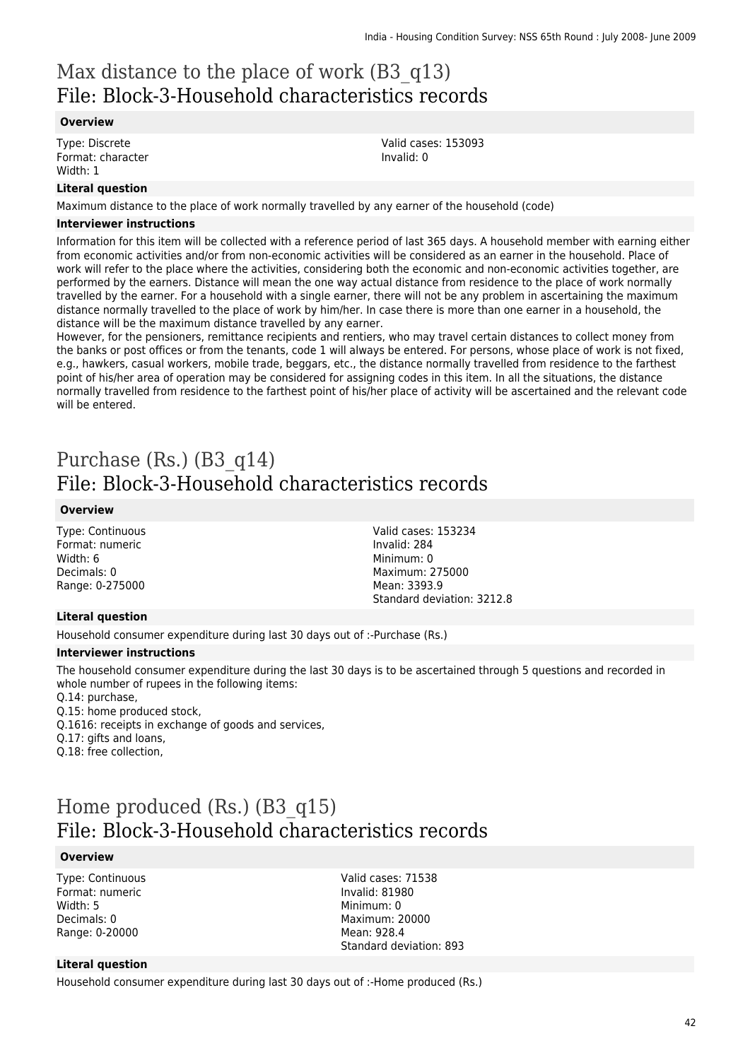# Max distance to the place of work (B3_q13)
# File: Block-3-Household characteristics records

### Overview

Type: Discrete
Format: character
Width: 1

Valid cases: 153093
Invalid: 0

### Literal question

Maximum distance to the place of work normally travelled by any earner of the household (code)

### Interviewer instructions

Information for this item will be collected with a reference period of last 365 days. A household member with earning either from economic activities and/or from non-economic activities will be considered as an earner in the household. Place of work will refer to the place where the activities, considering both the economic and non-economic activities together, are performed by the earners. Distance will mean the one way actual distance from residence to the place of work normally travelled by the earner. For a household with a single earner, there will not be any problem in ascertaining the maximum distance normally travelled to the place of work by him/her. In case there is more than one earner in a household, the distance will be the maximum distance travelled by any earner.
However, for the pensioners, remittance recipients and rentiers, who may travel certain distances to collect money from the banks or post offices or from the tenants, code 1 will always be entered. For persons, whose place of work is not fixed, e.g., hawkers, casual workers, mobile trade, beggars, etc., the distance normally travelled from residence to the farthest point of his/her area of operation may be considered for assigning codes in this item. In all the situations, the distance normally travelled from residence to the farthest point of his/her place of activity will be ascertained and the relevant code will be entered.

# Purchase (Rs.) (B3_q14)
# File: Block-3-Household characteristics records

### Overview

Type: Continuous
Format: numeric
Width: 6
Decimals: 0
Range: 0-275000

Valid cases: 153234
Invalid: 284
Minimum: 0
Maximum: 275000
Mean: 3393.9
Standard deviation: 3212.8

### Literal question

Household consumer expenditure during last 30 days out of :-Purchase (Rs.)

### Interviewer instructions

The household consumer expenditure during the last 30 days is to be ascertained through 5 questions and recorded in whole number of rupees in the following items:
Q.14: purchase,
Q.15: home produced stock,
Q.1616: receipts in exchange of goods and services,
Q.17: gifts and loans,
Q.18: free collection,

# Home produced (Rs.) (B3_q15)
# File: Block-3-Household characteristics records

### Overview

Type: Continuous
Format: numeric
Width: 5
Decimals: 0
Range: 0-20000

Valid cases: 71538
Invalid: 81980
Minimum: 0
Maximum: 20000
Mean: 928.4
Standard deviation: 893

### Literal question

Household consumer expenditure during last 30 days out of :-Home produced (Rs.)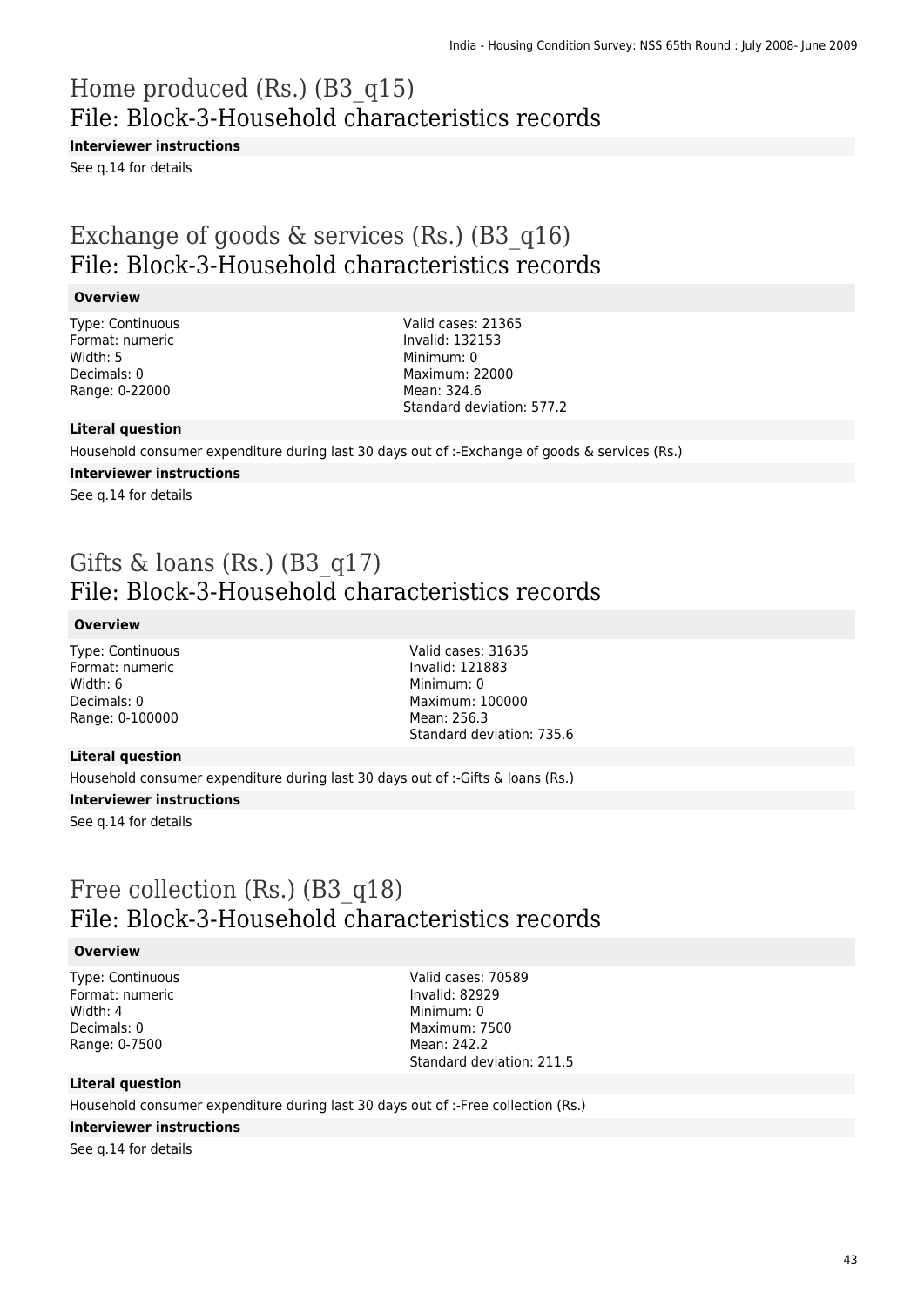# Home produced (Rs.) (B3_q15)
## File: Block-3-Household characteristics records

**Interviewer instructions**

See q.14 for details

# Exchange of goods & services (Rs.) (B3_q16)
## File: Block-3-Household characteristics records

**Overview**

Type: Continuous
Format: numeric
Width: 5
Decimals: 0
Range: 0-22000

Valid cases: 21365
Invalid: 132153
Minimum: 0
Maximum: 22000
Mean: 324.6
Standard deviation: 577.2

**Literal question**

Household consumer expenditure during last 30 days out of :-Exchange of goods & services (Rs.)

**Interviewer instructions**

See q.14 for details

# Gifts & loans (Rs.) (B3_q17)
## File: Block-3-Household characteristics records

**Overview**

Type: Continuous
Format: numeric
Width: 6
Decimals: 0
Range: 0-100000

Valid cases: 31635
Invalid: 121883
Minimum: 0
Maximum: 100000
Mean: 256.3
Standard deviation: 735.6

**Literal question**

Household consumer expenditure during last 30 days out of :-Gifts & loans (Rs.)

**Interviewer instructions**

See q.14 for details

# Free collection (Rs.) (B3_q18)
## File: Block-3-Household characteristics records

**Overview**

Type: Continuous
Format: numeric
Width: 4
Decimals: 0
Range: 0-7500

Valid cases: 70589
Invalid: 82929
Minimum: 0
Maximum: 7500
Mean: 242.2
Standard deviation: 211.5

**Literal question**

Household consumer expenditure during last 30 days out of :-Free collection (Rs.)

**Interviewer instructions**

See q.14 for details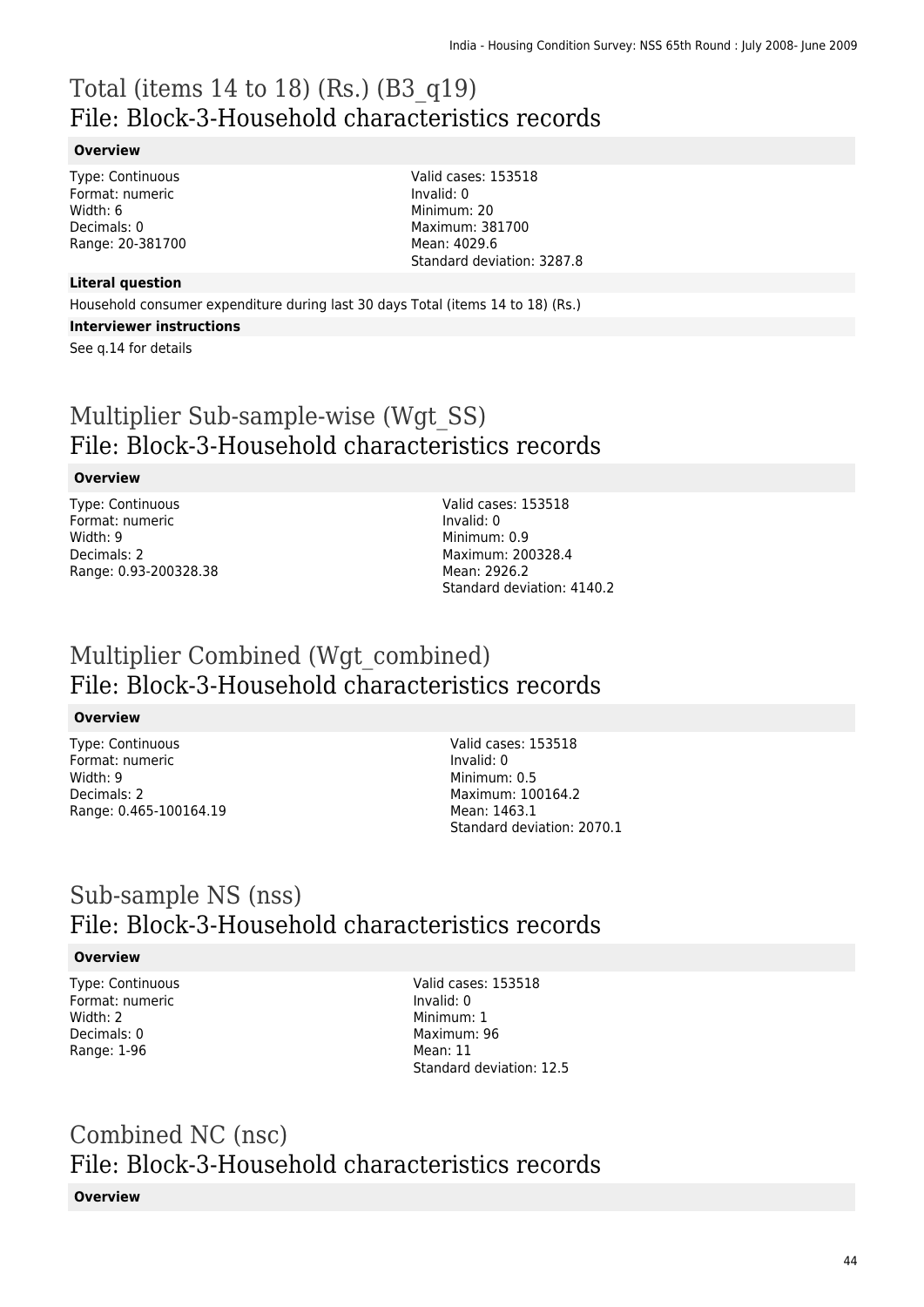# Total (items 14 to 18) (Rs.) (B3_q19)
## File: Block-3-Household characteristics records

### Overview

Type: Continuous
Format: numeric
Width: 6
Decimals: 0
Range: 20-381700

Valid cases: 153518
Invalid: 0
Minimum: 20
Maximum: 381700
Mean: 4029.6
Standard deviation: 3287.8

### Literal question

Household consumer expenditure during last 30 days Total (items 14 to 18) (Rs.)

### Interviewer instructions

See q.14 for details

# Multiplier Sub-sample-wise (Wgt_SS)
## File: Block-3-Household characteristics records

### Overview

Type: Continuous
Format: numeric
Width: 9
Decimals: 2
Range: 0.93-200328.38

Valid cases: 153518
Invalid: 0
Minimum: 0.9
Maximum: 200328.4
Mean: 2926.2
Standard deviation: 4140.2

# Multiplier Combined (Wgt_combined)
## File: Block-3-Household characteristics records

### Overview

Type: Continuous
Format: numeric
Width: 9
Decimals: 2
Range: 0.465-100164.19

Valid cases: 153518
Invalid: 0
Minimum: 0.5
Maximum: 100164.2
Mean: 1463.1
Standard deviation: 2070.1

# Sub-sample NS (nss)
## File: Block-3-Household characteristics records

### Overview

Type: Continuous
Format: numeric
Width: 2
Decimals: 0
Range: 1-96

Valid cases: 153518
Invalid: 0
Minimum: 1
Maximum: 96
Mean: 11
Standard deviation: 12.5

# Combined NC (nsc)
## File: Block-3-Household characteristics records

### Overview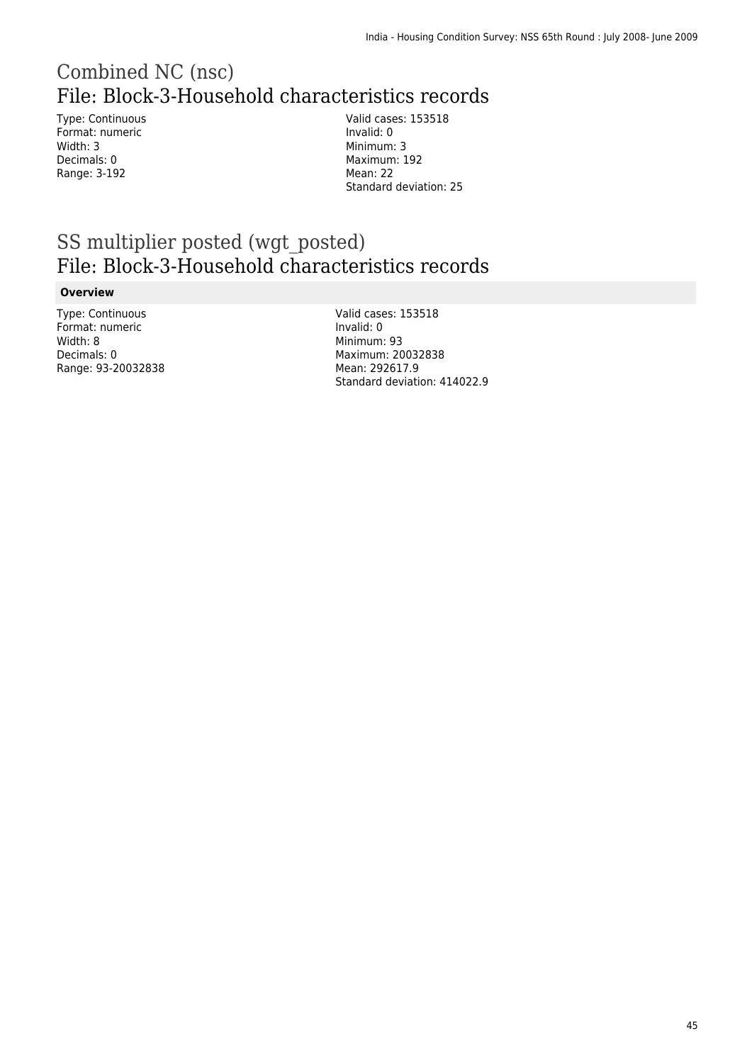# Combined NC (nsc)

## File: Block-3-Household characteristics records

Type: Continuous
Format: numeric
Width: 3
Decimals: 0
Range: 3-192

Valid cases: 153518
Invalid: 0
Minimum: 3
Maximum: 192
Mean: 22
Standard deviation: 25

# SS multiplier posted (wgt_posted)

## File: Block-3-Household characteristics records

### Overview

Type: Continuous
Format: numeric
Width: 8
Decimals: 0
Range: 93-20032838

Valid cases: 153518
Invalid: 0
Minimum: 93
Maximum: 20032838
Mean: 292617.9
Standard deviation: 414022.9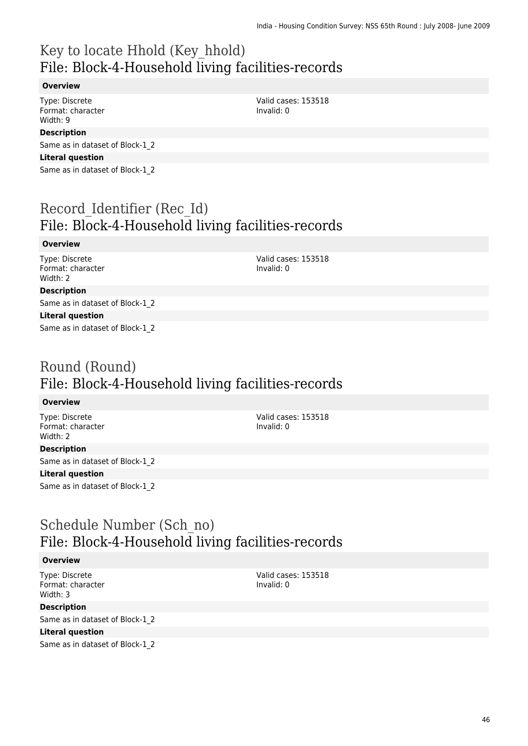# Key to locate Hhold (Key_hhold)
## File: Block-4-Household living facilities-records

### Overview

Type: Discrete
Format: character
Width: 9

Valid cases: 153518
Invalid: 0

### Description

Same as in dataset of Block-1_2

### Literal question

Same as in dataset of Block-1_2

# Record_Identifier (Rec_Id)
## File: Block-4-Household living facilities-records

### Overview

Type: Discrete
Format: character
Width: 2

Valid cases: 153518
Invalid: 0

### Description

Same as in dataset of Block-1_2

### Literal question

Same as in dataset of Block-1_2

# Round (Round)
## File: Block-4-Household living facilities-records

### Overview

Type: Discrete
Format: character
Width: 2

Valid cases: 153518
Invalid: 0

### Description

Same as in dataset of Block-1_2

### Literal question

Same as in dataset of Block-1_2

# Schedule Number (Sch_no)
## File: Block-4-Household living facilities-records

### Overview

Type: Discrete
Format: character
Width: 3

Valid cases: 153518
Invalid: 0

### Description

Same as in dataset of Block-1_2

### Literal question

Same as in dataset of Block-1_2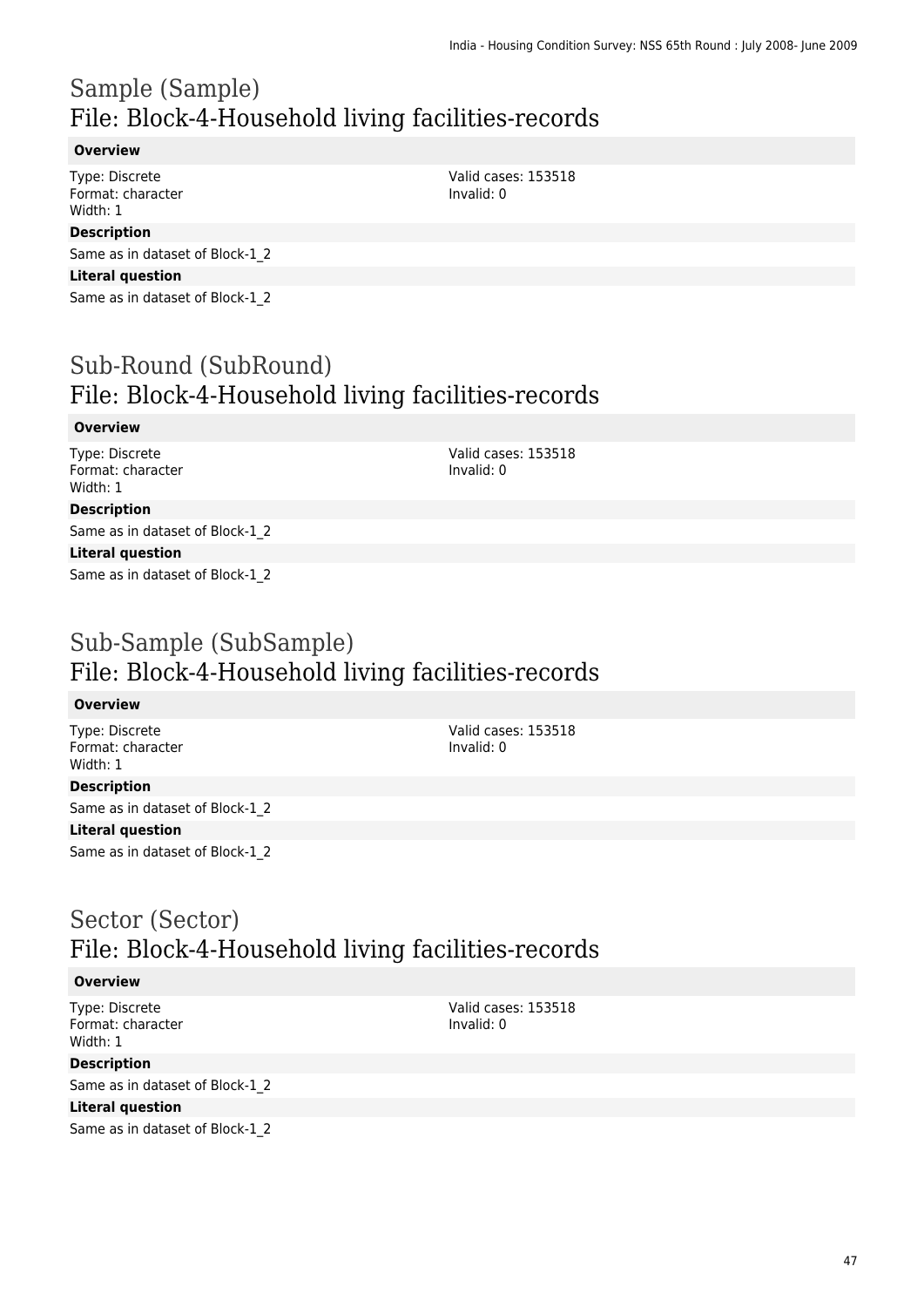# Sample (Sample)
## File: Block-4-Household living facilities-records

**Overview**

Type: Discrete
Format: character
Width: 1

Valid cases: 153518
Invalid: 0

**Description**

Same as in dataset of Block-1_2

**Literal question**

Same as in dataset of Block-1_2

# Sub-Round (SubRound)
## File: Block-4-Household living facilities-records

**Overview**

Type: Discrete
Format: character
Width: 1

Valid cases: 153518
Invalid: 0

**Description**

Same as in dataset of Block-1_2

**Literal question**

Same as in dataset of Block-1_2

# Sub-Sample (SubSample)
## File: Block-4-Household living facilities-records

**Overview**

Type: Discrete
Format: character
Width: 1

Valid cases: 153518
Invalid: 0

**Description**

Same as in dataset of Block-1_2

**Literal question**

Same as in dataset of Block-1_2

# Sector (Sector)
## File: Block-4-Household living facilities-records

**Overview**

Type: Discrete
Format: character
Width: 1

Valid cases: 153518
Invalid: 0

**Description**

Same as in dataset of Block-1_2

**Literal question**

Same as in dataset of Block-1_2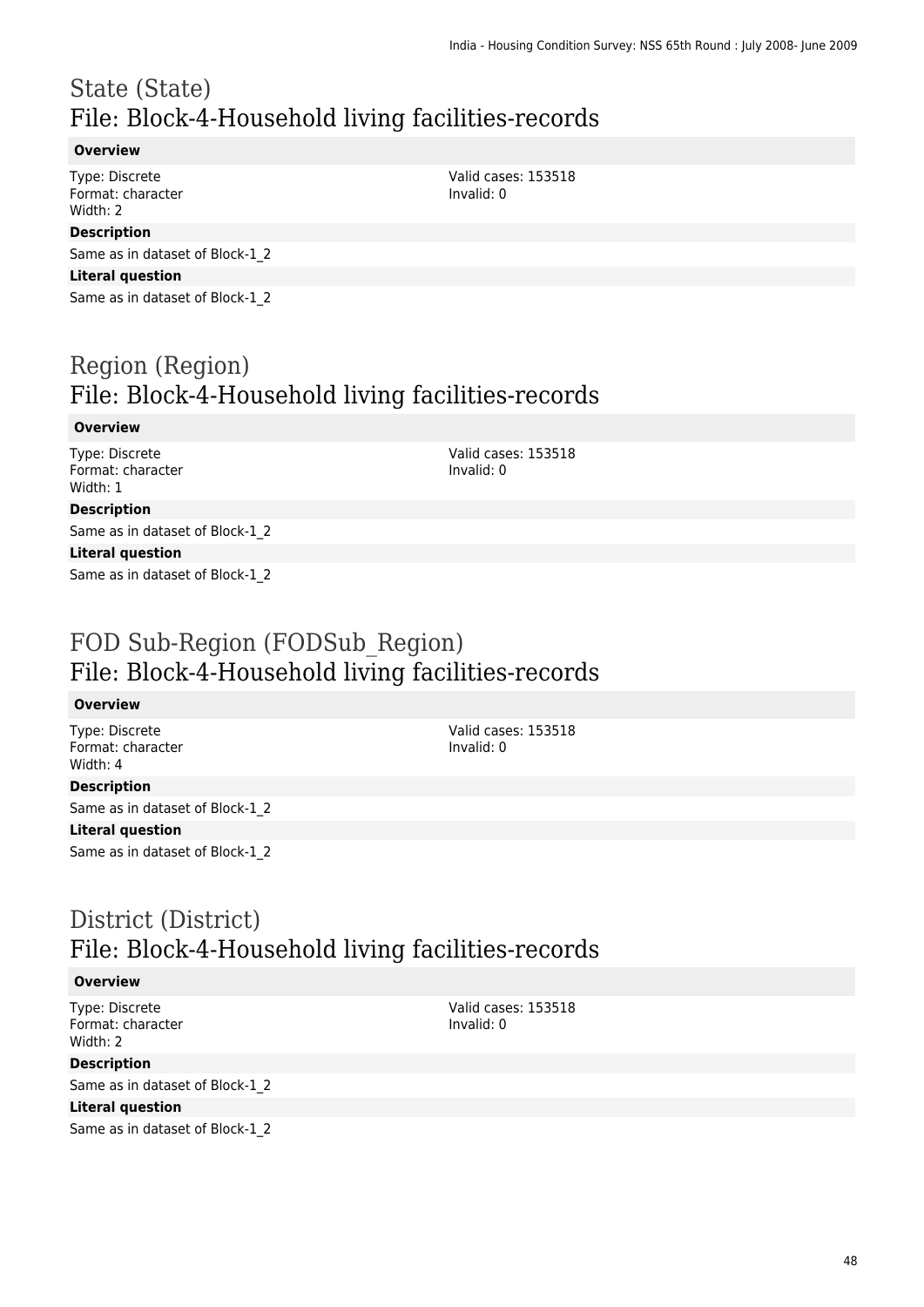## State (State)
## File: Block-4-Household living facilities-records

**Overview**

Type: Discrete
Format: character
Width: 2

Valid cases: 153518
Invalid: 0

**Description**

Same as in dataset of Block-1_2

**Literal question**

Same as in dataset of Block-1_2

## Region (Region)
## File: Block-4-Household living facilities-records

**Overview**

Type: Discrete
Format: character
Width: 1

Valid cases: 153518
Invalid: 0

**Description**

Same as in dataset of Block-1_2

**Literal question**

Same as in dataset of Block-1_2

## FOD Sub-Region (FODSub_Region)
## File: Block-4-Household living facilities-records

**Overview**

Type: Discrete
Format: character
Width: 4

Valid cases: 153518
Invalid: 0

**Description**

Same as in dataset of Block-1_2

**Literal question**

Same as in dataset of Block-1_2

## District (District)
## File: Block-4-Household living facilities-records

**Overview**

Type: Discrete
Format: character
Width: 2

Valid cases: 153518
Invalid: 0

**Description**

Same as in dataset of Block-1_2

**Literal question**

Same as in dataset of Block-1_2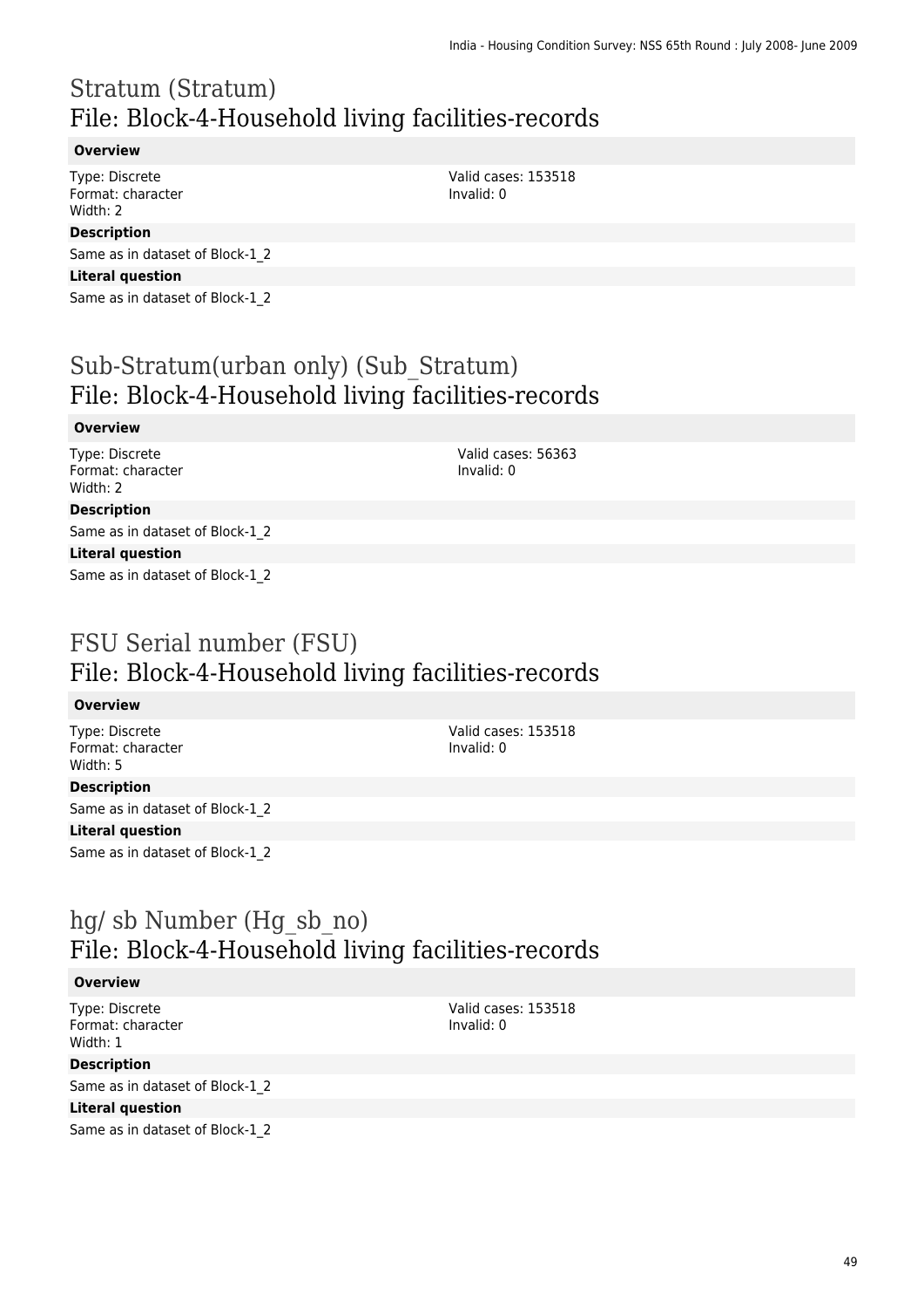# Stratum (Stratum)
## File: Block-4-Household living facilities-records

### Overview

Type: Discrete
Format: character
Width: 2

Valid cases: 153518
Invalid: 0

### Description

Same as in dataset of Block-1_2

### Literal question

Same as in dataset of Block-1_2

# Sub-Stratum(urban only) (Sub_Stratum)
## File: Block-4-Household living facilities-records

### Overview

Type: Discrete
Format: character
Width: 2

Valid cases: 56363
Invalid: 0

### Description

Same as in dataset of Block-1_2

### Literal question

Same as in dataset of Block-1_2

# FSU Serial number (FSU)
## File: Block-4-Household living facilities-records

### Overview

Type: Discrete
Format: character
Width: 5

Valid cases: 153518
Invalid: 0

### Description

Same as in dataset of Block-1_2

### Literal question

Same as in dataset of Block-1_2

# hg/ sb Number (Hg_sb_no)
## File: Block-4-Household living facilities-records

### Overview

Type: Discrete
Format: character
Width: 1

Valid cases: 153518
Invalid: 0

### Description

Same as in dataset of Block-1_2

### Literal question

Same as in dataset of Block-1_2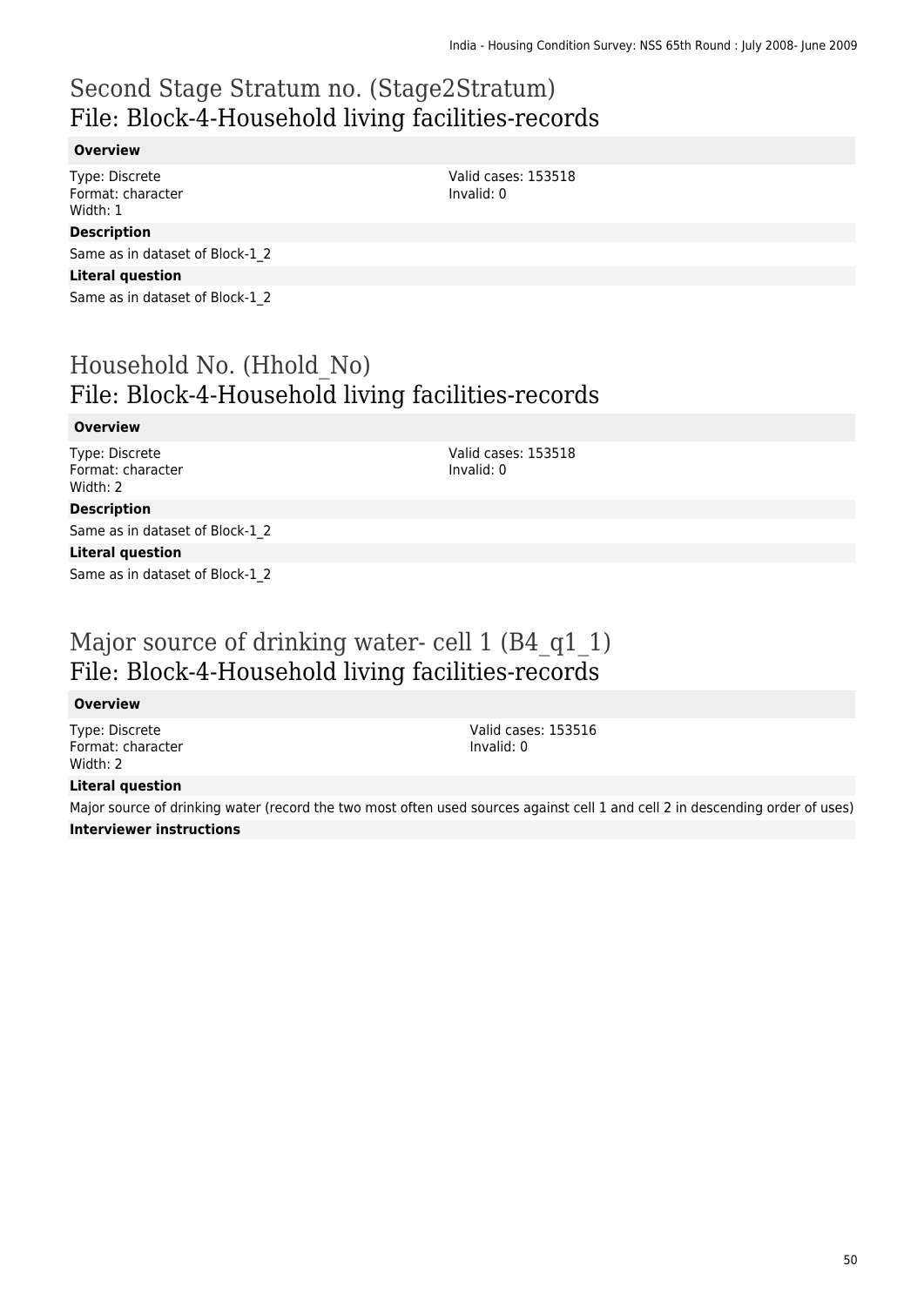# Second Stage Stratum no. (Stage2Stratum)
## File: Block-4-Household living facilities-records

**Overview**

Type: Discrete
Format: character
Width: 1

Valid cases: 153518
Invalid: 0

**Description**

Same as in dataset of Block-1_2

**Literal question**

Same as in dataset of Block-1_2

# Household No. (Hhold_No)
## File: Block-4-Household living facilities-records

**Overview**

Type: Discrete
Format: character
Width: 2

Valid cases: 153518
Invalid: 0

**Description**

Same as in dataset of Block-1_2

**Literal question**

Same as in dataset of Block-1_2

# Major source of drinking water- cell 1 (B4_q1_1)
## File: Block-4-Household living facilities-records

**Overview**

Type: Discrete
Format: character
Width: 2

Valid cases: 153516
Invalid: 0

**Literal question**

Major source of drinking water (record the two most often used sources against cell 1 and cell 2 in descending order of uses)

**Interviewer instructions**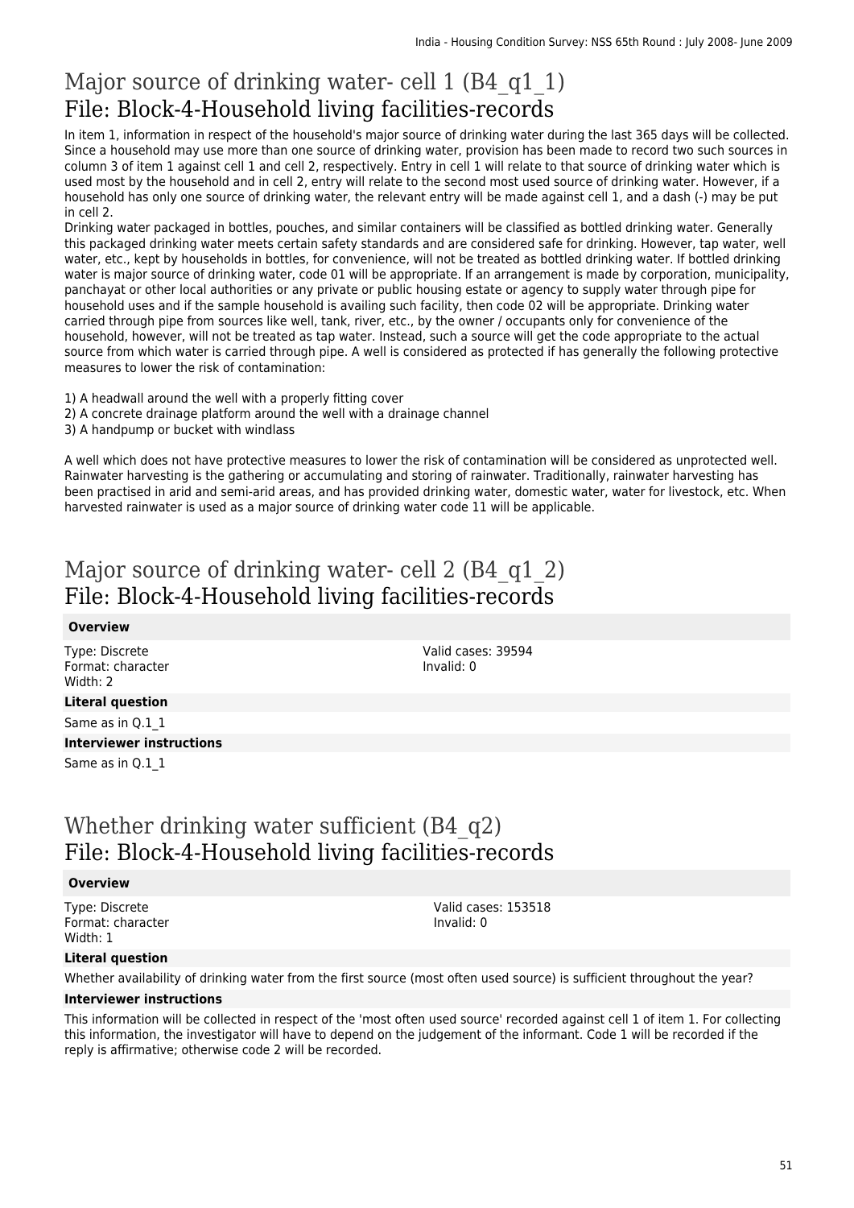# Major source of drinking water- cell 1 (B4_q1_1)
## File: Block-4-Household living facilities-records

In item 1, information in respect of the household's major source of drinking water during the last 365 days will be collected. Since a household may use more than one source of drinking water, provision has been made to record two such sources in column 3 of item 1 against cell 1 and cell 2, respectively. Entry in cell 1 will relate to that source of drinking water which is used most by the household and in cell 2, entry will relate to the second most used source of drinking water. However, if a household has only one source of drinking water, the relevant entry will be made against cell 1, and a dash (-) may be put in cell 2.
Drinking water packaged in bottles, pouches, and similar containers will be classified as bottled drinking water. Generally this packaged drinking water meets certain safety standards and are considered safe for drinking. However, tap water, well water, etc., kept by households in bottles, for convenience, will not be treated as bottled drinking water. If bottled drinking water is major source of drinking water, code 01 will be appropriate. If an arrangement is made by corporation, municipality, panchayat or other local authorities or any private or public housing estate or agency to supply water through pipe for household uses and if the sample household is availing such facility, then code 02 will be appropriate. Drinking water carried through pipe from sources like well, tank, river, etc., by the owner / occupants only for convenience of the household, however, will not be treated as tap water. Instead, such a source will get the code appropriate to the actual source from which water is carried through pipe. A well is considered as protected if has generally the following protective measures to lower the risk of contamination:

1) A headwall around the well with a properly fitting cover
2) A concrete drainage platform around the well with a drainage channel
3) A handpump or bucket with windlass

A well which does not have protective measures to lower the risk of contamination will be considered as unprotected well. Rainwater harvesting is the gathering or accumulating and storing of rainwater. Traditionally, rainwater harvesting has been practised in arid and semi-arid areas, and has provided drinking water, domestic water, water for livestock, etc. When harvested rainwater is used as a major source of drinking water code 11 will be applicable.

# Major source of drinking water- cell 2 (B4_q1_2)
## File: Block-4-Household living facilities-records

**Overview**

Type: Discrete
Format: character
Width: 2

Valid cases: 39594
Invalid: 0

**Literal question**

Same as in Q.1_1

**Interviewer instructions**

Same as in Q.1_1

# Whether drinking water sufficient (B4_q2)
## File: Block-4-Household living facilities-records

**Overview**

Type: Discrete
Format: character
Width: 1

Valid cases: 153518
Invalid: 0

**Literal question**

Whether availability of drinking water from the first source (most often used source) is sufficient throughout the year?

**Interviewer instructions**

This information will be collected in respect of the 'most often used source' recorded against cell 1 of item 1. For collecting this information, the investigator will have to depend on the judgement of the informant. Code 1 will be recorded if the reply is affirmative; otherwise code 2 will be recorded.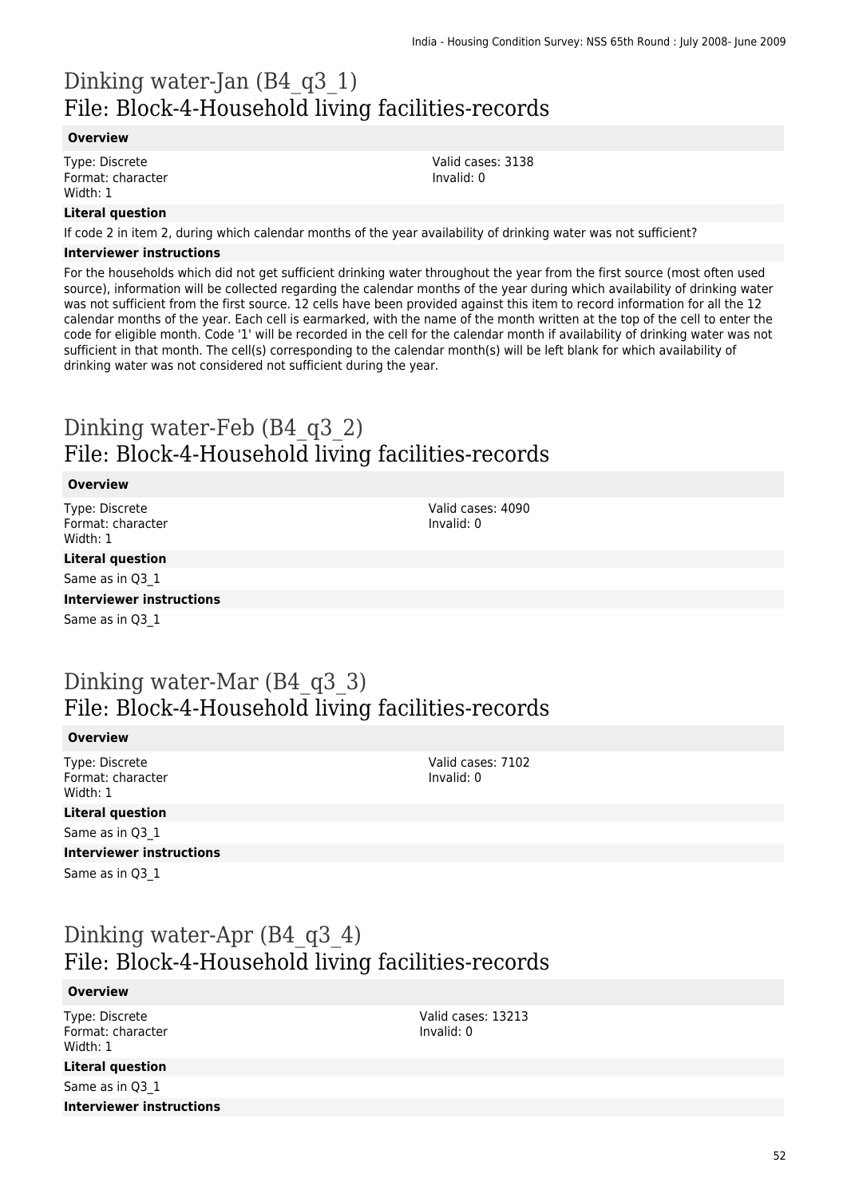# Dinking water-Jan (B4_q3_1)
## File: Block-4-Household living facilities-records

**Overview**

Type: Discrete
Format: character
Width: 1

Valid cases: 3138
Invalid: 0

**Literal question**

If code 2 in item 2, during which calendar months of the year availability of drinking water was not sufficient?

**Interviewer instructions**

For the households which did not get sufficient drinking water throughout the year from the first source (most often used source), information will be collected regarding the calendar months of the year during which availability of drinking water was not sufficient from the first source. 12 cells have been provided against this item to record information for all the 12 calendar months of the year. Each cell is earmarked, with the name of the month written at the top of the cell to enter the code for eligible month. Code '1' will be recorded in the cell for the calendar month if availability of drinking water was not sufficient in that month. The cell(s) corresponding to the calendar month(s) will be left blank for which availability of drinking water was not considered not sufficient during the year.

# Dinking water-Feb (B4_q3_2)
## File: Block-4-Household living facilities-records

**Overview**

Type: Discrete
Format: character
Width: 1

Valid cases: 4090
Invalid: 0

**Literal question**

Same as in Q3_1

**Interviewer instructions**

Same as in Q3_1

# Dinking water-Mar (B4_q3_3)
## File: Block-4-Household living facilities-records

**Overview**

Type: Discrete
Format: character
Width: 1

Valid cases: 7102
Invalid: 0

**Literal question**

Same as in Q3_1

**Interviewer instructions**

Same as in Q3_1

# Dinking water-Apr (B4_q3_4)
## File: Block-4-Household living facilities-records

**Overview**

Type: Discrete
Format: character
Width: 1

Valid cases: 13213
Invalid: 0

**Literal question**

Same as in Q3_1

**Interviewer instructions**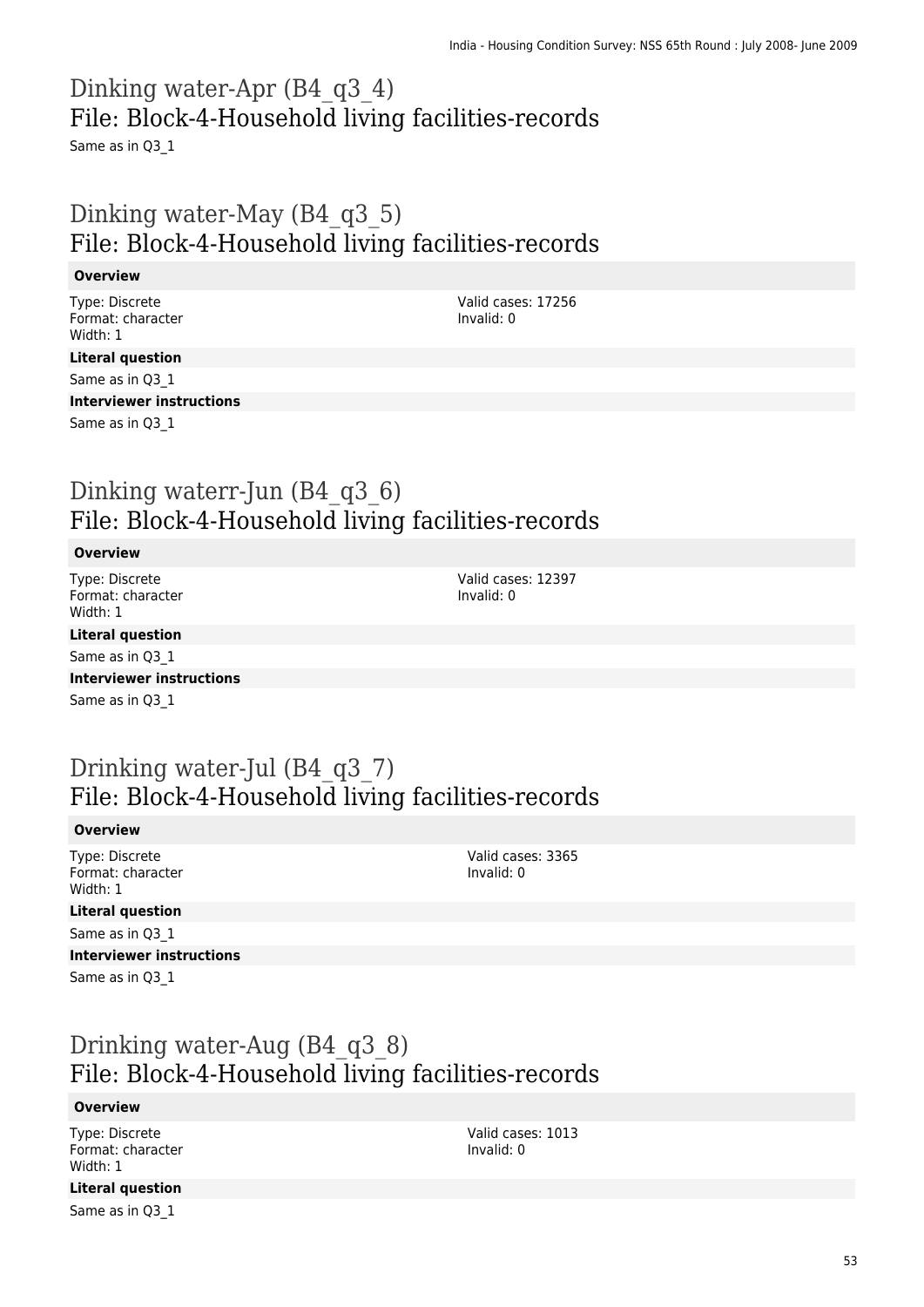# Dinking water-Apr (B4_q3_4)
## File: Block-4-Household living facilities-records

Same as in Q3_1

# Dinking water-May (B4_q3_5)
## File: Block-4-Household living facilities-records

**Overview**

Type: Discrete
Format: character
Width: 1

Valid cases: 17256
Invalid: 0

**Literal question**

Same as in Q3_1

**Interviewer instructions**

Same as in Q3_1

# Dinking waterr-Jun (B4_q3_6)
## File: Block-4-Household living facilities-records

**Overview**

Type: Discrete
Format: character
Width: 1

Valid cases: 12397
Invalid: 0

**Literal question**

Same as in Q3_1

**Interviewer instructions**

Same as in Q3_1

# Drinking water-Jul (B4_q3_7)
## File: Block-4-Household living facilities-records

**Overview**

Type: Discrete
Format: character
Width: 1

Valid cases: 3365
Invalid: 0

**Literal question**

Same as in Q3_1

**Interviewer instructions**

Same as in Q3_1

# Drinking water-Aug (B4_q3_8)
## File: Block-4-Household living facilities-records

**Overview**

Type: Discrete
Format: character
Width: 1

Valid cases: 1013
Invalid: 0

**Literal question**

Same as in Q3_1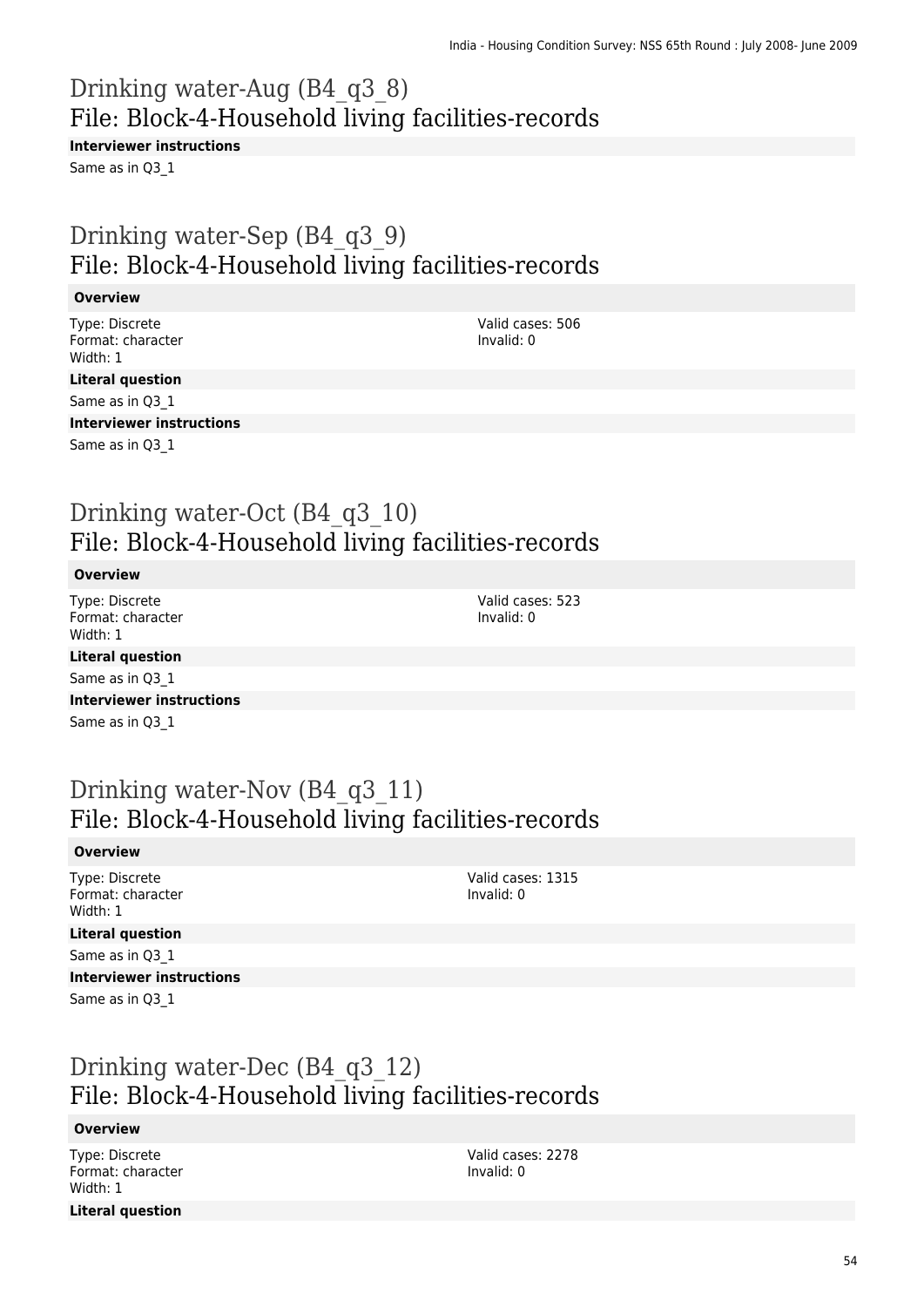## Drinking water-Aug (B4_q3_8)
## File: Block-4-Household living facilities-records

**Interviewer instructions**

Same as in Q3_1

## Drinking water-Sep (B4_q3_9)
## File: Block-4-Household living facilities-records

**Overview**

Type: Discrete
Format: character
Width: 1

Valid cases: 506
Invalid: 0

**Literal question**

Same as in Q3_1

**Interviewer instructions**

Same as in Q3_1

## Drinking water-Oct (B4_q3_10)
## File: Block-4-Household living facilities-records

**Overview**

Type: Discrete
Format: character
Width: 1

Valid cases: 523
Invalid: 0

**Literal question**

Same as in Q3_1

**Interviewer instructions**

Same as in Q3_1

## Drinking water-Nov (B4_q3_11)
## File: Block-4-Household living facilities-records

**Overview**

Type: Discrete
Format: character
Width: 1

Valid cases: 1315
Invalid: 0

**Literal question**

Same as in Q3_1

**Interviewer instructions**

Same as in Q3_1

## Drinking water-Dec (B4_q3_12)
## File: Block-4-Household living facilities-records

**Overview**

Type: Discrete
Format: character
Width: 1

Valid cases: 2278
Invalid: 0

**Literal question**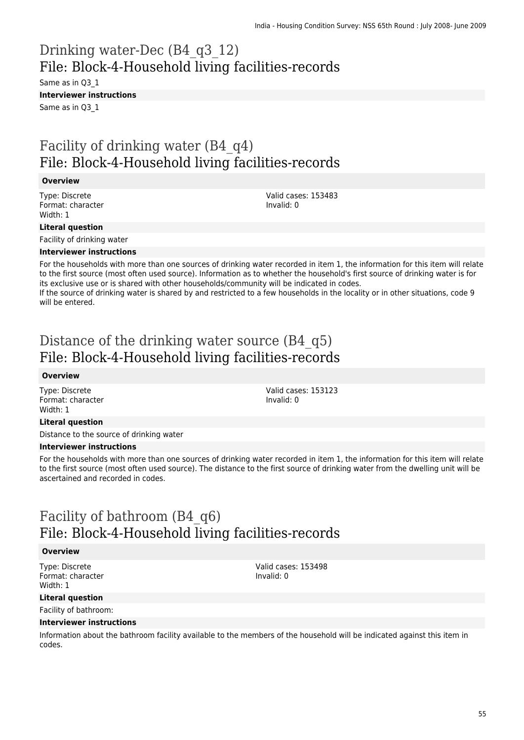# Drinking water-Dec (B4_q3_12)
## File: Block-4-Household living facilities-records

Same as in Q3_1

**Interviewer instructions**

Same as in Q3_1

# Facility of drinking water (B4_q4)
## File: Block-4-Household living facilities-records

**Overview**

Type: Discrete
Format: character
Width: 1

Valid cases: 153483
Invalid: 0

**Literal question**

Facility of drinking water

**Interviewer instructions**

For the households with more than one sources of drinking water recorded in item 1, the information for this item will relate to the first source (most often used source). Information as to whether the household's first source of drinking water is for its exclusive use or is shared with other households/community will be indicated in codes.
If the source of drinking water is shared by and restricted to a few households in the locality or in other situations, code 9 will be entered.

# Distance of the drinking water source (B4_q5)
## File: Block-4-Household living facilities-records

**Overview**

Type: Discrete
Format: character
Width: 1

Valid cases: 153123
Invalid: 0

**Literal question**

Distance to the source of drinking water

**Interviewer instructions**

For the households with more than one sources of drinking water recorded in item 1, the information for this item will relate to the first source (most often used source). The distance to the first source of drinking water from the dwelling unit will be ascertained and recorded in codes.

# Facility of bathroom (B4_q6)
## File: Block-4-Household living facilities-records

**Overview**

Type: Discrete
Format: character
Width: 1

Valid cases: 153498
Invalid: 0

**Literal question**

Facility of bathroom:

**Interviewer instructions**

Information about the bathroom facility available to the members of the household will be indicated against this item in codes.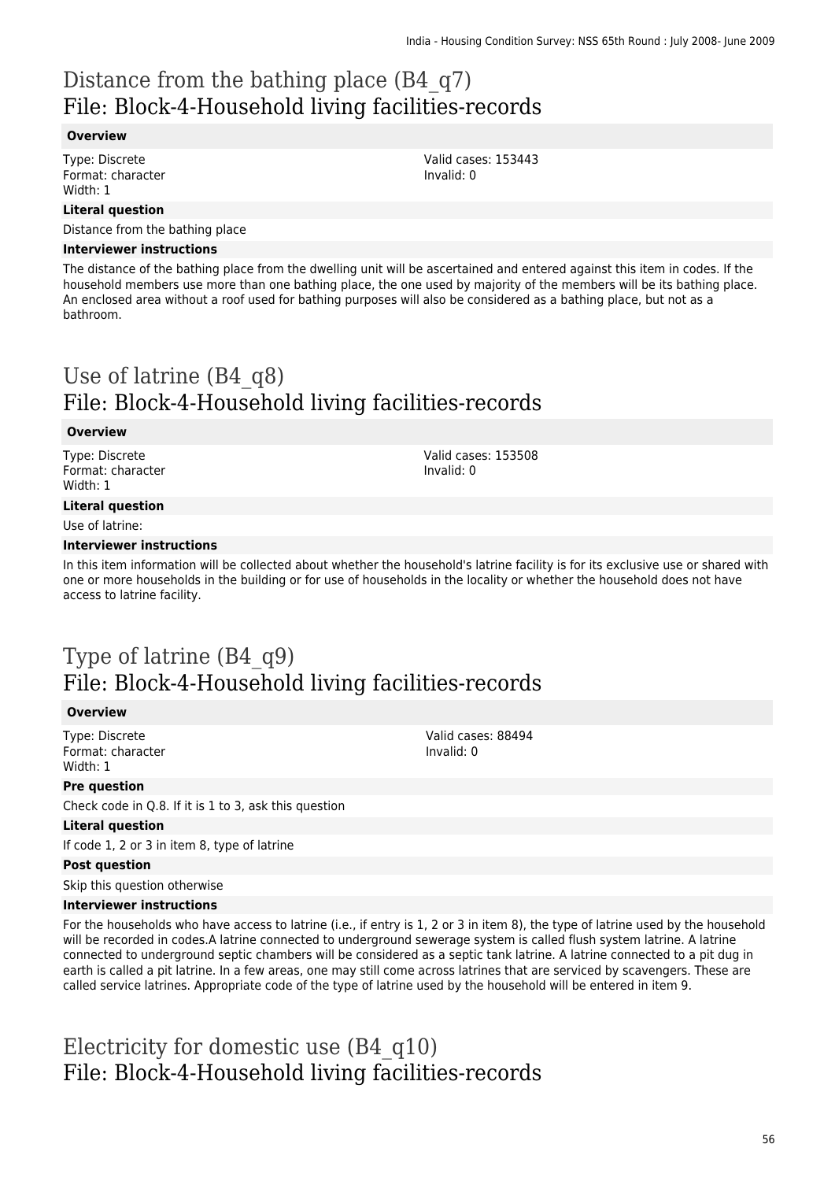# Distance from the bathing place (B4_q7)
## File: Block-4-Household living facilities-records

**Overview**

Type: Discrete
Format: character
Width: 1

Valid cases: 153443
Invalid: 0

**Literal question**

Distance from the bathing place

**Interviewer instructions**

The distance of the bathing place from the dwelling unit will be ascertained and entered against this item in codes. If the household members use more than one bathing place, the one used by majority of the members will be its bathing place. An enclosed area without a roof used for bathing purposes will also be considered as a bathing place, but not as a bathroom.

# Use of latrine (B4_q8)
## File: Block-4-Household living facilities-records

**Overview**

Type: Discrete
Format: character
Width: 1

Valid cases: 153508
Invalid: 0

**Literal question**

Use of latrine:

**Interviewer instructions**

In this item information will be collected about whether the household's latrine facility is for its exclusive use or shared with one or more households in the building or for use of households in the locality or whether the household does not have access to latrine facility.

# Type of latrine (B4_q9)
## File: Block-4-Household living facilities-records

**Overview**

Type: Discrete
Format: character
Width: 1

Valid cases: 88494
Invalid: 0

**Pre question**

Check code in Q.8. If it is 1 to 3, ask this question

**Literal question**

If code 1, 2 or 3 in item 8, type of latrine

**Post question**

Skip this question otherwise

**Interviewer instructions**

For the households who have access to latrine (i.e., if entry is 1, 2 or 3 in item 8), the type of latrine used by the household will be recorded in codes.A latrine connected to underground sewerage system is called flush system latrine. A latrine connected to underground septic chambers will be considered as a septic tank latrine. A latrine connected to a pit dug in earth is called a pit latrine. In a few areas, one may still come across latrines that are serviced by scavengers. These are called service latrines. Appropriate code of the type of latrine used by the household will be entered in item 9.

# Electricity for domestic use (B4_q10)
## File: Block-4-Household living facilities-records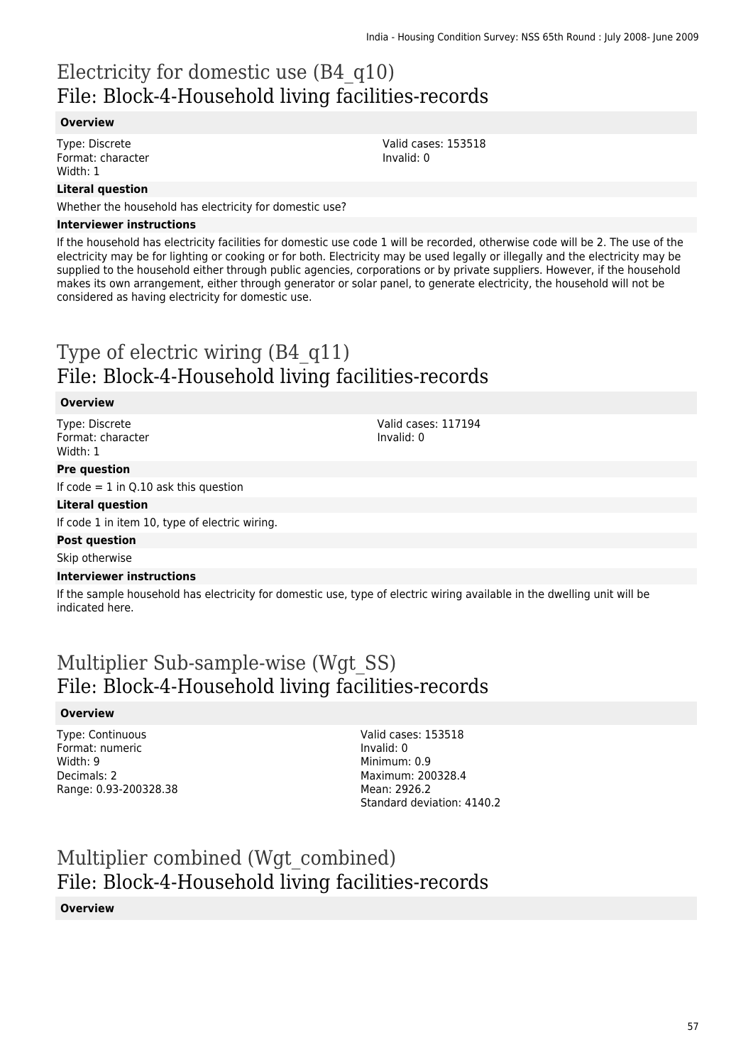# Electricity for domestic use (B4_q10)
# File: Block-4-Household living facilities-records

### Overview

Type: Discrete
Format: character
Width: 1

Valid cases: 153518
Invalid: 0

### Literal question

Whether the household has electricity for domestic use?

### Interviewer instructions

If the household has electricity facilities for domestic use code 1 will be recorded, otherwise code will be 2. The use of the electricity may be for lighting or cooking or for both. Electricity may be used legally or illegally and the electricity may be supplied to the household either through public agencies, corporations or by private suppliers. However, if the household makes its own arrangement, either through generator or solar panel, to generate electricity, the household will not be considered as having electricity for domestic use.

# Type of electric wiring (B4_q11)
# File: Block-4-Household living facilities-records

### Overview

Type: Discrete
Format: character
Width: 1

Valid cases: 117194
Invalid: 0

### Pre question

If code = 1 in Q.10 ask this question

### Literal question

If code 1 in item 10, type of electric wiring.

### Post question

Skip otherwise

### Interviewer instructions

If the sample household has electricity for domestic use, type of electric wiring available in the dwelling unit will be indicated here.

# Multiplier Sub-sample-wise (Wgt_SS)
# File: Block-4-Household living facilities-records

### Overview

Type: Continuous
Format: numeric
Width: 9
Decimals: 2
Range: 0.93-200328.38

Valid cases: 153518
Invalid: 0
Minimum: 0.9
Maximum: 200328.4
Mean: 2926.2
Standard deviation: 4140.2

# Multiplier combined (Wgt_combined)
# File: Block-4-Household living facilities-records

### Overview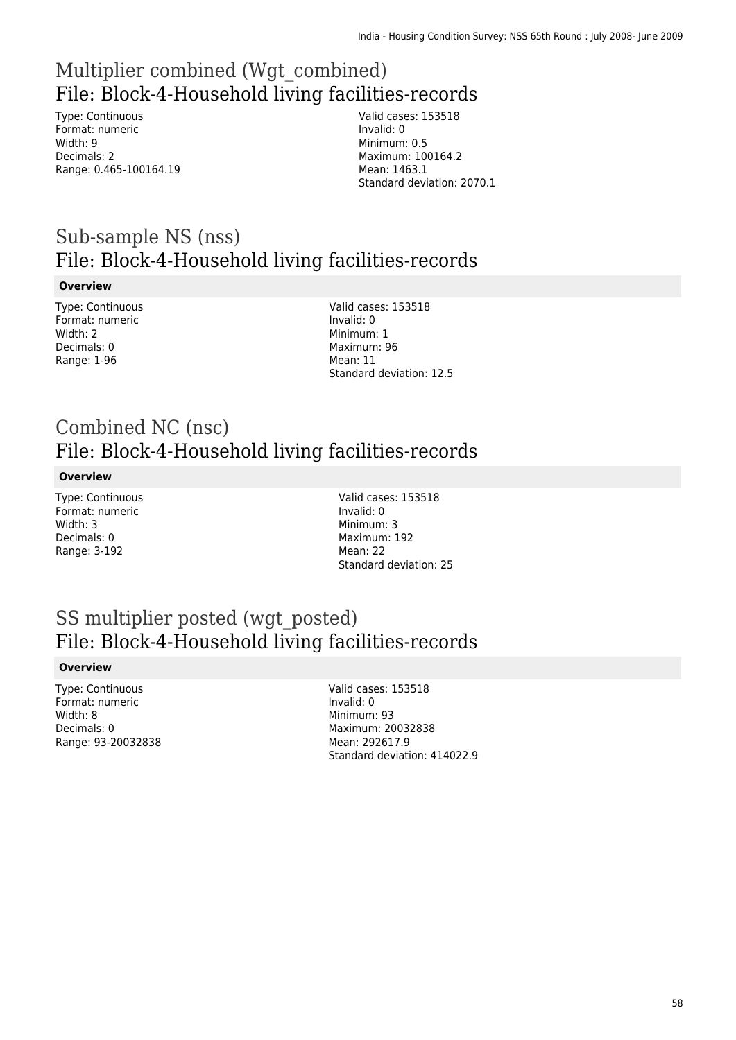# Multiplier combined (Wgt_combined)

## File: Block-4-Household living facilities-records

Type: Continuous
Format: numeric
Width: 9
Decimals: 2
Range: 0.465-100164.19

Valid cases: 153518
Invalid: 0
Minimum: 0.5
Maximum: 100164.2
Mean: 1463.1
Standard deviation: 2070.1

# Sub-sample NS (nss)

## File: Block-4-Household living facilities-records

**Overview**

Type: Continuous
Format: numeric
Width: 2
Decimals: 0
Range: 1-96

Valid cases: 153518
Invalid: 0
Minimum: 1
Maximum: 96
Mean: 11
Standard deviation: 12.5

# Combined NC (nsc)

## File: Block-4-Household living facilities-records

**Overview**

Type: Continuous
Format: numeric
Width: 3
Decimals: 0
Range: 3-192

Valid cases: 153518
Invalid: 0
Minimum: 3
Maximum: 192
Mean: 22
Standard deviation: 25

# SS multiplier posted (wgt_posted)

## File: Block-4-Household living facilities-records

**Overview**

Type: Continuous
Format: numeric
Width: 8
Decimals: 0
Range: 93-20032838

Valid cases: 153518
Invalid: 0
Minimum: 93
Maximum: 20032838
Mean: 292617.9
Standard deviation: 414022.9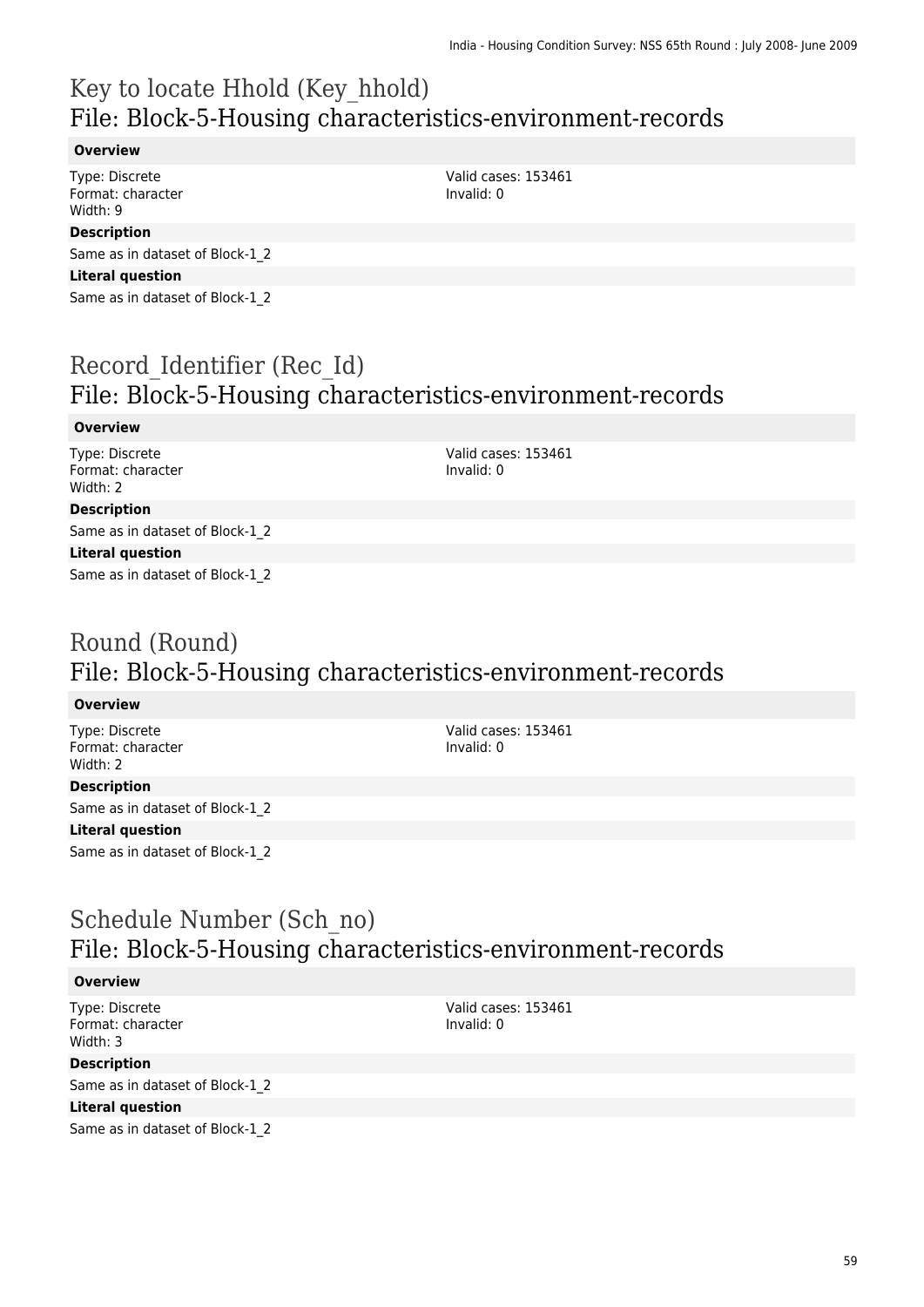# Key to locate Hhold (Key_hhold)
## File: Block-5-Housing characteristics-environment-records

**Overview**

Type: Discrete
Format: character
Width: 9

Valid cases: 153461
Invalid: 0

**Description**

Same as in dataset of Block-1_2

**Literal question**

Same as in dataset of Block-1_2

# Record_Identifier (Rec_Id)
## File: Block-5-Housing characteristics-environment-records

**Overview**

Type: Discrete
Format: character
Width: 2

Valid cases: 153461
Invalid: 0

**Description**

Same as in dataset of Block-1_2

**Literal question**

Same as in dataset of Block-1_2

# Round (Round)
## File: Block-5-Housing characteristics-environment-records

**Overview**

Type: Discrete
Format: character
Width: 2

Valid cases: 153461
Invalid: 0

**Description**

Same as in dataset of Block-1_2

**Literal question**

Same as in dataset of Block-1_2

# Schedule Number (Sch_no)
## File: Block-5-Housing characteristics-environment-records

**Overview**

Type: Discrete
Format: character
Width: 3

Valid cases: 153461
Invalid: 0

**Description**

Same as in dataset of Block-1_2

**Literal question**

Same as in dataset of Block-1_2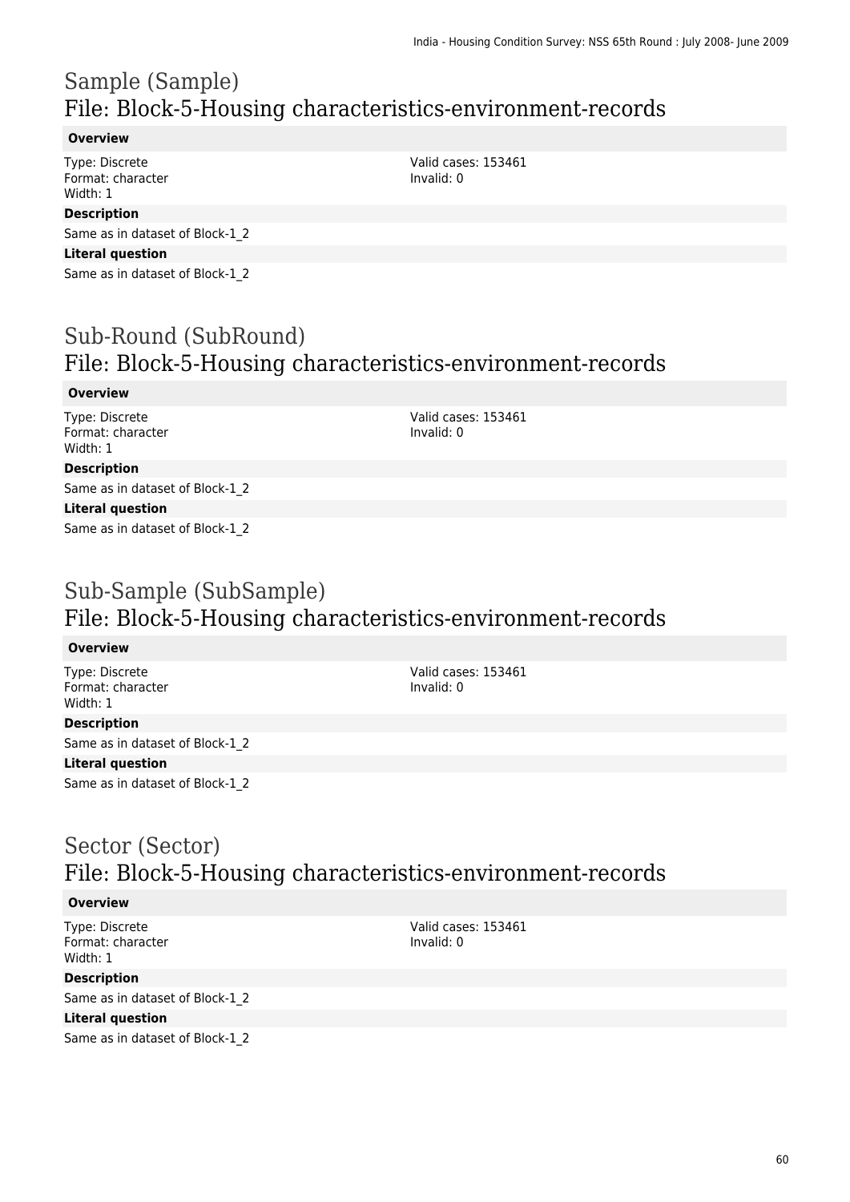# Sample (Sample)
## File: Block-5-Housing characteristics-environment-records

**Overview**

Type: Discrete
Format: character
Width: 1

Valid cases: 153461
Invalid: 0

**Description**

Same as in dataset of Block-1_2

**Literal question**

Same as in dataset of Block-1_2

# Sub-Round (SubRound)
## File: Block-5-Housing characteristics-environment-records

**Overview**

Type: Discrete
Format: character
Width: 1

Valid cases: 153461
Invalid: 0

**Description**

Same as in dataset of Block-1_2

**Literal question**

Same as in dataset of Block-1_2

# Sub-Sample (SubSample)
## File: Block-5-Housing characteristics-environment-records

**Overview**

Type: Discrete
Format: character
Width: 1

Valid cases: 153461
Invalid: 0

**Description**

Same as in dataset of Block-1_2

**Literal question**

Same as in dataset of Block-1_2

# Sector (Sector)
## File: Block-5-Housing characteristics-environment-records

**Overview**

Type: Discrete
Format: character
Width: 1

Valid cases: 153461
Invalid: 0

**Description**

Same as in dataset of Block-1_2

**Literal question**

Same as in dataset of Block-1_2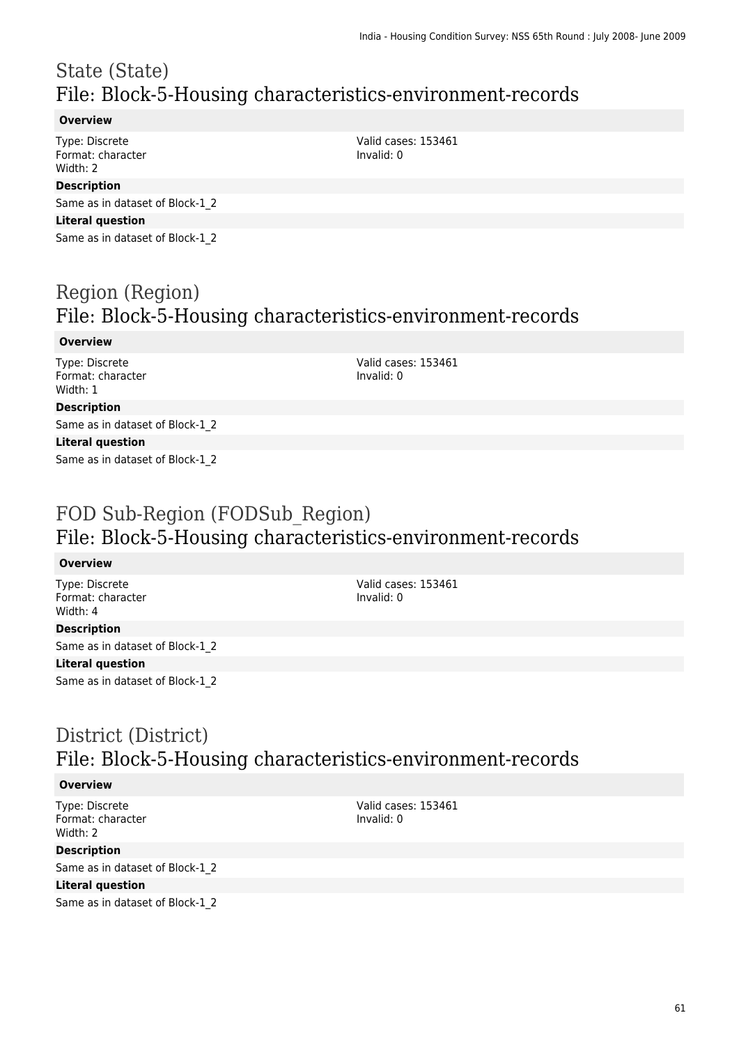# State (State)
## File: Block-5-Housing characteristics-environment-records

**Overview**

Type: Discrete
Format: character
Width: 2

Valid cases: 153461
Invalid: 0

**Description**

Same as in dataset of Block-1_2

**Literal question**

Same as in dataset of Block-1_2

# Region (Region)
## File: Block-5-Housing characteristics-environment-records

**Overview**

Type: Discrete
Format: character
Width: 1

Valid cases: 153461
Invalid: 0

**Description**

Same as in dataset of Block-1_2

**Literal question**

Same as in dataset of Block-1_2

# FOD Sub-Region (FODSub_Region)
## File: Block-5-Housing characteristics-environment-records

**Overview**

Type: Discrete
Format: character
Width: 4

Valid cases: 153461
Invalid: 0

**Description**

Same as in dataset of Block-1_2

**Literal question**

Same as in dataset of Block-1_2

# District (District)
## File: Block-5-Housing characteristics-environment-records

**Overview**

Type: Discrete
Format: character
Width: 2

Valid cases: 153461
Invalid: 0

**Description**

Same as in dataset of Block-1_2

**Literal question**

Same as in dataset of Block-1_2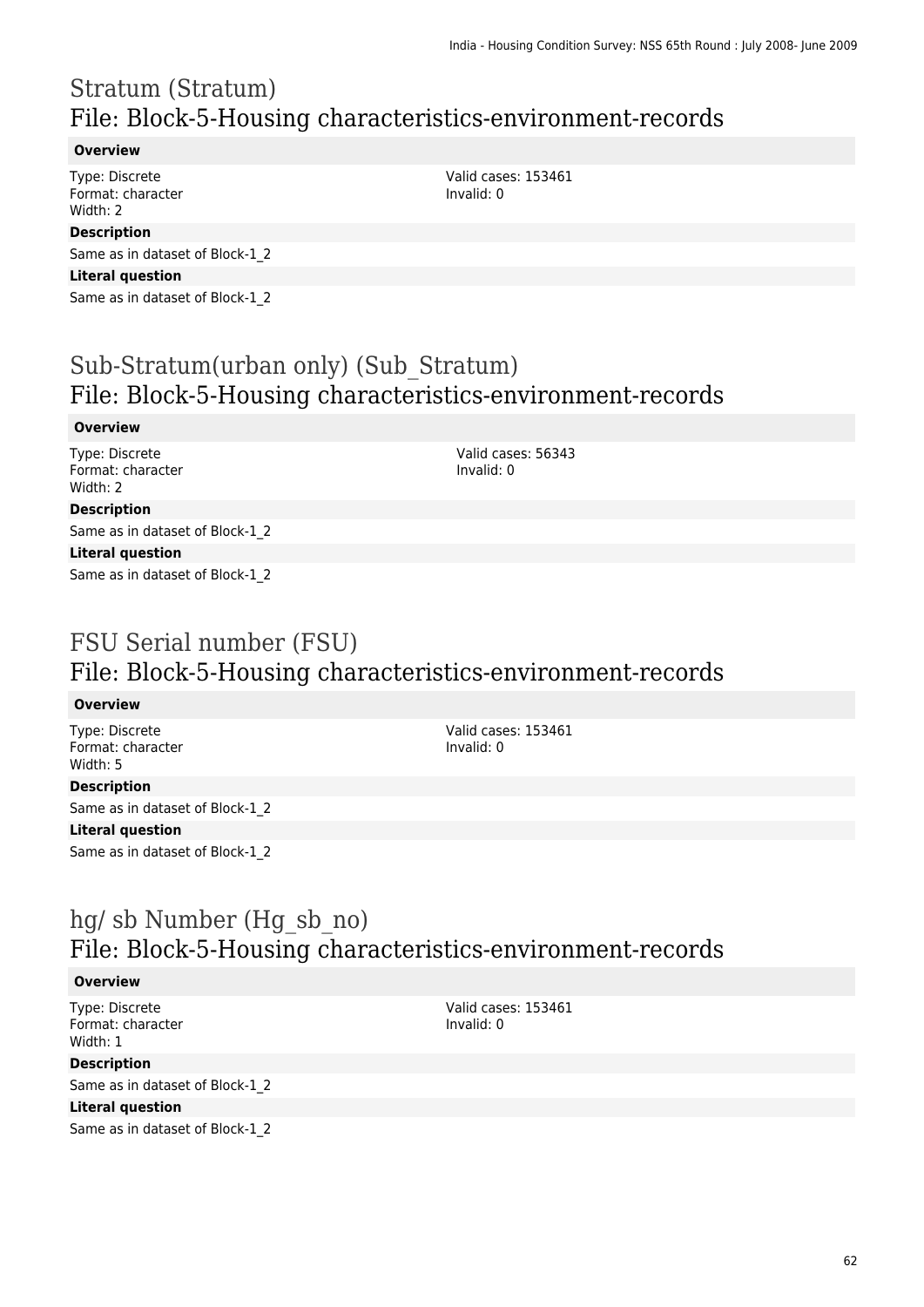## Stratum (Stratum)
## File: Block-5-Housing characteristics-environment-records

**Overview**

Type: Discrete
Format: character
Width: 2

Valid cases: 153461
Invalid: 0

**Description**

Same as in dataset of Block-1_2

**Literal question**

Same as in dataset of Block-1_2

## Sub-Stratum(urban only) (Sub_Stratum)
## File: Block-5-Housing characteristics-environment-records

**Overview**

Type: Discrete
Format: character
Width: 2

Valid cases: 56343
Invalid: 0

**Description**

Same as in dataset of Block-1_2

**Literal question**

Same as in dataset of Block-1_2

## FSU Serial number (FSU)
## File: Block-5-Housing characteristics-environment-records

**Overview**

Type: Discrete
Format: character
Width: 5

Valid cases: 153461
Invalid: 0

**Description**

Same as in dataset of Block-1_2

**Literal question**

Same as in dataset of Block-1_2

## hg/ sb Number (Hg_sb_no)
## File: Block-5-Housing characteristics-environment-records

**Overview**

Type: Discrete
Format: character
Width: 1

Valid cases: 153461
Invalid: 0

**Description**

Same as in dataset of Block-1_2

**Literal question**

Same as in dataset of Block-1_2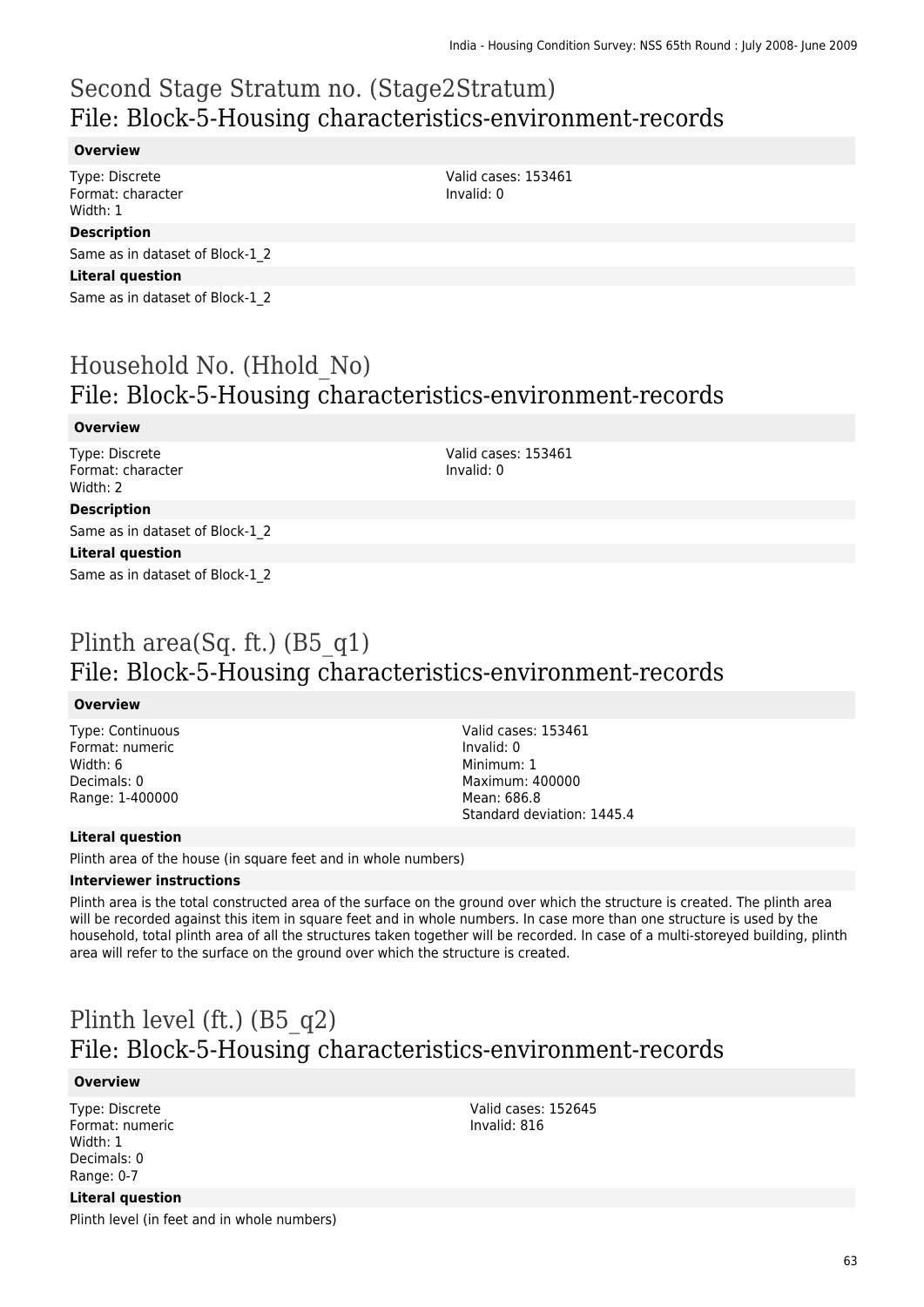# Second Stage Stratum no. (Stage2Stratum)
## File: Block-5-Housing characteristics-environment-records

### Overview

Type: Discrete
Format: character
Width: 1

Valid cases: 153461
Invalid: 0

### Description

Same as in dataset of Block-1_2

### Literal question

Same as in dataset of Block-1_2

# Household No. (Hhold_No)
## File: Block-5-Housing characteristics-environment-records

### Overview

Type: Discrete
Format: character
Width: 2

Valid cases: 153461
Invalid: 0

### Description

Same as in dataset of Block-1_2

### Literal question

Same as in dataset of Block-1_2

# Plinth area(Sq. ft.) (B5_q1)
## File: Block-5-Housing characteristics-environment-records

### Overview

Type: Continuous
Format: numeric
Width: 6
Decimals: 0
Range: 1-400000

Valid cases: 153461
Invalid: 0
Minimum: 1
Maximum: 400000
Mean: 686.8
Standard deviation: 1445.4

### Literal question

Plinth area of the house (in square feet and in whole numbers)

### Interviewer instructions

Plinth area is the total constructed area of the surface on the ground over which the structure is created. The plinth area will be recorded against this item in square feet and in whole numbers. In case more than one structure is used by the household, total plinth area of all the structures taken together will be recorded. In case of a multi-storeyed building, plinth area will refer to the surface on the ground over which the structure is created.

# Plinth level (ft.) (B5_q2)
## File: Block-5-Housing characteristics-environment-records

### Overview

Type: Discrete
Format: numeric
Width: 1
Decimals: 0
Range: 0-7

Valid cases: 152645
Invalid: 816

### Literal question

Plinth level (in feet and in whole numbers)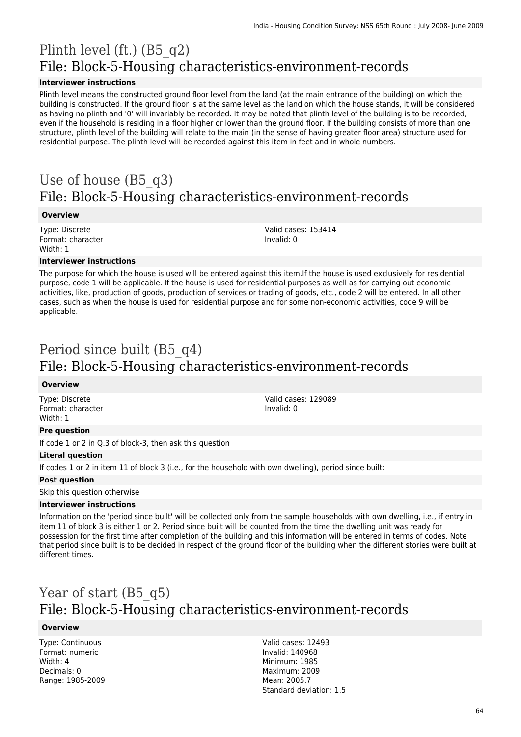# Plinth level (ft.) (B5_q2)
## File: Block-5-Housing characteristics-environment-records

### Interviewer instructions

Plinth level means the constructed ground floor level from the land (at the main entrance of the building) on which the building is constructed. If the ground floor is at the same level as the land on which the house stands, it will be considered as having no plinth and '0' will invariably be recorded. It may be noted that plinth level of the building is to be recorded, even if the household is residing in a floor higher or lower than the ground floor. If the building consists of more than one structure, plinth level of the building will relate to the main (in the sense of having greater floor area) structure used for residential purpose. The plinth level will be recorded against this item in feet and in whole numbers.

# Use of house (B5_q3)
## File: Block-5-Housing characteristics-environment-records

### Overview

Type: Discrete
Format: character
Width: 1

Valid cases: 153414
Invalid: 0

### Interviewer instructions

The purpose for which the house is used will be entered against this item.If the house is used exclusively for residential purpose, code 1 will be applicable. If the house is used for residential purposes as well as for carrying out economic activities, like, production of goods, production of services or trading of goods, etc., code 2 will be entered. In all other cases, such as when the house is used for residential purpose and for some non-economic activities, code 9 will be applicable.

# Period since built (B5_q4)
## File: Block-5-Housing characteristics-environment-records

### Overview

Type: Discrete
Format: character
Width: 1

Valid cases: 129089
Invalid: 0

### Pre question

If code 1 or 2 in Q.3 of block-3, then ask this question

### Literal question

If codes 1 or 2 in item 11 of block 3 (i.e., for the household with own dwelling), period since built:

### Post question

Skip this question otherwise

### Interviewer instructions

Information on the 'period since built' will be collected only from the sample households with own dwelling, i.e., if entry in item 11 of block 3 is either 1 or 2. Period since built will be counted from the time the dwelling unit was ready for possession for the first time after completion of the building and this information will be entered in terms of codes. Note that period since built is to be decided in respect of the ground floor of the building when the different stories were built at different times.

# Year of start (B5_q5)
## File: Block-5-Housing characteristics-environment-records

### Overview

Type: Continuous
Format: numeric
Width: 4
Decimals: 0
Range: 1985-2009

Valid cases: 12493
Invalid: 140968
Minimum: 1985
Maximum: 2009
Mean: 2005.7
Standard deviation: 1.5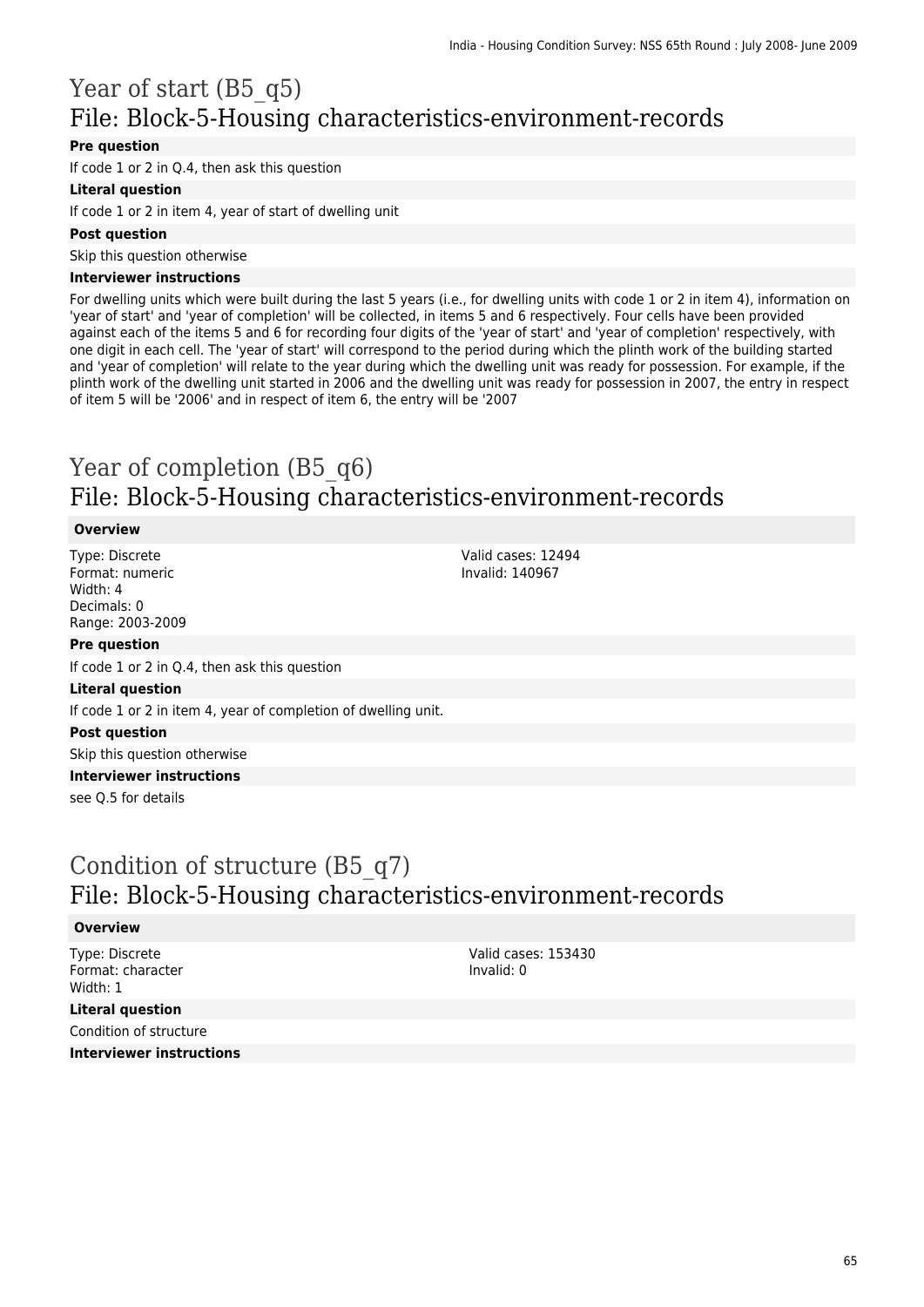# Year of start (B5_q5)
## File: Block-5-Housing characteristics-environment-records

**Pre question**

If code 1 or 2 in Q.4, then ask this question

**Literal question**

If code 1 or 2 in item 4, year of start of dwelling unit

**Post question**

Skip this question otherwise

**Interviewer instructions**

For dwelling units which were built during the last 5 years (i.e., for dwelling units with code 1 or 2 in item 4), information on 'year of start' and 'year of completion' will be collected, in items 5 and 6 respectively. Four cells have been provided against each of the items 5 and 6 for recording four digits of the 'year of start' and 'year of completion' respectively, with one digit in each cell. The 'year of start' will correspond to the period during which the plinth work of the building started and 'year of completion' will relate to the year during which the dwelling unit was ready for possession. For example, if the plinth work of the dwelling unit started in 2006 and the dwelling unit was ready for possession in 2007, the entry in respect of item 5 will be '2006' and in respect of item 6, the entry will be '2007

# Year of completion (B5_q6)
## File: Block-5-Housing characteristics-environment-records

**Overview**

Type: Discrete
Format: numeric
Width: 4
Decimals: 0
Range: 2003-2009

Valid cases: 12494
Invalid: 140967

**Pre question**

If code 1 or 2 in Q.4, then ask this question

**Literal question**

If code 1 or 2 in item 4, year of completion of dwelling unit.

**Post question**

Skip this question otherwise

**Interviewer instructions**

see Q.5 for details

# Condition of structure (B5_q7)
## File: Block-5-Housing characteristics-environment-records

**Overview**

Type: Discrete
Format: character
Width: 1

Valid cases: 153430
Invalid: 0

**Literal question**

Condition of structure

**Interviewer instructions**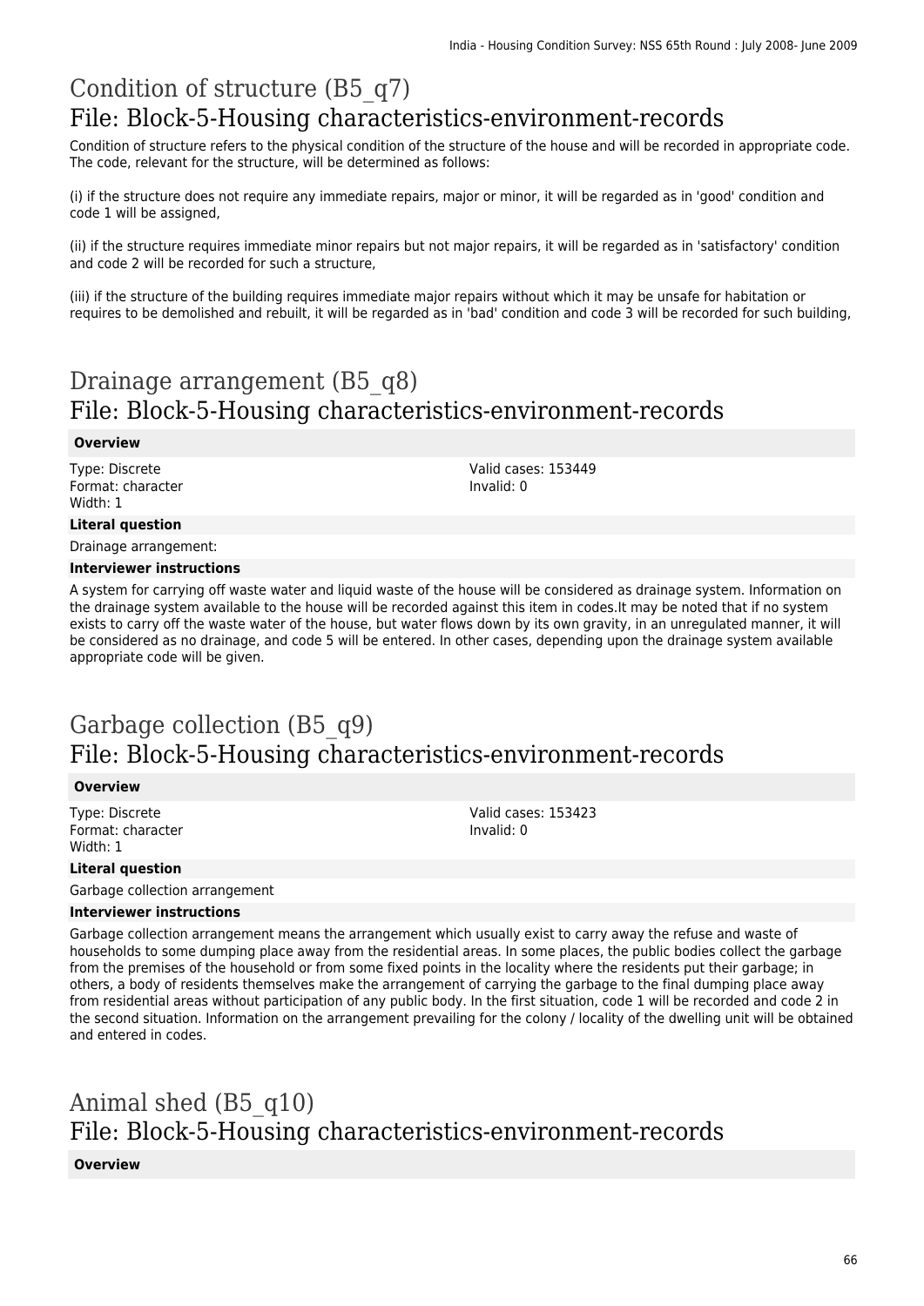# Condition of structure (B5_q7)

## File: Block-5-Housing characteristics-environment-records

Condition of structure refers to the physical condition of the structure of the house and will be recorded in appropriate code. The code, relevant for the structure, will be determined as follows:

(i) if the structure does not require any immediate repairs, major or minor, it will be regarded as in 'good' condition and code 1 will be assigned,

(ii) if the structure requires immediate minor repairs but not major repairs, it will be regarded as in 'satisfactory' condition and code 2 will be recorded for such a structure,

(iii) if the structure of the building requires immediate major repairs without which it may be unsafe for habitation or requires to be demolished and rebuilt, it will be regarded as in 'bad' condition and code 3 will be recorded for such building,

# Drainage arrangement (B5_q8)

## File: Block-5-Housing characteristics-environment-records

**Overview**

Type: Discrete
Format: character
Width: 1

Valid cases: 153449
Invalid: 0

**Literal question**

Drainage arrangement:

**Interviewer instructions**

A system for carrying off waste water and liquid waste of the house will be considered as drainage system. Information on the drainage system available to the house will be recorded against this item in codes.It may be noted that if no system exists to carry off the waste water of the house, but water flows down by its own gravity, in an unregulated manner, it will be considered as no drainage, and code 5 will be entered. In other cases, depending upon the drainage system available appropriate code will be given.

# Garbage collection (B5_q9)

## File: Block-5-Housing characteristics-environment-records

**Overview**

Type: Discrete
Format: character
Width: 1

Valid cases: 153423
Invalid: 0

**Literal question**

Garbage collection arrangement

**Interviewer instructions**

Garbage collection arrangement means the arrangement which usually exist to carry away the refuse and waste of households to some dumping place away from the residential areas. In some places, the public bodies collect the garbage from the premises of the household or from some fixed points in the locality where the residents put their garbage; in others, a body of residents themselves make the arrangement of carrying the garbage to the final dumping place away from residential areas without participation of any public body. In the first situation, code 1 will be recorded and code 2 in the second situation. Information on the arrangement prevailing for the colony / locality of the dwelling unit will be obtained and entered in codes.

# Animal shed (B5_q10)

## File: Block-5-Housing characteristics-environment-records

**Overview**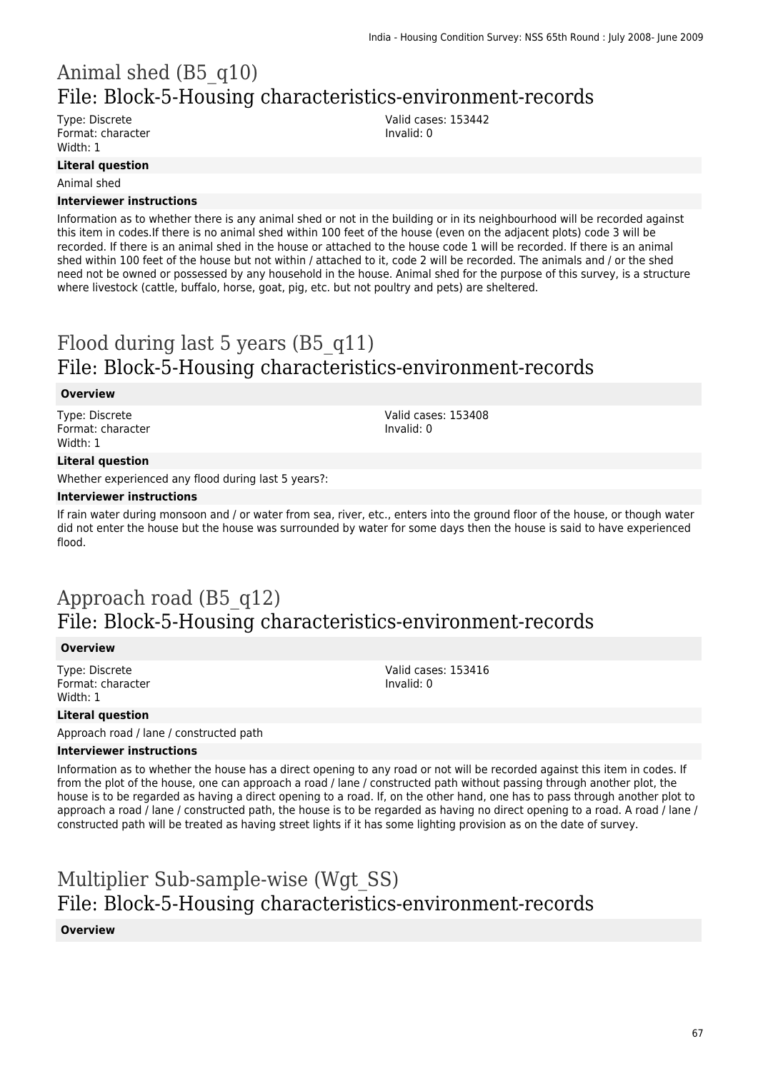## Animal shed (B5_q10)
## File: Block-5-Housing characteristics-environment-records

Type: Discrete
Format: character
Width: 1

Valid cases: 153442
Invalid: 0

**Literal question**

Animal shed

**Interviewer instructions**

Information as to whether there is any animal shed or not in the building or in its neighbourhood will be recorded against this item in codes.If there is no animal shed within 100 feet of the house (even on the adjacent plots) code 3 will be recorded. If there is an animal shed in the house or attached to the house code 1 will be recorded. If there is an animal shed within 100 feet of the house but not within / attached to it, code 2 will be recorded. The animals and / or the shed need not be owned or possessed by any household in the house. Animal shed for the purpose of this survey, is a structure where livestock (cattle, buffalo, horse, goat, pig, etc. but not poultry and pets) are sheltered.

## Flood during last 5 years (B5_q11)
## File: Block-5-Housing characteristics-environment-records

**Overview**

Type: Discrete
Format: character
Width: 1

Valid cases: 153408
Invalid: 0

**Literal question**

Whether experienced any flood during last 5 years?:

**Interviewer instructions**

If rain water during monsoon and / or water from sea, river, etc., enters into the ground floor of the house, or though water did not enter the house but the house was surrounded by water for some days then the house is said to have experienced flood.

## Approach road (B5_q12)
## File: Block-5-Housing characteristics-environment-records

**Overview**

Type: Discrete
Format: character
Width: 1

Valid cases: 153416
Invalid: 0

**Literal question**

Approach road / lane / constructed path

**Interviewer instructions**

Information as to whether the house has a direct opening to any road or not will be recorded against this item in codes. If from the plot of the house, one can approach a road / lane / constructed path without passing through another plot, the house is to be regarded as having a direct opening to a road. If, on the other hand, one has to pass through another plot to approach a road / lane / constructed path, the house is to be regarded as having no direct opening to a road. A road / lane / constructed path will be treated as having street lights if it has some lighting provision as on the date of survey.

## Multiplier Sub-sample-wise (Wgt_SS)
## File: Block-5-Housing characteristics-environment-records

**Overview**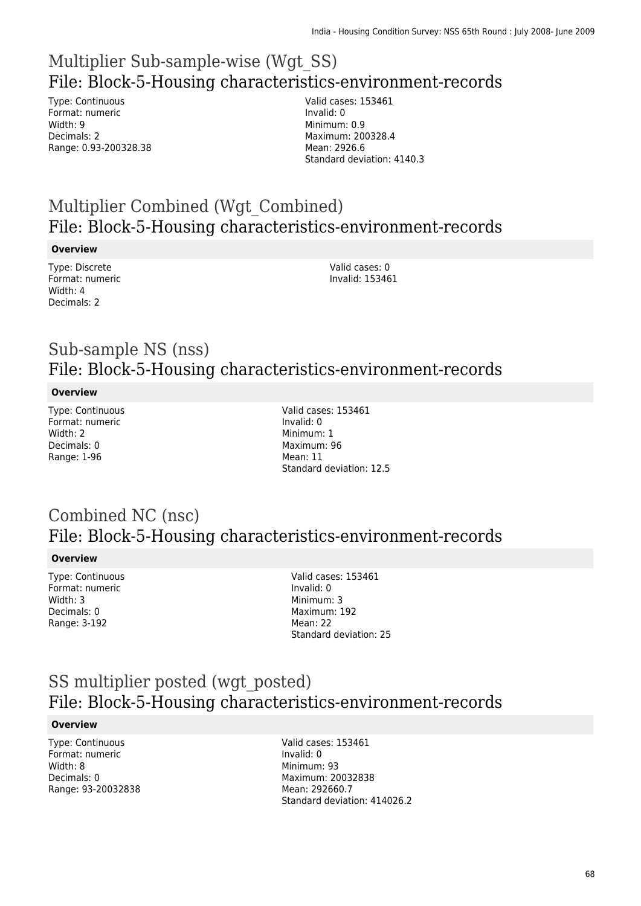# Multiplier Sub-sample-wise (Wgt_SS)

## File: Block-5-Housing characteristics-environment-records

Type: Continuous
Format: numeric
Width: 9
Decimals: 2
Range: 0.93-200328.38

Valid cases: 153461
Invalid: 0
Minimum: 0.9
Maximum: 200328.4
Mean: 2926.6
Standard deviation: 4140.3

# Multiplier Combined (Wgt_Combined)

## File: Block-5-Housing characteristics-environment-records

**Overview**

Type: Discrete
Format: numeric
Width: 4
Decimals: 2

Valid cases: 0
Invalid: 153461

# Sub-sample NS (nss)

## File: Block-5-Housing characteristics-environment-records

**Overview**

Type: Continuous
Format: numeric
Width: 2
Decimals: 0
Range: 1-96

Valid cases: 153461
Invalid: 0
Minimum: 1
Maximum: 96
Mean: 11
Standard deviation: 12.5

# Combined NC (nsc)

## File: Block-5-Housing characteristics-environment-records

**Overview**

Type: Continuous
Format: numeric
Width: 3
Decimals: 0
Range: 3-192

Valid cases: 153461
Invalid: 0
Minimum: 3
Maximum: 192
Mean: 22
Standard deviation: 25

# SS multiplier posted (wgt_posted)

## File: Block-5-Housing characteristics-environment-records

**Overview**

Type: Continuous
Format: numeric
Width: 8
Decimals: 0
Range: 93-20032838

Valid cases: 153461
Invalid: 0
Minimum: 93
Maximum: 20032838
Mean: 292660.7
Standard deviation: 414026.2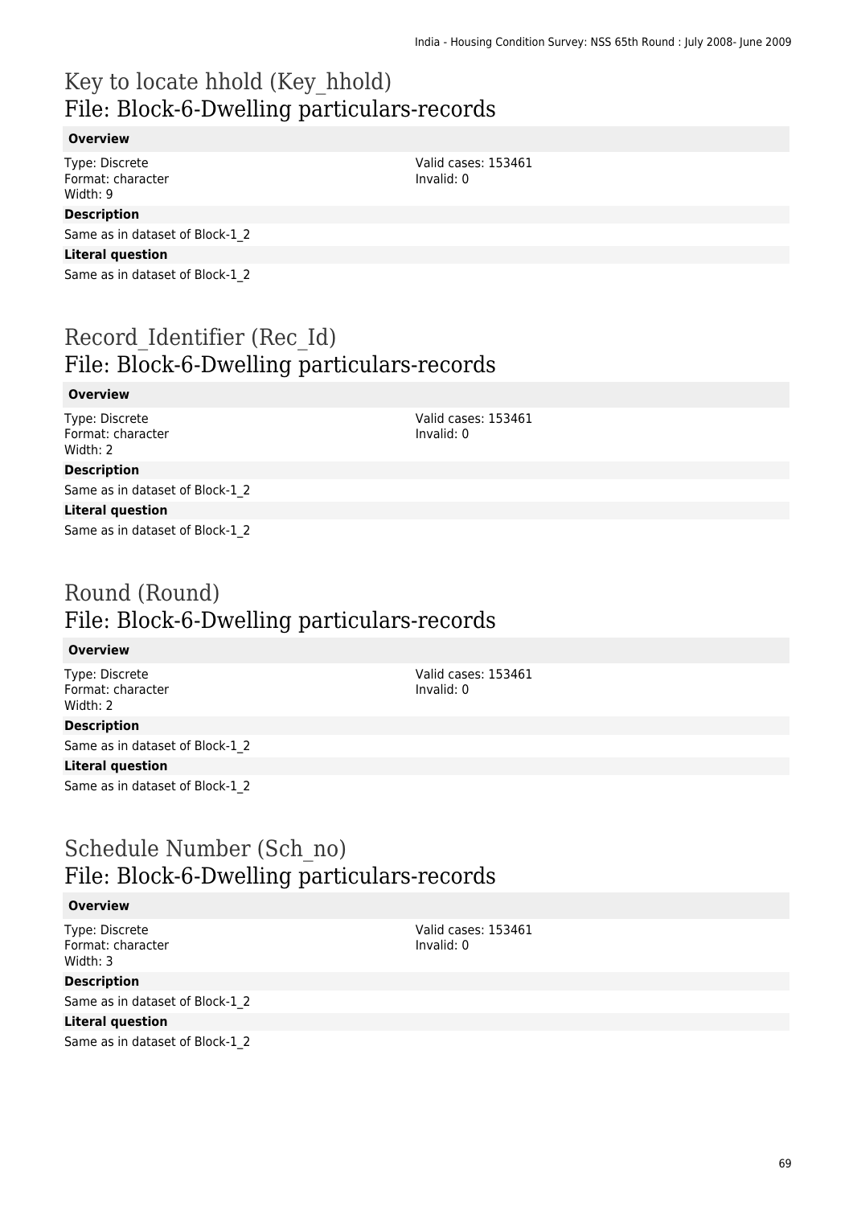# Key to locate hhold (Key_hhold)
## File: Block-6-Dwelling particulars-records

**Overview**

Type: Discrete
Format: character
Width: 9

Valid cases: 153461
Invalid: 0

**Description**

Same as in dataset of Block-1_2

**Literal question**

Same as in dataset of Block-1_2

# Record_Identifier (Rec_Id)
## File: Block-6-Dwelling particulars-records

**Overview**

Type: Discrete
Format: character
Width: 2

Valid cases: 153461
Invalid: 0

**Description**

Same as in dataset of Block-1_2

**Literal question**

Same as in dataset of Block-1_2

# Round (Round)
## File: Block-6-Dwelling particulars-records

**Overview**

Type: Discrete
Format: character
Width: 2

Valid cases: 153461
Invalid: 0

**Description**

Same as in dataset of Block-1_2

**Literal question**

Same as in dataset of Block-1_2

# Schedule Number (Sch_no)
## File: Block-6-Dwelling particulars-records

**Overview**

Type: Discrete
Format: character
Width: 3

Valid cases: 153461
Invalid: 0

**Description**

Same as in dataset of Block-1_2

**Literal question**

Same as in dataset of Block-1_2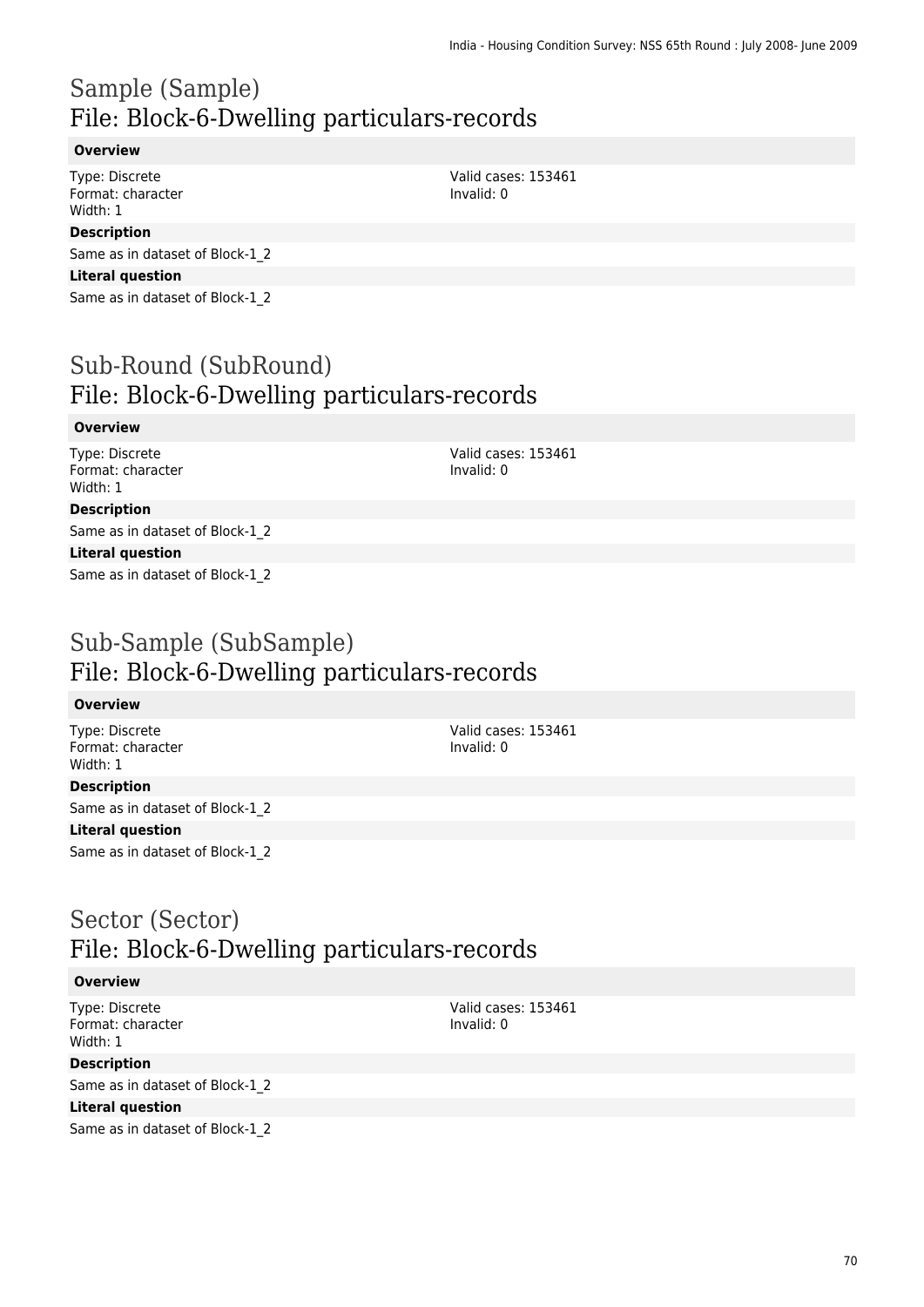# Sample (Sample)
## File: Block-6-Dwelling particulars-records

**Overview**

Type: Discrete
Format: character
Width: 1

Valid cases: 153461
Invalid: 0

**Description**

Same as in dataset of Block-1_2

**Literal question**

Same as in dataset of Block-1_2

# Sub-Round (SubRound)
## File: Block-6-Dwelling particulars-records

**Overview**

Type: Discrete
Format: character
Width: 1

Valid cases: 153461
Invalid: 0

**Description**

Same as in dataset of Block-1_2

**Literal question**

Same as in dataset of Block-1_2

# Sub-Sample (SubSample)
## File: Block-6-Dwelling particulars-records

**Overview**

Type: Discrete
Format: character
Width: 1

Valid cases: 153461
Invalid: 0

**Description**

Same as in dataset of Block-1_2

**Literal question**

Same as in dataset of Block-1_2

# Sector (Sector)
## File: Block-6-Dwelling particulars-records

**Overview**

Type: Discrete
Format: character
Width: 1

Valid cases: 153461
Invalid: 0

**Description**

Same as in dataset of Block-1_2

**Literal question**

Same as in dataset of Block-1_2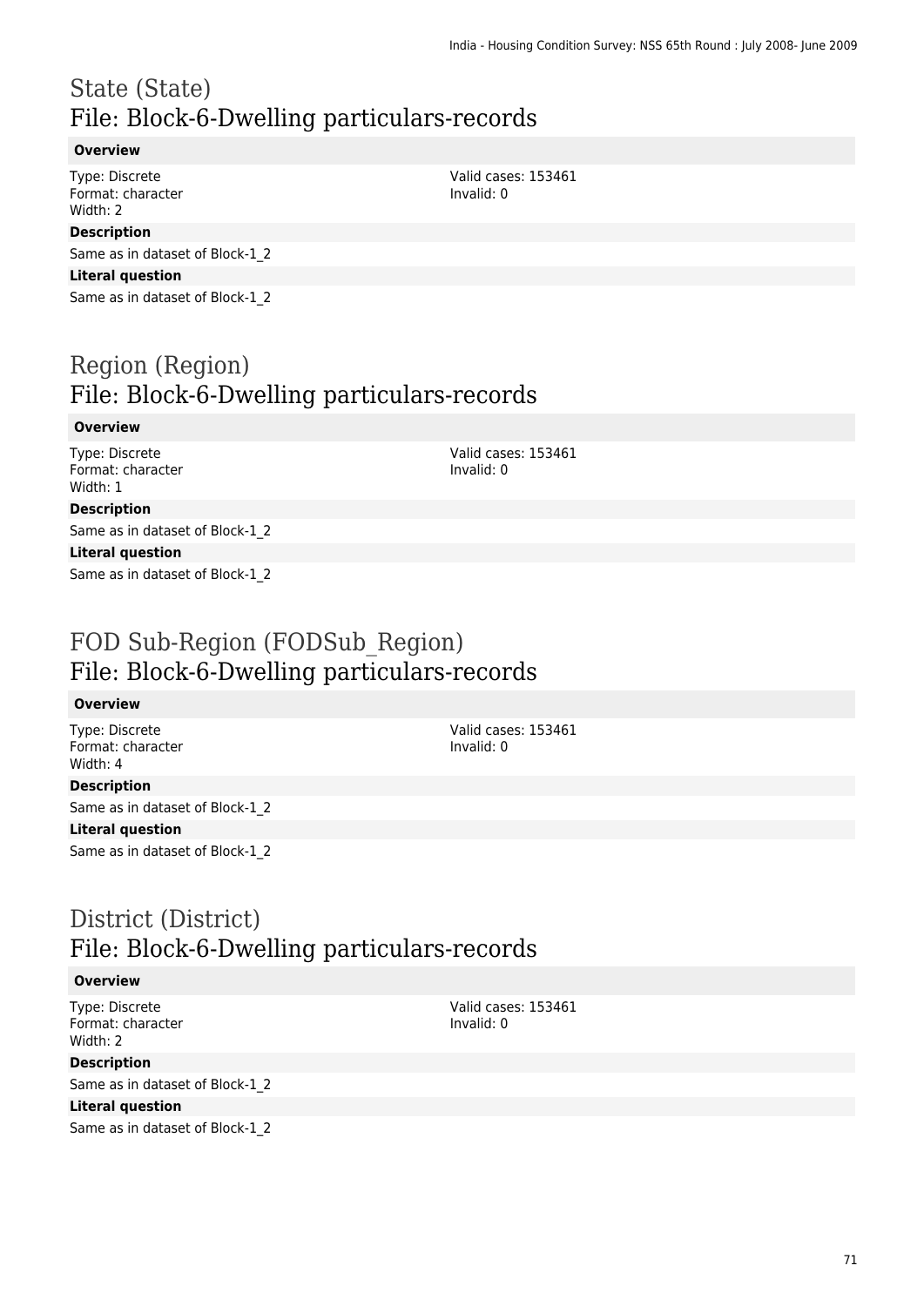# State (State)
## File: Block-6-Dwelling particulars-records

**Overview**

Type: Discrete
Format: character
Width: 2

Valid cases: 153461
Invalid: 0

**Description**

Same as in dataset of Block-1_2

**Literal question**

Same as in dataset of Block-1_2

# Region (Region)
## File: Block-6-Dwelling particulars-records

**Overview**

Type: Discrete
Format: character
Width: 1

Valid cases: 153461
Invalid: 0

**Description**

Same as in dataset of Block-1_2

**Literal question**

Same as in dataset of Block-1_2

# FOD Sub-Region (FODSub_Region)
## File: Block-6-Dwelling particulars-records

**Overview**

Type: Discrete
Format: character
Width: 4

Valid cases: 153461
Invalid: 0

**Description**

Same as in dataset of Block-1_2

**Literal question**

Same as in dataset of Block-1_2

# District (District)
## File: Block-6-Dwelling particulars-records

**Overview**

Type: Discrete
Format: character
Width: 2

Valid cases: 153461
Invalid: 0

**Description**

Same as in dataset of Block-1_2

**Literal question**

Same as in dataset of Block-1_2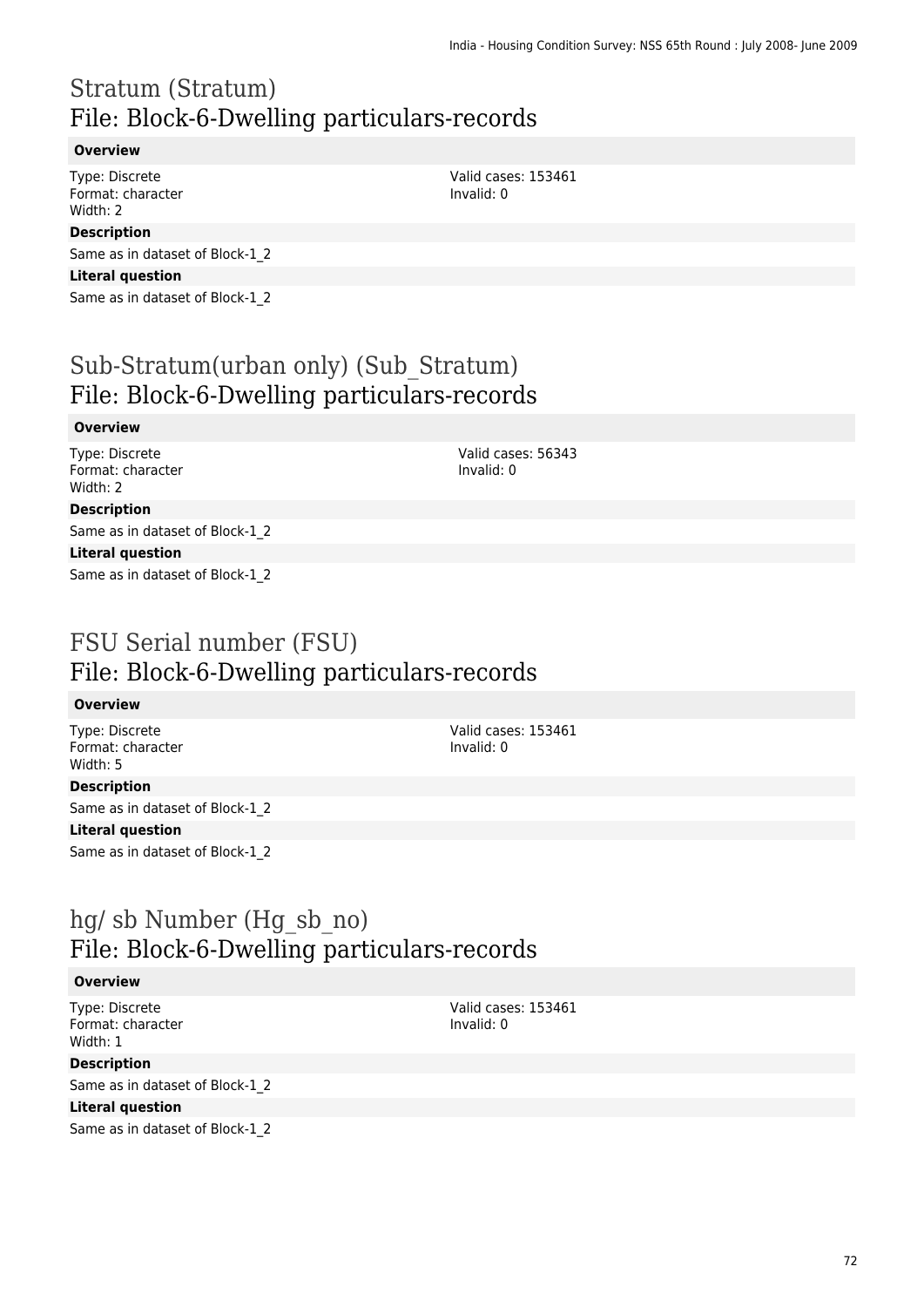# Stratum (Stratum)
## File: Block-6-Dwelling particulars-records

**Overview**

Type: Discrete
Format: character
Width: 2

Valid cases: 153461
Invalid: 0

**Description**

Same as in dataset of Block-1_2

**Literal question**

Same as in dataset of Block-1_2

# Sub-Stratum(urban only) (Sub_Stratum)
## File: Block-6-Dwelling particulars-records

**Overview**

Type: Discrete
Format: character
Width: 2

Valid cases: 56343
Invalid: 0

**Description**

Same as in dataset of Block-1_2

**Literal question**

Same as in dataset of Block-1_2

# FSU Serial number (FSU)
## File: Block-6-Dwelling particulars-records

**Overview**

Type: Discrete
Format: character
Width: 5

Valid cases: 153461
Invalid: 0

**Description**

Same as in dataset of Block-1_2

**Literal question**

Same as in dataset of Block-1_2

# hg/ sb Number (Hg_sb_no)
## File: Block-6-Dwelling particulars-records

**Overview**

Type: Discrete
Format: character
Width: 1

Valid cases: 153461
Invalid: 0

**Description**

Same as in dataset of Block-1_2

**Literal question**

Same as in dataset of Block-1_2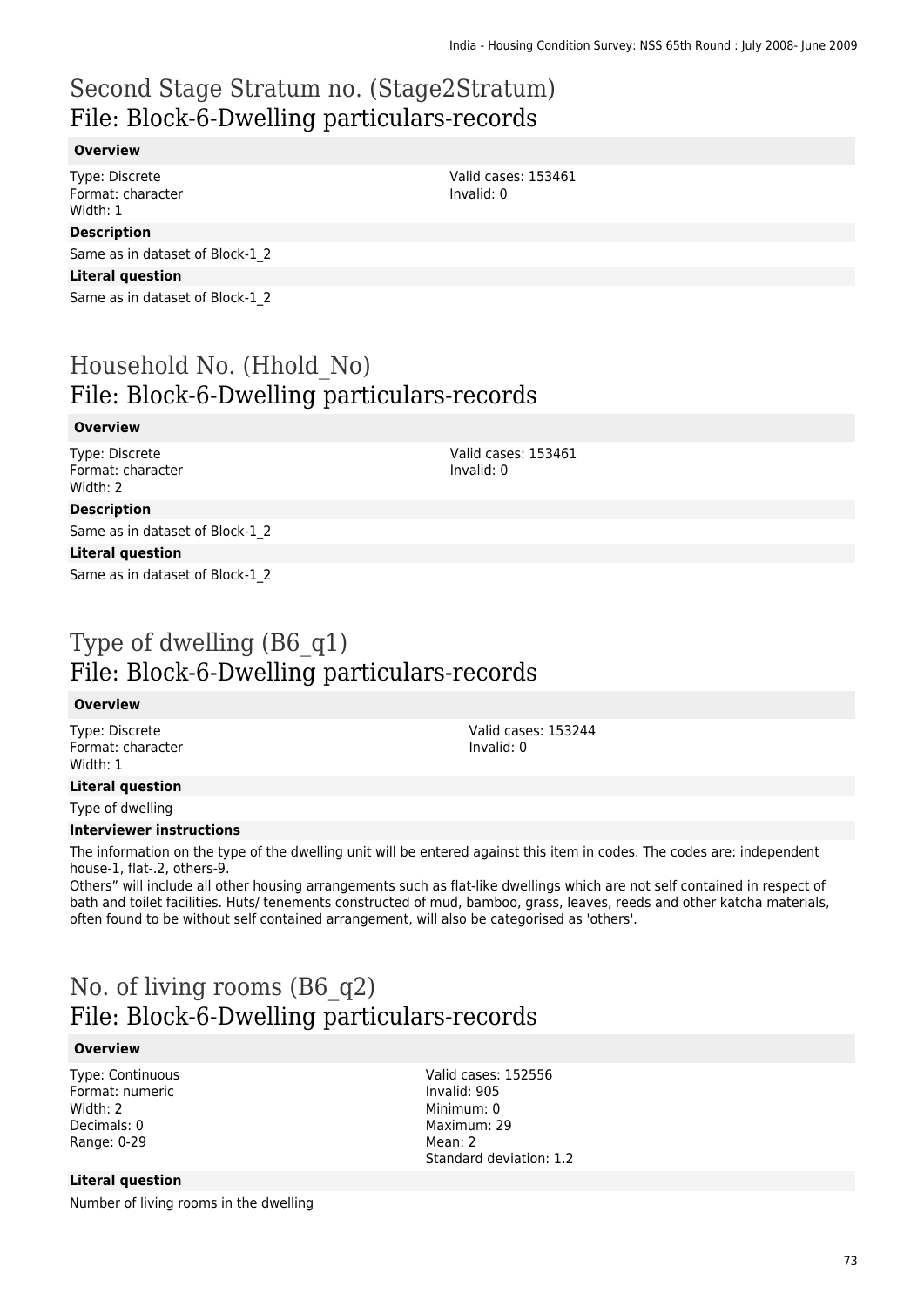# Second Stage Stratum no. (Stage2Stratum)
## File: Block-6-Dwelling particulars-records

### Overview

Type: Discrete
Format: character
Width: 1

Valid cases: 153461
Invalid: 0

### Description

Same as in dataset of Block-1_2

### Literal question

Same as in dataset of Block-1_2

# Household No. (Hhold_No)
## File: Block-6-Dwelling particulars-records

### Overview

Type: Discrete
Format: character
Width: 2

Valid cases: 153461
Invalid: 0

### Description

Same as in dataset of Block-1_2

### Literal question

Same as in dataset of Block-1_2

# Type of dwelling (B6_q1)
## File: Block-6-Dwelling particulars-records

### Overview

Type: Discrete
Format: character
Width: 1

Valid cases: 153244
Invalid: 0

### Literal question

Type of dwelling

### Interviewer instructions

The information on the type of the dwelling unit will be entered against this item in codes. The codes are: independent house-1, flat-.2, others-9.
Others" will include all other housing arrangements such as flat-like dwellings which are not self contained in respect of bath and toilet facilities. Huts/ tenements constructed of mud, bamboo, grass, leaves, reeds and other katcha materials, often found to be without self contained arrangement, will also be categorised as 'others'.

# No. of living rooms (B6_q2)
## File: Block-6-Dwelling particulars-records

### Overview

Type: Continuous
Format: numeric
Width: 2
Decimals: 0
Range: 0-29

Valid cases: 152556
Invalid: 905
Minimum: 0
Maximum: 29
Mean: 2
Standard deviation: 1.2

### Literal question

Number of living rooms in the dwelling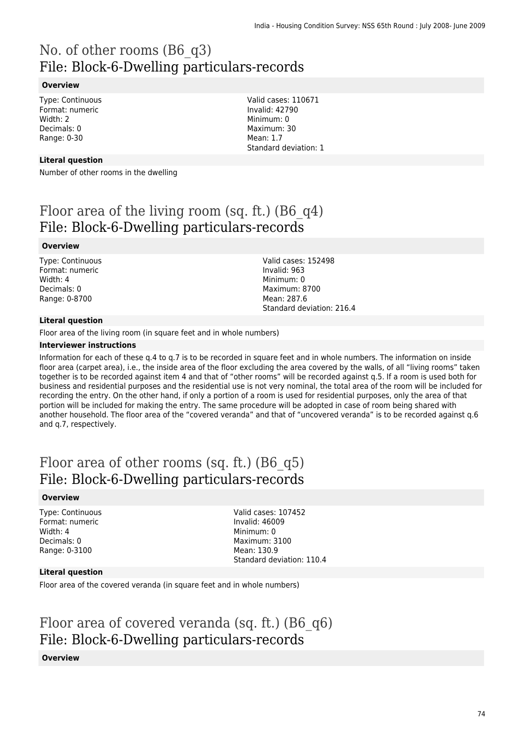# No. of other rooms (B6_q3)
## File: Block-6-Dwelling particulars-records

**Overview**

Type: Continuous
Format: numeric
Width: 2
Decimals: 0
Range: 0-30

Valid cases: 110671
Invalid: 42790
Minimum: 0
Maximum: 30
Mean: 1.7
Standard deviation: 1

**Literal question**

Number of other rooms in the dwelling

# Floor area of the living room (sq. ft.) (B6_q4)
## File: Block-6-Dwelling particulars-records

**Overview**

Type: Continuous
Format: numeric
Width: 4
Decimals: 0
Range: 0-8700

Valid cases: 152498
Invalid: 963
Minimum: 0
Maximum: 8700
Mean: 287.6
Standard deviation: 216.4

**Literal question**

Floor area of the living room (in square feet and in whole numbers)

**Interviewer instructions**

Information for each of these q.4 to q.7 is to be recorded in square feet and in whole numbers. The information on inside floor area (carpet area), i.e., the inside area of the floor excluding the area covered by the walls, of all "living rooms" taken together is to be recorded against item 4 and that of "other rooms" will be recorded against q.5. If a room is used both for business and residential purposes and the residential use is not very nominal, the total area of the room will be included for recording the entry. On the other hand, if only a portion of a room is used for residential purposes, only the area of that portion will be included for making the entry. The same procedure will be adopted in case of room being shared with another household. The floor area of the "covered veranda" and that of "uncovered veranda" is to be recorded against q.6 and q.7, respectively.

# Floor area of other rooms (sq. ft.) (B6_q5)
## File: Block-6-Dwelling particulars-records

**Overview**

Type: Continuous
Format: numeric
Width: 4
Decimals: 0
Range: 0-3100

Valid cases: 107452
Invalid: 46009
Minimum: 0
Maximum: 3100
Mean: 130.9
Standard deviation: 110.4

**Literal question**

Floor area of the covered veranda (in square feet and in whole numbers)

# Floor area of covered veranda (sq. ft.) (B6_q6)
## File: Block-6-Dwelling particulars-records

**Overview**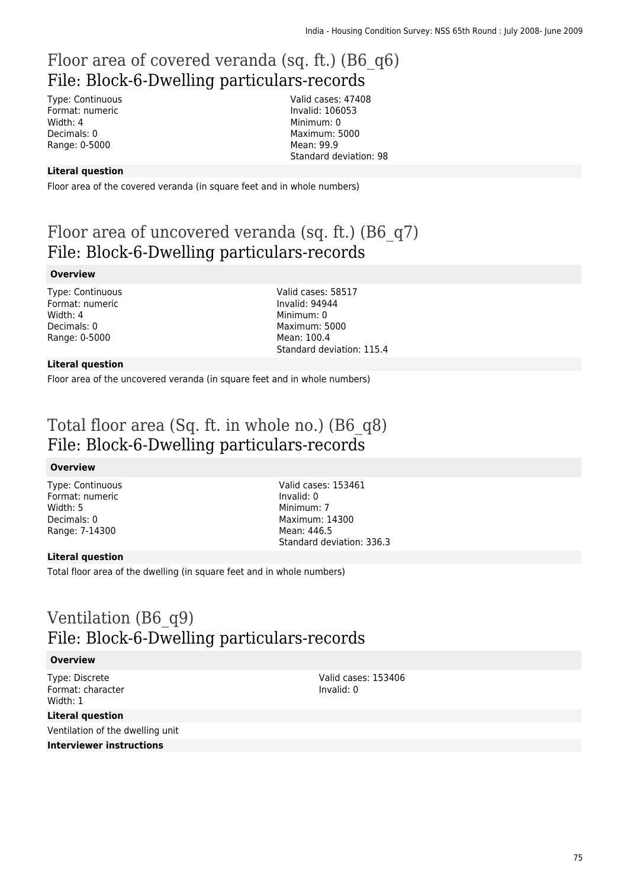# Floor area of covered veranda (sq. ft.) (B6_q6)
# File: Block-6-Dwelling particulars-records

Type: Continuous
Format: numeric
Width: 4
Decimals: 0
Range: 0-5000

Valid cases: 47408
Invalid: 106053
Minimum: 0
Maximum: 5000
Mean: 99.9
Standard deviation: 98

**Literal question**

Floor area of the covered veranda (in square feet and in whole numbers)

# Floor area of uncovered veranda (sq. ft.) (B6_q7)
# File: Block-6-Dwelling particulars-records

**Overview**

Type: Continuous
Format: numeric
Width: 4
Decimals: 0
Range: 0-5000

Valid cases: 58517
Invalid: 94944
Minimum: 0
Maximum: 5000
Mean: 100.4
Standard deviation: 115.4

**Literal question**

Floor area of the uncovered veranda (in square feet and in whole numbers)

# Total floor area (Sq. ft. in whole no.) (B6_q8)
# File: Block-6-Dwelling particulars-records

**Overview**

Type: Continuous
Format: numeric
Width: 5
Decimals: 0
Range: 7-14300

Valid cases: 153461
Invalid: 0
Minimum: 7
Maximum: 14300
Mean: 446.5
Standard deviation: 336.3

**Literal question**

Total floor area of the dwelling (in square feet and in whole numbers)

# Ventilation (B6_q9)
# File: Block-6-Dwelling particulars-records

**Overview**

Type: Discrete
Format: character
Width: 1

Valid cases: 153406
Invalid: 0

**Literal question**

Ventilation of the dwelling unit

**Interviewer instructions**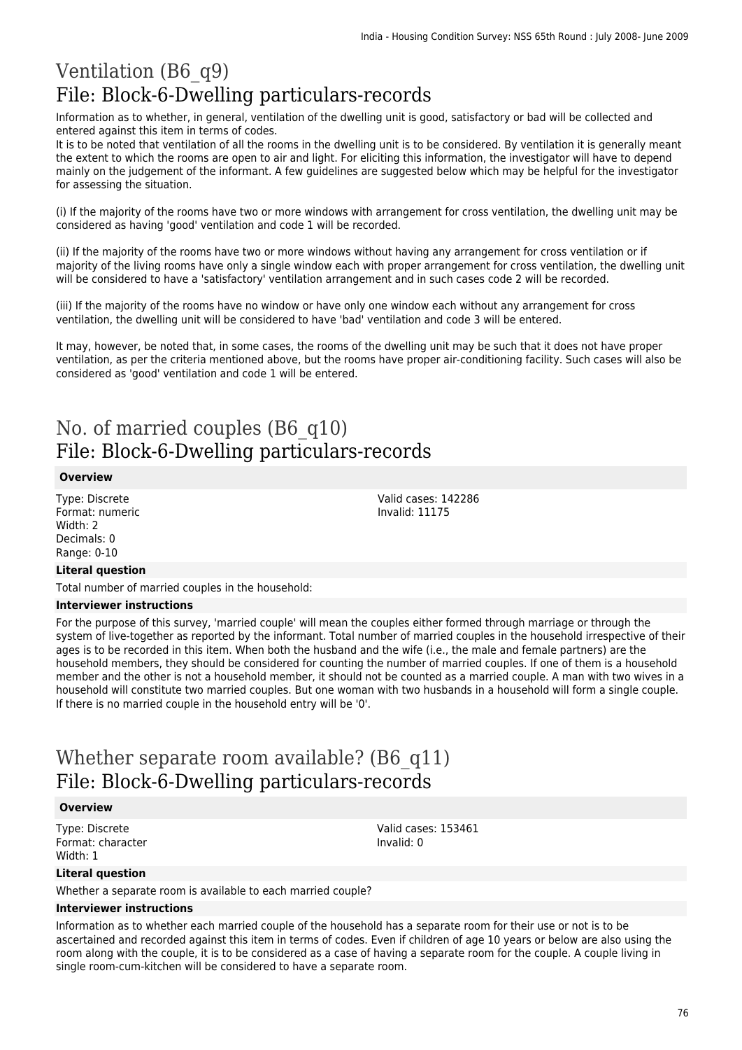# Ventilation (B6_q9)
## File: Block-6-Dwelling particulars-records

Information as to whether, in general, ventilation of the dwelling unit is good, satisfactory or bad will be collected and entered against this item in terms of codes.
It is to be noted that ventilation of all the rooms in the dwelling unit is to be considered. By ventilation it is generally meant the extent to which the rooms are open to air and light. For eliciting this information, the investigator will have to depend mainly on the judgement of the informant. A few guidelines are suggested below which may be helpful for the investigator for assessing the situation.

(i) If the majority of the rooms have two or more windows with arrangement for cross ventilation, the dwelling unit may be considered as having 'good' ventilation and code 1 will be recorded.

(ii) If the majority of the rooms have two or more windows without having any arrangement for cross ventilation or if majority of the living rooms have only a single window each with proper arrangement for cross ventilation, the dwelling unit will be considered to have a 'satisfactory' ventilation arrangement and in such cases code 2 will be recorded.

(iii) If the majority of the rooms have no window or have only one window each without any arrangement for cross ventilation, the dwelling unit will be considered to have 'bad' ventilation and code 3 will be entered.

It may, however, be noted that, in some cases, the rooms of the dwelling unit may be such that it does not have proper ventilation, as per the criteria mentioned above, but the rooms have proper air-conditioning facility. Such cases will also be considered as 'good' ventilation and code 1 will be entered.

# No. of married couples (B6_q10)
## File: Block-6-Dwelling particulars-records

**Overview**

Type: Discrete
Format: numeric
Width: 2
Decimals: 0
Range: 0-10

Valid cases: 142286
Invalid: 11175

**Literal question**

Total number of married couples in the household:

**Interviewer instructions**

For the purpose of this survey, 'married couple' will mean the couples either formed through marriage or through the system of live-together as reported by the informant. Total number of married couples in the household irrespective of their ages is to be recorded in this item. When both the husband and the wife (i.e., the male and female partners) are the household members, they should be considered for counting the number of married couples. If one of them is a household member and the other is not a household member, it should not be counted as a married couple. A man with two wives in a household will constitute two married couples. But one woman with two husbands in a household will form a single couple. If there is no married couple in the household entry will be '0'.

# Whether separate room available? (B6_q11)
## File: Block-6-Dwelling particulars-records

**Overview**

Type: Discrete
Format: character
Width: 1

Valid cases: 153461
Invalid: 0

**Literal question**

Whether a separate room is available to each married couple?

**Interviewer instructions**

Information as to whether each married couple of the household has a separate room for their use or not is to be ascertained and recorded against this item in terms of codes. Even if children of age 10 years or below are also using the room along with the couple, it is to be considered as a case of having a separate room for the couple. A couple living in single room-cum-kitchen will be considered to have a separate room.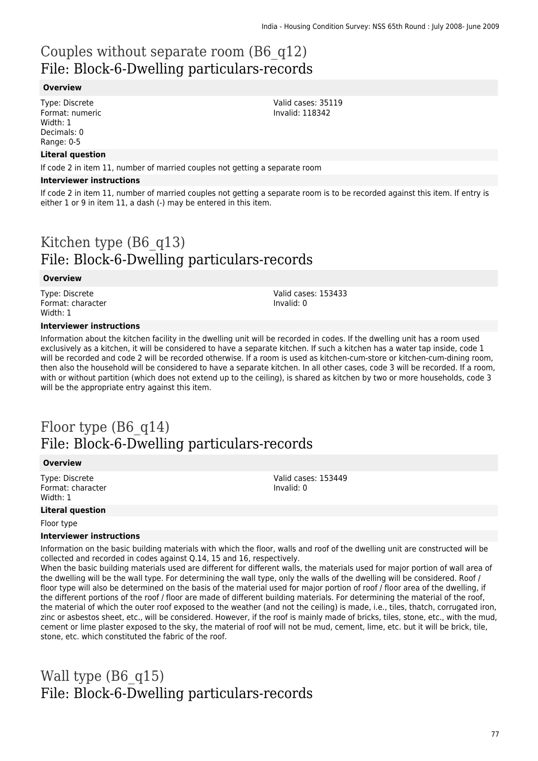# Couples without separate room (B6_q12)
## File: Block-6-Dwelling particulars-records

### Overview

Type: Discrete
Format: numeric
Width: 1
Decimals: 0
Range: 0-5

Valid cases: 35119
Invalid: 118342

### Literal question

If code 2 in item 11, number of married couples not getting a separate room

### Interviewer instructions

If code 2 in item 11, number of married couples not getting a separate room is to be recorded against this item. If entry is either 1 or 9 in item 11, a dash (-) may be entered in this item.

# Kitchen type (B6_q13)
## File: Block-6-Dwelling particulars-records

### Overview

Type: Discrete
Format: character
Width: 1

Valid cases: 153433
Invalid: 0

### Interviewer instructions

Information about the kitchen facility in the dwelling unit will be recorded in codes. If the dwelling unit has a room used exclusively as a kitchen, it will be considered to have a separate kitchen. If such a kitchen has a water tap inside, code 1 will be recorded and code 2 will be recorded otherwise. If a room is used as kitchen-cum-store or kitchen-cum-dining room, then also the household will be considered to have a separate kitchen. In all other cases, code 3 will be recorded. If a room, with or without partition (which does not extend up to the ceiling), is shared as kitchen by two or more households, code 3 will be the appropriate entry against this item.

# Floor type (B6_q14)
## File: Block-6-Dwelling particulars-records

### Overview

Type: Discrete
Format: character
Width: 1

Valid cases: 153449
Invalid: 0

### Literal question

Floor type

### Interviewer instructions

Information on the basic building materials with which the floor, walls and roof of the dwelling unit are constructed will be collected and recorded in codes against Q.14, 15 and 16, respectively.
When the basic building materials used are different for different walls, the materials used for major portion of wall area of the dwelling will be the wall type. For determining the wall type, only the walls of the dwelling will be considered. Roof / floor type will also be determined on the basis of the material used for major portion of roof / floor area of the dwelling, if the different portions of the roof / floor are made of different building materials. For determining the material of the roof, the material of which the outer roof exposed to the weather (and not the ceiling) is made, i.e., tiles, thatch, corrugated iron, zinc or asbestos sheet, etc., will be considered. However, if the roof is mainly made of bricks, tiles, stone, etc., with the mud, cement or lime plaster exposed to the sky, the material of roof will not be mud, cement, lime, etc. but it will be brick, tile, stone, etc. which constituted the fabric of the roof.

# Wall type (B6_q15)
## File: Block-6-Dwelling particulars-records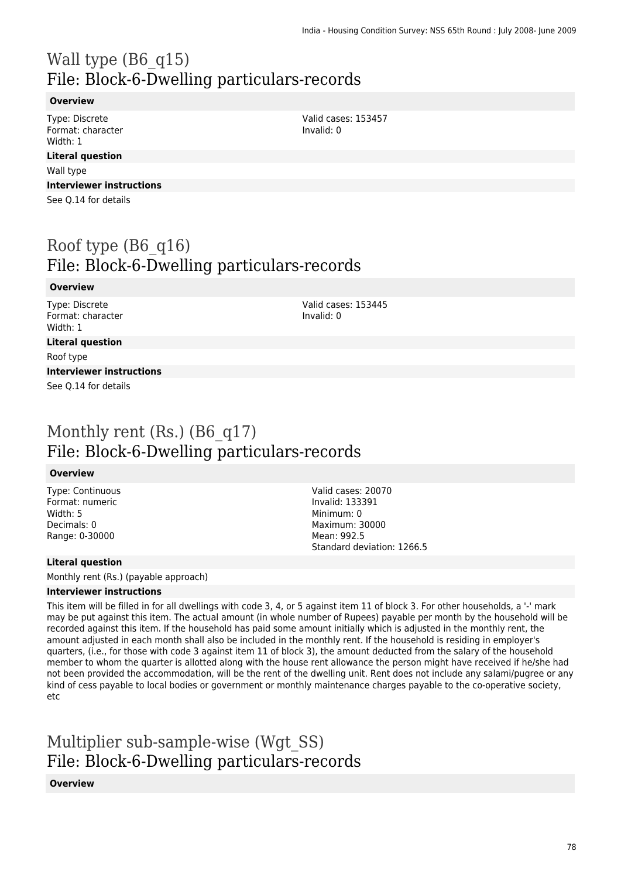# Wall type (B6_q15)
## File: Block-6-Dwelling particulars-records

**Overview**

Type: Discrete
Format: character
Width: 1

Valid cases: 153457
Invalid: 0

**Literal question**

Wall type

**Interviewer instructions**

See Q.14 for details

# Roof type (B6_q16)
## File: Block-6-Dwelling particulars-records

**Overview**

Type: Discrete
Format: character
Width: 1

Valid cases: 153445
Invalid: 0

**Literal question**

Roof type

**Interviewer instructions**

See Q.14 for details

# Monthly rent (Rs.) (B6_q17)
## File: Block-6-Dwelling particulars-records

**Overview**

Type: Continuous
Format: numeric
Width: 5
Decimals: 0
Range: 0-30000

Valid cases: 20070
Invalid: 133391
Minimum: 0
Maximum: 30000
Mean: 992.5
Standard deviation: 1266.5

**Literal question**

Monthly rent (Rs.) (payable approach)

**Interviewer instructions**

This item will be filled in for all dwellings with code 3, 4, or 5 against item 11 of block 3. For other households, a '-' mark may be put against this item. The actual amount (in whole number of Rupees) payable per month by the household will be recorded against this item. If the household has paid some amount initially which is adjusted in the monthly rent, the amount adjusted in each month shall also be included in the monthly rent. If the household is residing in employer's quarters, (i.e., for those with code 3 against item 11 of block 3), the amount deducted from the salary of the household member to whom the quarter is allotted along with the house rent allowance the person might have received if he/she had not been provided the accommodation, will be the rent of the dwelling unit. Rent does not include any salami/pugree or any kind of cess payable to local bodies or government or monthly maintenance charges payable to the co-operative society, etc

# Multiplier sub-sample-wise (Wgt_SS)
## File: Block-6-Dwelling particulars-records

**Overview**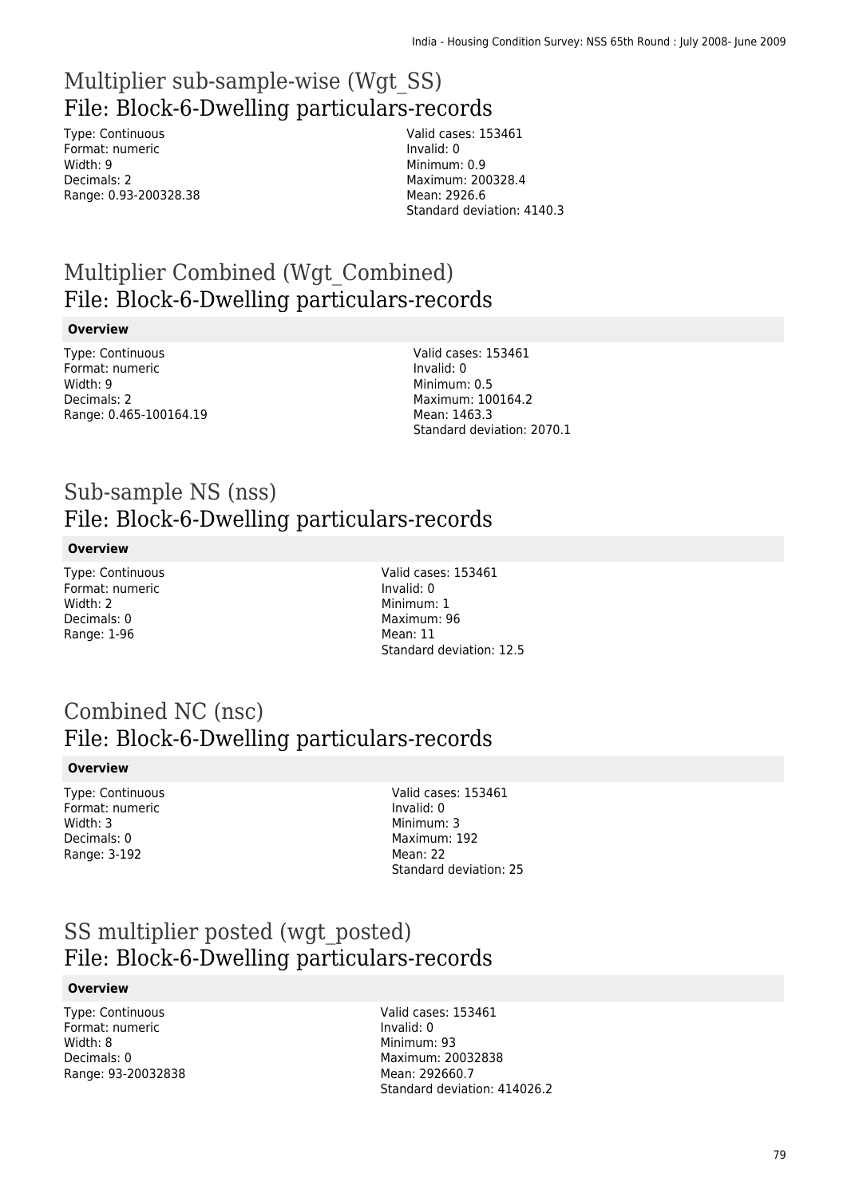## Multiplier sub-sample-wise (Wgt_SS)
## File: Block-6-Dwelling particulars-records

Type: Continuous
Format: numeric
Width: 9
Decimals: 2
Range: 0.93-200328.38

Valid cases: 153461
Invalid: 0
Minimum: 0.9
Maximum: 200328.4
Mean: 2926.6
Standard deviation: 4140.3

## Multiplier Combined (Wgt_Combined)
## File: Block-6-Dwelling particulars-records

**Overview**

Type: Continuous
Format: numeric
Width: 9
Decimals: 2
Range: 0.465-100164.19

Valid cases: 153461
Invalid: 0
Minimum: 0.5
Maximum: 100164.2
Mean: 1463.3
Standard deviation: 2070.1

## Sub-sample NS (nss)
## File: Block-6-Dwelling particulars-records

**Overview**

Type: Continuous
Format: numeric
Width: 2
Decimals: 0
Range: 1-96

Valid cases: 153461
Invalid: 0
Minimum: 1
Maximum: 96
Mean: 11
Standard deviation: 12.5

## Combined NC (nsc)
## File: Block-6-Dwelling particulars-records

**Overview**

Type: Continuous
Format: numeric
Width: 3
Decimals: 0
Range: 3-192

Valid cases: 153461
Invalid: 0
Minimum: 3
Maximum: 192
Mean: 22
Standard deviation: 25

## SS multiplier posted (wgt_posted)
## File: Block-6-Dwelling particulars-records

**Overview**

Type: Continuous
Format: numeric
Width: 8
Decimals: 0
Range: 93-20032838

Valid cases: 153461
Invalid: 0
Minimum: 93
Maximum: 20032838
Mean: 292660.7
Standard deviation: 414026.2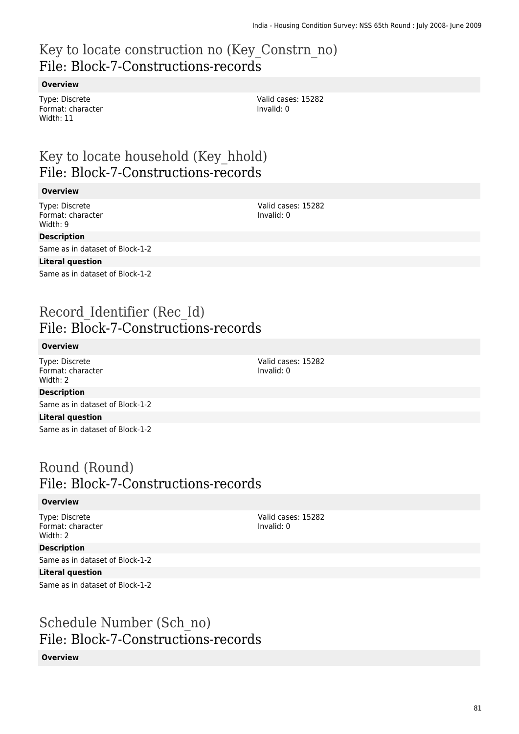## Key to locate construction no (Key_Constrn_no)
File: Block-7-Constructions-records

**Overview**

Type: Discrete
Format: character
Width: 11

Valid cases: 15282
Invalid: 0

## Key to locate household (Key_hhold)
File: Block-7-Constructions-records

**Overview**

Type: Discrete
Format: character
Width: 9

Valid cases: 15282
Invalid: 0

**Description**

Same as in dataset of Block-1-2

**Literal question**

Same as in dataset of Block-1-2

## Record_Identifier (Rec_Id)
File: Block-7-Constructions-records

**Overview**

Type: Discrete
Format: character
Width: 2

Valid cases: 15282
Invalid: 0

**Description**

Same as in dataset of Block-1-2

**Literal question**

Same as in dataset of Block-1-2

## Round (Round)
File: Block-7-Constructions-records

**Overview**

Type: Discrete
Format: character
Width: 2

Valid cases: 15282
Invalid: 0

**Description**

Same as in dataset of Block-1-2

**Literal question**

Same as in dataset of Block-1-2

## Schedule Number (Sch_no)
File: Block-7-Constructions-records

**Overview**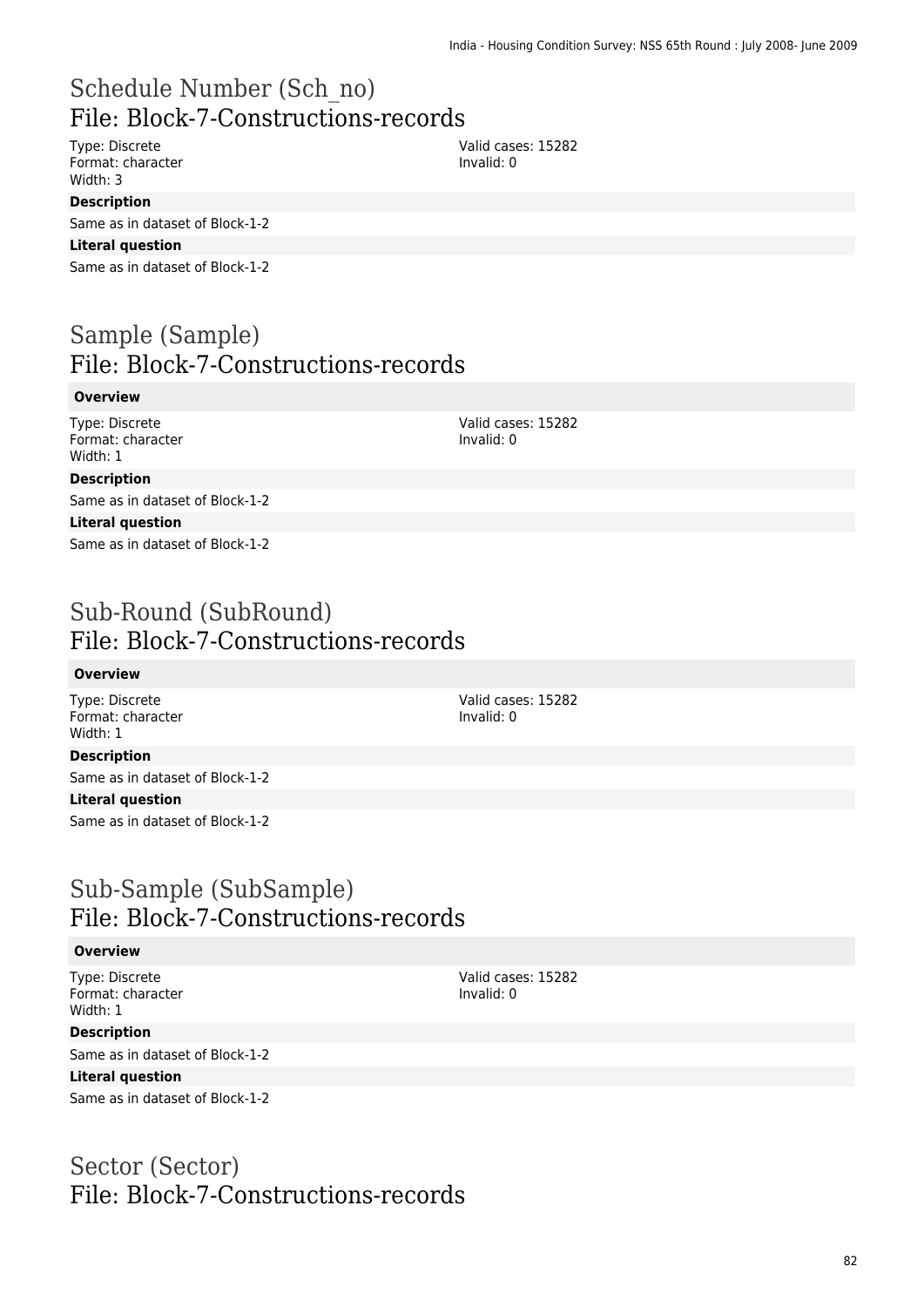## Schedule Number (Sch_no)
## File: Block-7-Constructions-records

Type: Discrete
Format: character
Width: 3

Valid cases: 15282
Invalid: 0

**Description**

Same as in dataset of Block-1-2

**Literal question**

Same as in dataset of Block-1-2

## Sample (Sample)
## File: Block-7-Constructions-records

**Overview**

Type: Discrete
Format: character
Width: 1

Valid cases: 15282
Invalid: 0

**Description**

Same as in dataset of Block-1-2

**Literal question**

Same as in dataset of Block-1-2

## Sub-Round (SubRound)
## File: Block-7-Constructions-records

**Overview**

Type: Discrete
Format: character
Width: 1

Valid cases: 15282
Invalid: 0

**Description**

Same as in dataset of Block-1-2

**Literal question**

Same as in dataset of Block-1-2

## Sub-Sample (SubSample)
## File: Block-7-Constructions-records

**Overview**

Type: Discrete
Format: character
Width: 1

Valid cases: 15282
Invalid: 0

**Description**

Same as in dataset of Block-1-2

**Literal question**

Same as in dataset of Block-1-2

## Sector (Sector)
## File: Block-7-Constructions-records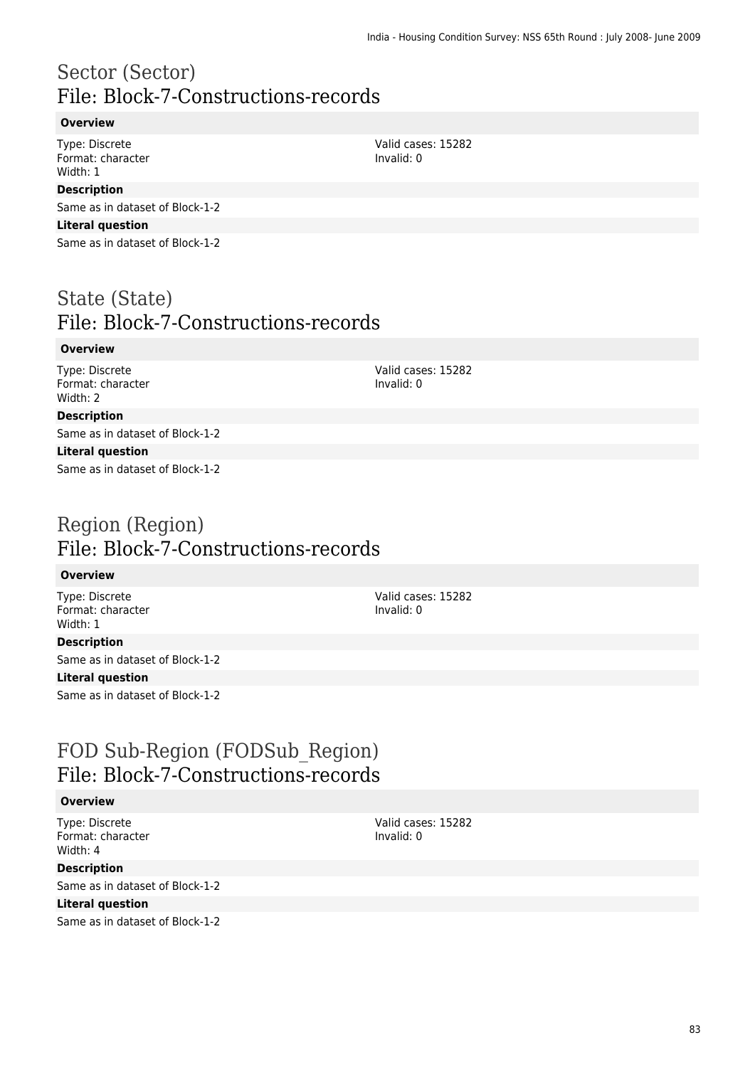# Sector (Sector)
## File: Block-7-Constructions-records

**Overview**

Type: Discrete
Format: character
Width: 1

Valid cases: 15282
Invalid: 0

**Description**

Same as in dataset of Block-1-2

**Literal question**

Same as in dataset of Block-1-2

# State (State)
## File: Block-7-Constructions-records

**Overview**

Type: Discrete
Format: character
Width: 2

Valid cases: 15282
Invalid: 0

**Description**

Same as in dataset of Block-1-2

**Literal question**

Same as in dataset of Block-1-2

# Region (Region)
## File: Block-7-Constructions-records

**Overview**

Type: Discrete
Format: character
Width: 1

Valid cases: 15282
Invalid: 0

**Description**

Same as in dataset of Block-1-2

**Literal question**

Same as in dataset of Block-1-2

# FOD Sub-Region (FODSub_Region)
## File: Block-7-Constructions-records

**Overview**

Type: Discrete
Format: character
Width: 4

Valid cases: 15282
Invalid: 0

**Description**

Same as in dataset of Block-1-2

**Literal question**

Same as in dataset of Block-1-2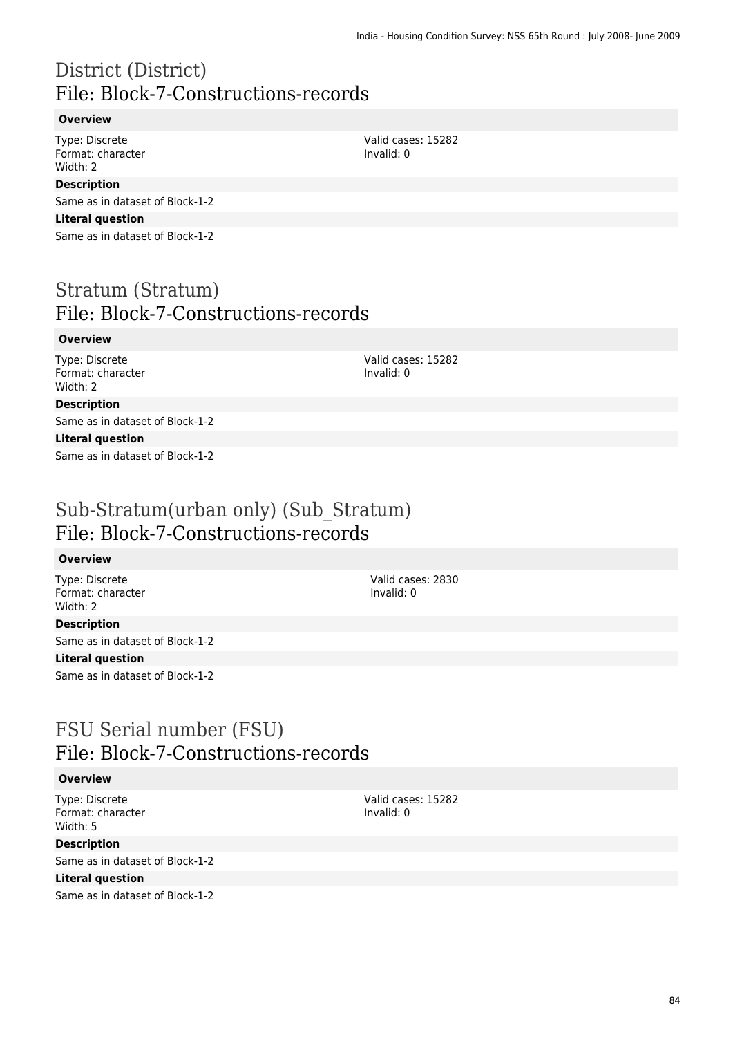# District (District)
## File: Block-7-Constructions-records

**Overview**

Type: Discrete
Format: character
Width: 2

Valid cases: 15282
Invalid: 0

**Description**

Same as in dataset of Block-1-2

**Literal question**

Same as in dataset of Block-1-2

# Stratum (Stratum)
## File: Block-7-Constructions-records

**Overview**

Type: Discrete
Format: character
Width: 2

Valid cases: 15282
Invalid: 0

**Description**

Same as in dataset of Block-1-2

**Literal question**

Same as in dataset of Block-1-2

# Sub-Stratum(urban only) (Sub_Stratum)
## File: Block-7-Constructions-records

**Overview**

Type: Discrete
Format: character
Width: 2

Valid cases: 2830
Invalid: 0

**Description**

Same as in dataset of Block-1-2

**Literal question**

Same as in dataset of Block-1-2

# FSU Serial number (FSU)
## File: Block-7-Constructions-records

**Overview**

Type: Discrete
Format: character
Width: 5

Valid cases: 15282
Invalid: 0

**Description**

Same as in dataset of Block-1-2

**Literal question**

Same as in dataset of Block-1-2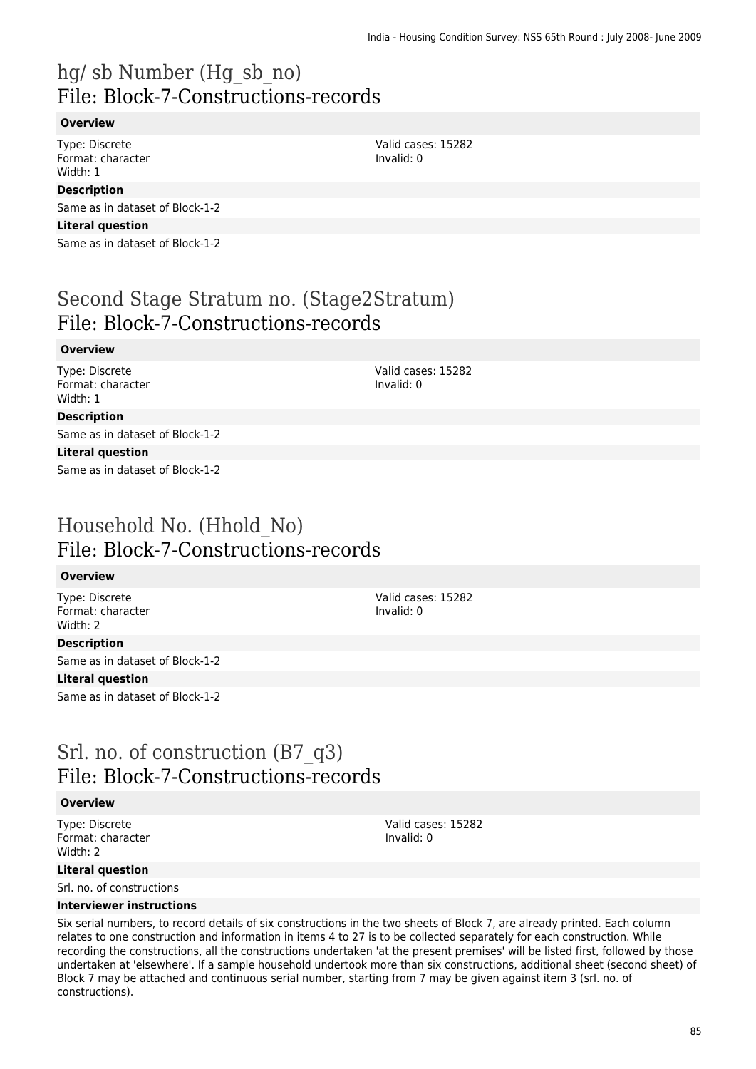# hg/ sb Number (Hg_sb_no)
## File: Block-7-Constructions-records

**Overview**

Type: Discrete
Format: character
Width: 1

Valid cases: 15282
Invalid: 0

**Description**

Same as in dataset of Block-1-2

**Literal question**

Same as in dataset of Block-1-2

# Second Stage Stratum no. (Stage2Stratum)
## File: Block-7-Constructions-records

**Overview**

Type: Discrete
Format: character
Width: 1

Valid cases: 15282
Invalid: 0

**Description**

Same as in dataset of Block-1-2

**Literal question**

Same as in dataset of Block-1-2

# Household No. (Hhold_No)
## File: Block-7-Constructions-records

**Overview**

Type: Discrete
Format: character
Width: 2

Valid cases: 15282
Invalid: 0

**Description**

Same as in dataset of Block-1-2

**Literal question**

Same as in dataset of Block-1-2

# Srl. no. of construction (B7_q3)
## File: Block-7-Constructions-records

**Overview**

Type: Discrete
Format: character
Width: 2

Valid cases: 15282
Invalid: 0

**Literal question**

Srl. no. of constructions

**Interviewer instructions**

Six serial numbers, to record details of six constructions in the two sheets of Block 7, are already printed. Each column relates to one construction and information in items 4 to 27 is to be collected separately for each construction. While recording the constructions, all the constructions undertaken 'at the present premises' will be listed first, followed by those undertaken at 'elsewhere'. If a sample household undertook more than six constructions, additional sheet (second sheet) of Block 7 may be attached and continuous serial number, starting from 7 may be given against item 3 (srl. no. of constructions).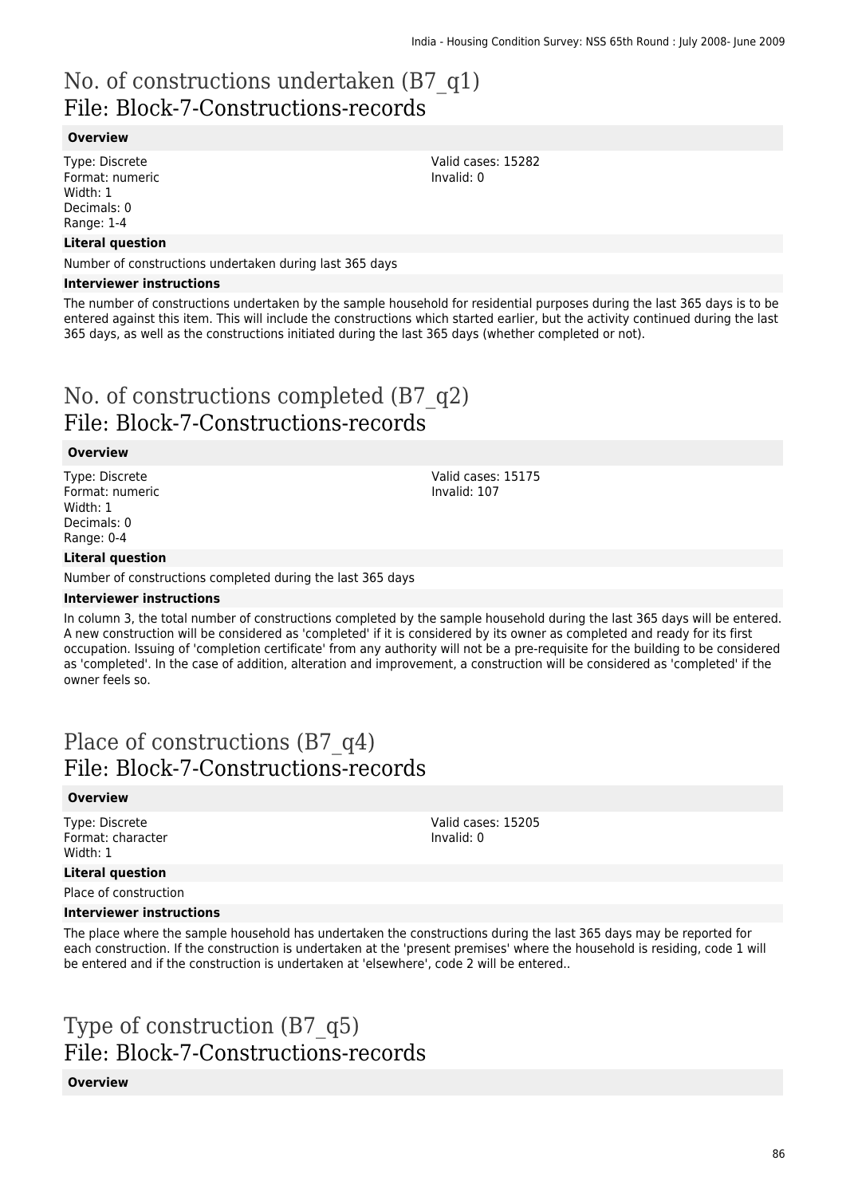# No. of constructions undertaken (B7_q1)
## File: Block-7-Constructions-records

### Overview

Type: Discrete
Format: numeric
Width: 1
Decimals: 0
Range: 1-4

Valid cases: 15282
Invalid: 0

### Literal question

Number of constructions undertaken during last 365 days

### Interviewer instructions

The number of constructions undertaken by the sample household for residential purposes during the last 365 days is to be entered against this item. This will include the constructions which started earlier, but the activity continued during the last 365 days, as well as the constructions initiated during the last 365 days (whether completed or not).

# No. of constructions completed (B7_q2)
## File: Block-7-Constructions-records

### Overview

Type: Discrete
Format: numeric
Width: 1
Decimals: 0
Range: 0-4

Valid cases: 15175
Invalid: 107

### Literal question

Number of constructions completed during the last 365 days

### Interviewer instructions

In column 3, the total number of constructions completed by the sample household during the last 365 days will be entered. A new construction will be considered as 'completed' if it is considered by its owner as completed and ready for its first occupation. Issuing of 'completion certificate' from any authority will not be a pre-requisite for the building to be considered as 'completed'. In the case of addition, alteration and improvement, a construction will be considered as 'completed' if the owner feels so.

# Place of constructions (B7_q4)
## File: Block-7-Constructions-records

### Overview

Type: Discrete
Format: character
Width: 1

Valid cases: 15205
Invalid: 0

### Literal question

Place of construction

### Interviewer instructions

The place where the sample household has undertaken the constructions during the last 365 days may be reported for each construction. If the construction is undertaken at the 'present premises' where the household is residing, code 1 will be entered and if the construction is undertaken at 'elsewhere', code 2 will be entered..

# Type of construction (B7_q5)
## File: Block-7-Constructions-records

### Overview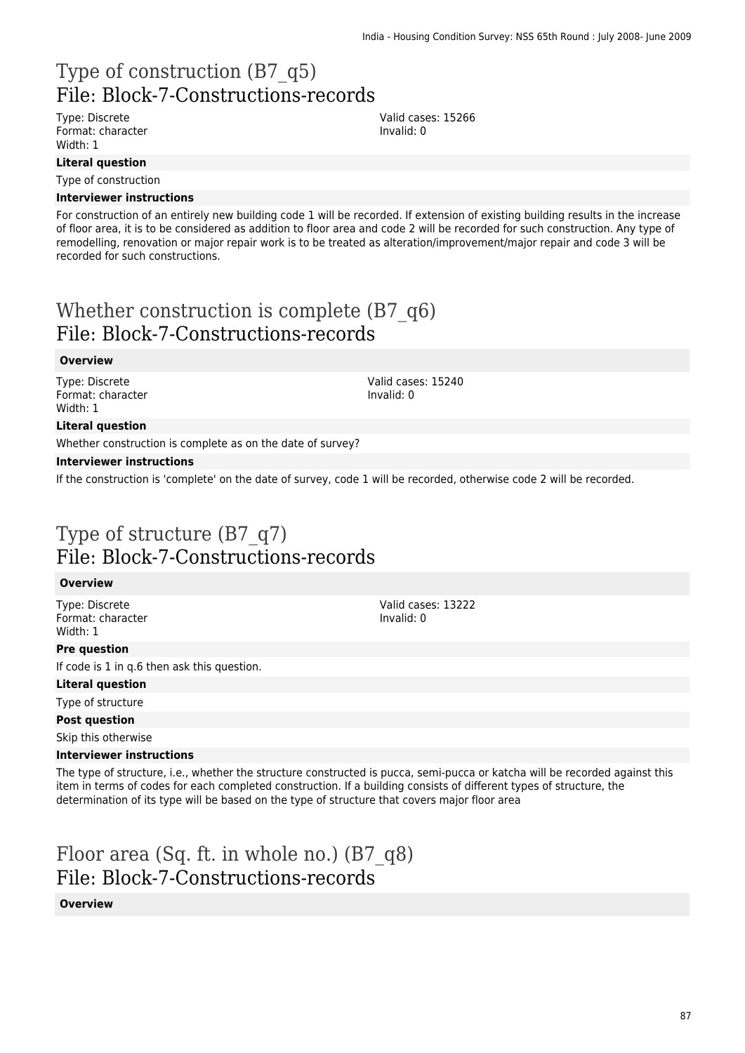# Type of construction (B7_q5)
## File: Block-7-Constructions-records

Type: Discrete
Format: character
Width: 1

Valid cases: 15266
Invalid: 0

**Literal question**

Type of construction

**Interviewer instructions**

For construction of an entirely new building code 1 will be recorded. If extension of existing building results in the increase of floor area, it is to be considered as addition to floor area and code 2 will be recorded for such construction. Any type of remodelling, renovation or major repair work is to be treated as alteration/improvement/major repair and code 3 will be recorded for such constructions.

# Whether construction is complete (B7_q6)
## File: Block-7-Constructions-records

**Overview**

Type: Discrete
Format: character
Width: 1

Valid cases: 15240
Invalid: 0

**Literal question**

Whether construction is complete as on the date of survey?

**Interviewer instructions**

If the construction is 'complete' on the date of survey, code 1 will be recorded, otherwise code 2 will be recorded.

# Type of structure (B7_q7)
## File: Block-7-Constructions-records

**Overview**

Type: Discrete
Format: character
Width: 1

Valid cases: 13222
Invalid: 0

**Pre question**

If code is 1 in q.6 then ask this question.

**Literal question**

Type of structure

**Post question**

Skip this otherwise

**Interviewer instructions**

The type of structure, i.e., whether the structure constructed is pucca, semi-pucca or katcha will be recorded against this item in terms of codes for each completed construction. If a building consists of different types of structure, the determination of its type will be based on the type of structure that covers major floor area

# Floor area (Sq. ft. in whole no.) (B7_q8)
## File: Block-7-Constructions-records

**Overview**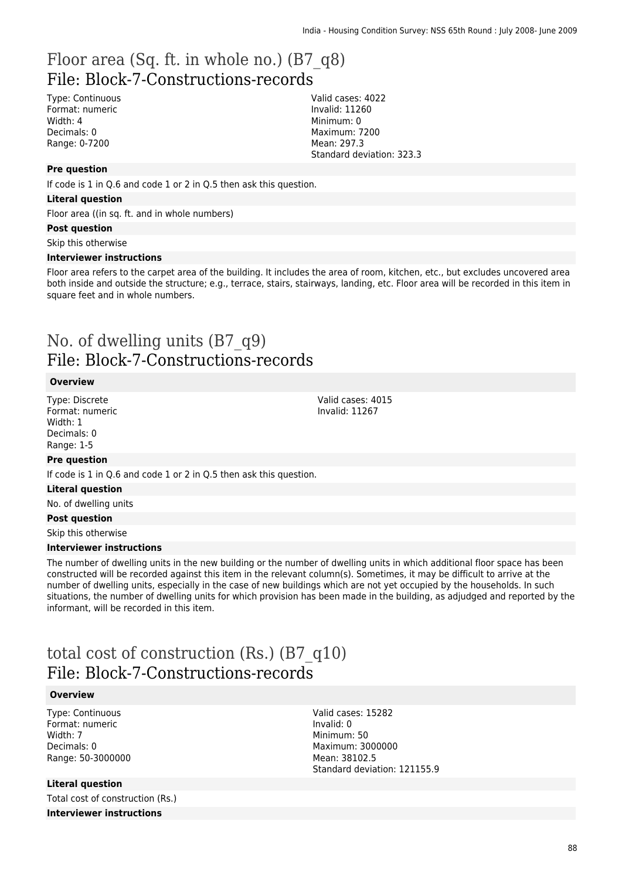# Floor area (Sq. ft. in whole no.) (B7_q8)
## File: Block-7-Constructions-records

Type: Continuous
Format: numeric
Width: 4
Decimals: 0
Range: 0-7200

Valid cases: 4022
Invalid: 11260
Minimum: 0
Maximum: 7200
Mean: 297.3
Standard deviation: 323.3

**Pre question**

If code is 1 in Q.6 and code 1 or 2 in Q.5 then ask this question.

**Literal question**

Floor area ((in sq. ft. and in whole numbers)

**Post question**

Skip this otherwise

**Interviewer instructions**

Floor area refers to the carpet area of the building. It includes the area of room, kitchen, etc., but excludes uncovered area both inside and outside the structure; e.g., terrace, stairs, stairways, landing, etc. Floor area will be recorded in this item in square feet and in whole numbers.

# No. of dwelling units (B7_q9)
## File: Block-7-Constructions-records

**Overview**

Type: Discrete
Format: numeric
Width: 1
Decimals: 0
Range: 1-5

Valid cases: 4015
Invalid: 11267

**Pre question**

If code is 1 in Q.6 and code 1 or 2 in Q.5 then ask this question.

**Literal question**

No. of dwelling units

**Post question**

Skip this otherwise

**Interviewer instructions**

The number of dwelling units in the new building or the number of dwelling units in which additional floor space has been constructed will be recorded against this item in the relevant column(s). Sometimes, it may be difficult to arrive at the number of dwelling units, especially in the case of new buildings which are not yet occupied by the households. In such situations, the number of dwelling units for which provision has been made in the building, as adjudged and reported by the informant, will be recorded in this item.

# total cost of construction (Rs.) (B7_q10)
## File: Block-7-Constructions-records

**Overview**

Type: Continuous
Format: numeric
Width: 7
Decimals: 0
Range: 50-3000000

Valid cases: 15282
Invalid: 0
Minimum: 50
Maximum: 3000000
Mean: 38102.5
Standard deviation: 121155.9

**Literal question**

Total cost of construction (Rs.)

**Interviewer instructions**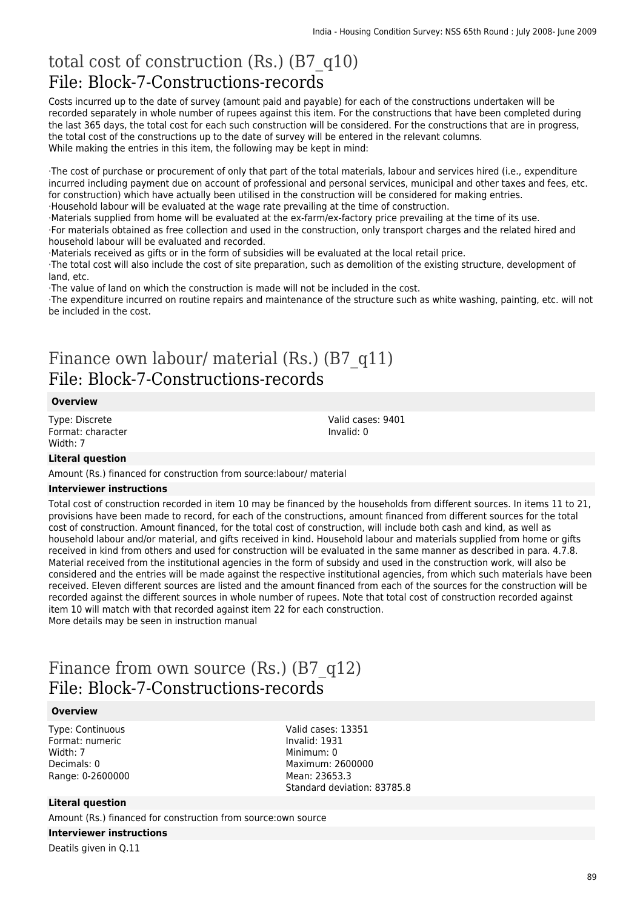# total cost of construction (Rs.) (B7_q10)

## File: Block-7-Constructions-records

Costs incurred up to the date of survey (amount paid and payable) for each of the constructions undertaken will be recorded separately in whole number of rupees against this item. For the constructions that have been completed during the last 365 days, the total cost for each such construction will be considered. For the constructions that are in progress, the total cost of the constructions up to the date of survey will be entered in the relevant columns.
While making the entries in this item, the following may be kept in mind:

·The cost of purchase or procurement of only that part of the total materials, labour and services hired (i.e., expenditure incurred including payment due on account of professional and personal services, municipal and other taxes and fees, etc. for construction) which have actually been utilised in the construction will be considered for making entries.
·Household labour will be evaluated at the wage rate prevailing at the time of construction.
·Materials supplied from home will be evaluated at the ex-farm/ex-factory price prevailing at the time of its use.
·For materials obtained as free collection and used in the construction, only transport charges and the related hired and household labour will be evaluated and recorded.
·Materials received as gifts or in the form of subsidies will be evaluated at the local retail price.
·The total cost will also include the cost of site preparation, such as demolition of the existing structure, development of land, etc.
·The value of land on which the construction is made will not be included in the cost.
·The expenditure incurred on routine repairs and maintenance of the structure such as white washing, painting, etc. will not be included in the cost.

# Finance own labour/ material (Rs.) (B7_q11)

## File: Block-7-Constructions-records

### Overview

Type: Discrete
Format: character
Width: 7

Valid cases: 9401
Invalid: 0

### Literal question

Amount (Rs.) financed for construction from source:labour/ material

### Interviewer instructions

Total cost of construction recorded in item 10 may be financed by the households from different sources. In items 11 to 21, provisions have been made to record, for each of the constructions, amount financed from different sources for the total cost of construction. Amount financed, for the total cost of construction, will include both cash and kind, as well as household labour and/or material, and gifts received in kind. Household labour and materials supplied from home or gifts received in kind from others and used for construction will be evaluated in the same manner as described in para. 4.7.8. Material received from the institutional agencies in the form of subsidy and used in the construction work, will also be considered and the entries will be made against the respective institutional agencies, from which such materials have been received. Eleven different sources are listed and the amount financed from each of the sources for the construction will be recorded against the different sources in whole number of rupees. Note that total cost of construction recorded against item 10 will match with that recorded against item 22 for each construction.
More details may be seen in instruction manual

# Finance from own source (Rs.) (B7_q12)

## File: Block-7-Constructions-records

### Overview

Type: Continuous
Format: numeric
Width: 7
Decimals: 0
Range: 0-2600000

Valid cases: 13351
Invalid: 1931
Minimum: 0
Maximum: 2600000
Mean: 23653.3
Standard deviation: 83785.8

### Literal question

Amount (Rs.) financed for construction from source:own source

### Interviewer instructions

Deatils given in Q.11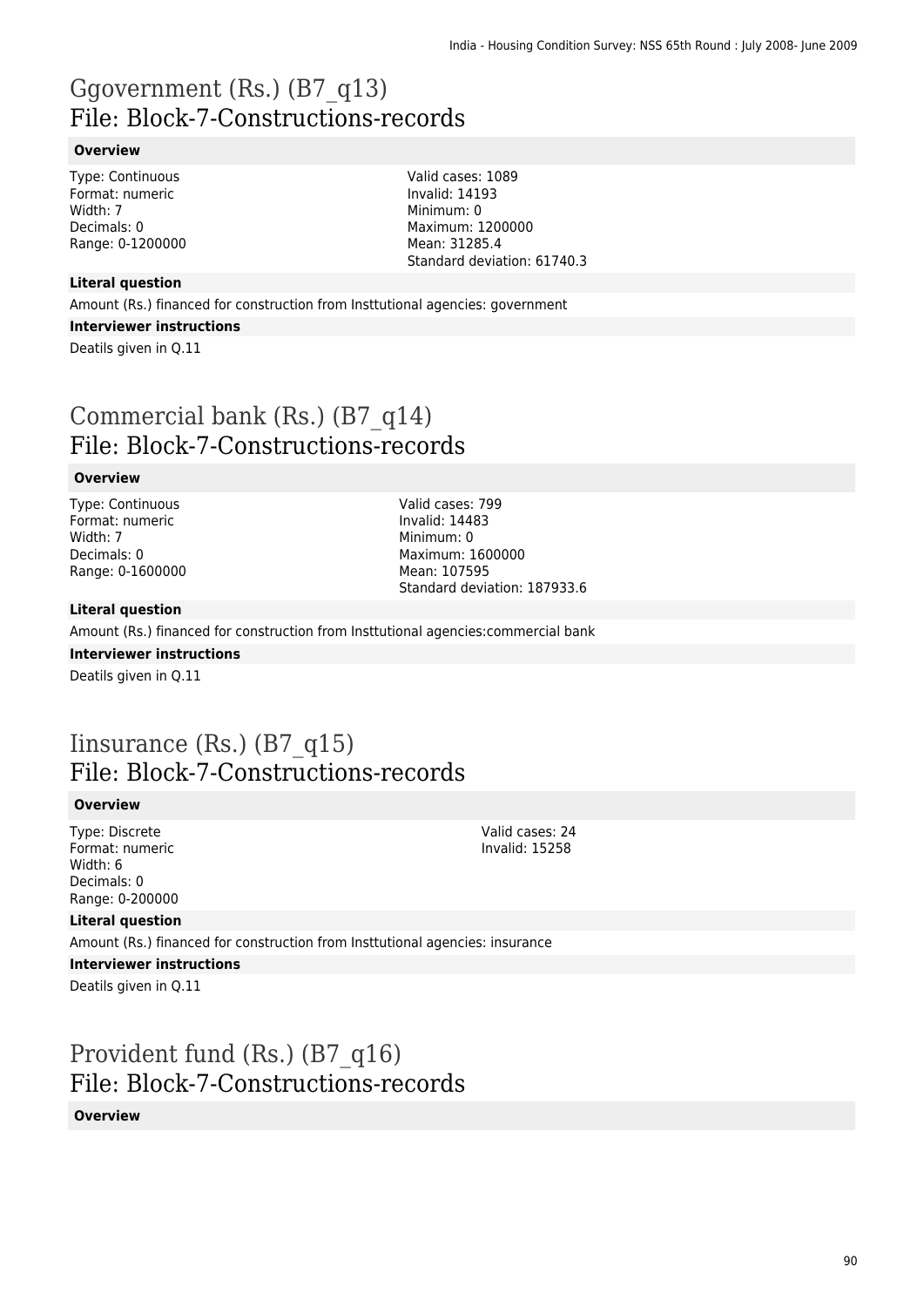# Ggovernment (Rs.) (B7_q13)
## File: Block-7-Constructions-records

### Overview

Type: Continuous
Format: numeric
Width: 7
Decimals: 0
Range: 0-1200000

Valid cases: 1089
Invalid: 14193
Minimum: 0
Maximum: 1200000
Mean: 31285.4
Standard deviation: 61740.3

### Literal question

Amount (Rs.) financed for construction from Insttutional agencies: government

### Interviewer instructions

Deatils given in Q.11

# Commercial bank (Rs.) (B7_q14)
## File: Block-7-Constructions-records

### Overview

Type: Continuous
Format: numeric
Width: 7
Decimals: 0
Range: 0-1600000

Valid cases: 799
Invalid: 14483
Minimum: 0
Maximum: 1600000
Mean: 107595
Standard deviation: 187933.6

### Literal question

Amount (Rs.) financed for construction from Insttutional agencies:commercial bank

### Interviewer instructions

Deatils given in Q.11

# Iinsurance (Rs.) (B7_q15)
## File: Block-7-Constructions-records

### Overview

Type: Discrete
Format: numeric
Width: 6
Decimals: 0
Range: 0-200000

Valid cases: 24
Invalid: 15258

### Literal question

Amount (Rs.) financed for construction from Insttutional agencies: insurance

### Interviewer instructions

Deatils given in Q.11

# Provident fund (Rs.) (B7_q16)
## File: Block-7-Constructions-records

### Overview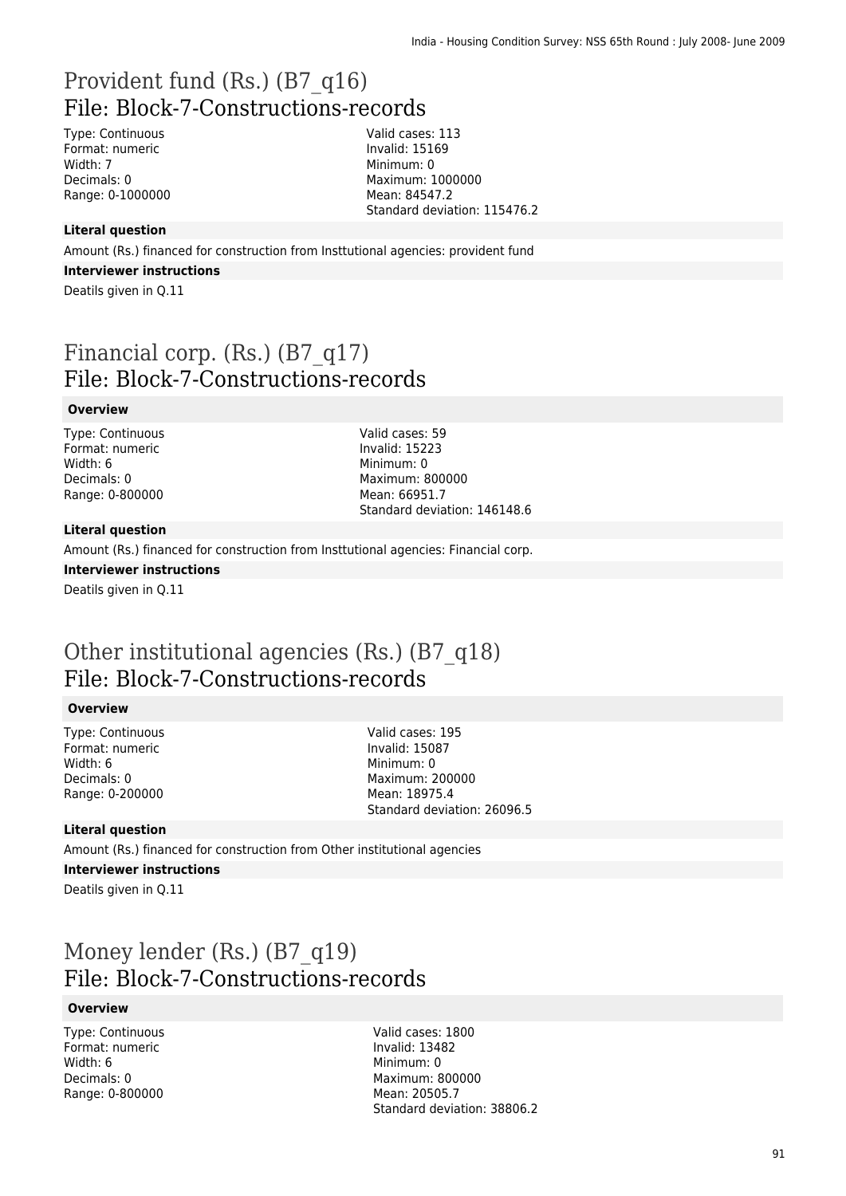# Provident fund (Rs.) (B7_q16)
## File: Block-7-Constructions-records

Type: Continuous
Format: numeric
Width: 7
Decimals: 0
Range: 0-1000000

Valid cases: 113
Invalid: 15169
Minimum: 0
Maximum: 1000000
Mean: 84547.2
Standard deviation: 115476.2

**Literal question**

Amount (Rs.) financed for construction from Insttutional agencies: provident fund

**Interviewer instructions**

Deatils given in Q.11

# Financial corp. (Rs.) (B7_q17)
## File: Block-7-Constructions-records

**Overview**

Type: Continuous
Format: numeric
Width: 6
Decimals: 0
Range: 0-800000

Valid cases: 59
Invalid: 15223
Minimum: 0
Maximum: 800000
Mean: 66951.7
Standard deviation: 146148.6

**Literal question**

Amount (Rs.) financed for construction from Insttutional agencies: Financial corp.

**Interviewer instructions**

Deatils given in Q.11

# Other institutional agencies (Rs.) (B7_q18)
## File: Block-7-Constructions-records

**Overview**

Type: Continuous
Format: numeric
Width: 6
Decimals: 0
Range: 0-200000

Valid cases: 195
Invalid: 15087
Minimum: 0
Maximum: 200000
Mean: 18975.4
Standard deviation: 26096.5

**Literal question**

Amount (Rs.) financed for construction from Other institutional agencies

**Interviewer instructions**

Deatils given in Q.11

# Money lender (Rs.) (B7_q19)
## File: Block-7-Constructions-records

**Overview**

Type: Continuous
Format: numeric
Width: 6
Decimals: 0
Range: 0-800000

Valid cases: 1800
Invalid: 13482
Minimum: 0
Maximum: 800000
Mean: 20505.7
Standard deviation: 38806.2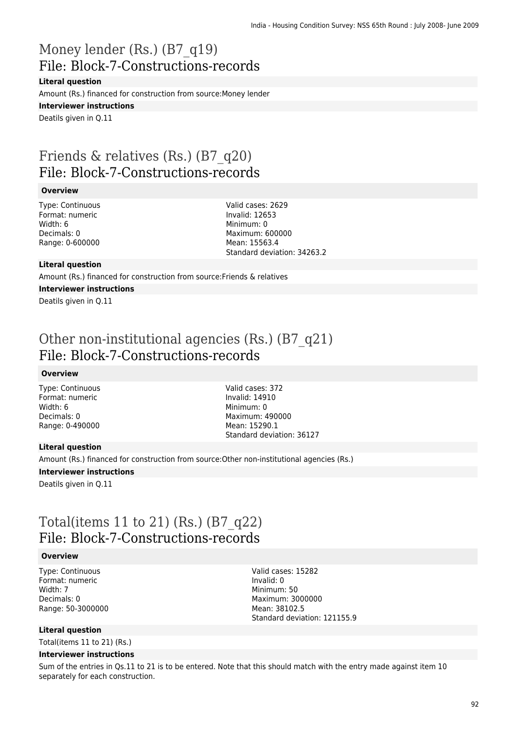# Money lender (Rs.) (B7_q19)
## File: Block-7-Constructions-records

**Literal question**

Amount (Rs.) financed for construction from source:Money lender

**Interviewer instructions**

Deatils given in Q.11

# Friends & relatives (Rs.) (B7_q20)
## File: Block-7-Constructions-records

**Overview**

Type: Continuous
Format: numeric
Width: 6
Decimals: 0
Range: 0-600000

Valid cases: 2629
Invalid: 12653
Minimum: 0
Maximum: 600000
Mean: 15563.4
Standard deviation: 34263.2

**Literal question**

Amount (Rs.) financed for construction from source:Friends & relatives

**Interviewer instructions**

Deatils given in Q.11

# Other non-institutional agencies (Rs.) (B7_q21)
## File: Block-7-Constructions-records

**Overview**

Type: Continuous
Format: numeric
Width: 6
Decimals: 0
Range: 0-490000

Valid cases: 372
Invalid: 14910
Minimum: 0
Maximum: 490000
Mean: 15290.1
Standard deviation: 36127

**Literal question**

Amount (Rs.) financed for construction from source:Other non-institutional agencies (Rs.)

**Interviewer instructions**

Deatils given in Q.11

# Total(items 11 to 21) (Rs.) (B7_q22)
## File: Block-7-Constructions-records

**Overview**

Type: Continuous
Format: numeric
Width: 7
Decimals: 0
Range: 50-3000000

Valid cases: 15282
Invalid: 0
Minimum: 50
Maximum: 3000000
Mean: 38102.5
Standard deviation: 121155.9

**Literal question**

Total(items 11 to 21) (Rs.)

**Interviewer instructions**

Sum of the entries in Qs.11 to 21 is to be entered. Note that this should match with the entry made against item 10 separately for each construction.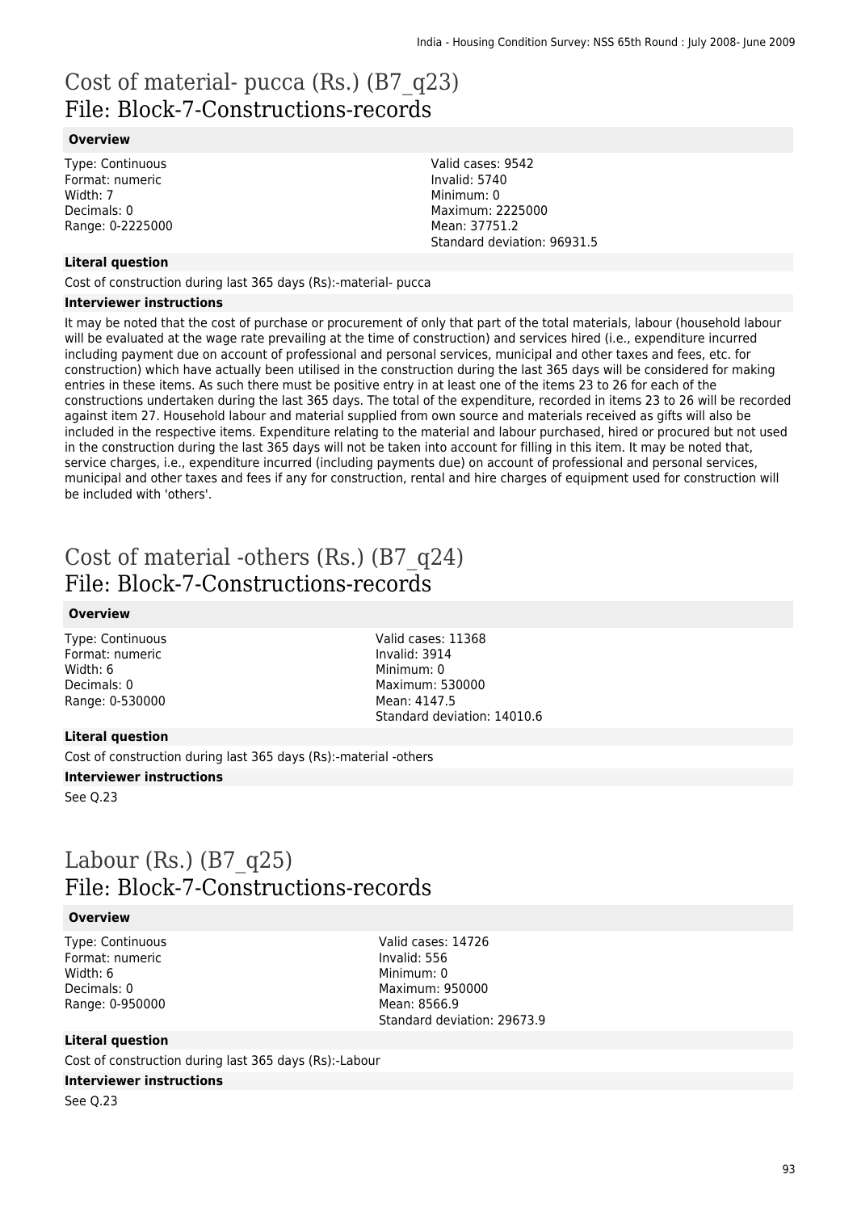# Cost of material- pucca (Rs.) (B7_q23)
## File: Block-7-Constructions-records

### Overview

Type: Continuous
Format: numeric
Width: 7
Decimals: 0
Range: 0-2225000

Valid cases: 9542
Invalid: 5740
Minimum: 0
Maximum: 2225000
Mean: 37751.2
Standard deviation: 96931.5

### Literal question

Cost of construction during last 365 days (Rs):-material- pucca

### Interviewer instructions

It may be noted that the cost of purchase or procurement of only that part of the total materials, labour (household labour will be evaluated at the wage rate prevailing at the time of construction) and services hired (i.e., expenditure incurred including payment due on account of professional and personal services, municipal and other taxes and fees, etc. for construction) which have actually been utilised in the construction during the last 365 days will be considered for making entries in these items. As such there must be positive entry in at least one of the items 23 to 26 for each of the constructions undertaken during the last 365 days. The total of the expenditure, recorded in items 23 to 26 will be recorded against item 27. Household labour and material supplied from own source and materials received as gifts will also be included in the respective items. Expenditure relating to the material and labour purchased, hired or procured but not used in the construction during the last 365 days will not be taken into account for filling in this item. It may be noted that, service charges, i.e., expenditure incurred (including payments due) on account of professional and personal services, municipal and other taxes and fees if any for construction, rental and hire charges of equipment used for construction will be included with 'others'.

# Cost of material -others (Rs.) (B7_q24)
## File: Block-7-Constructions-records

### Overview

Type: Continuous
Format: numeric
Width: 6
Decimals: 0
Range: 0-530000

Valid cases: 11368
Invalid: 3914
Minimum: 0
Maximum: 530000
Mean: 4147.5
Standard deviation: 14010.6

### Literal question

Cost of construction during last 365 days (Rs):-material -others

### Interviewer instructions

See Q.23

# Labour (Rs.) (B7_q25)
## File: Block-7-Constructions-records

### Overview

Type: Continuous
Format: numeric
Width: 6
Decimals: 0
Range: 0-950000

Valid cases: 14726
Invalid: 556
Minimum: 0
Maximum: 950000
Mean: 8566.9
Standard deviation: 29673.9

### Literal question

Cost of construction during last 365 days (Rs):-Labour

### Interviewer instructions

See Q.23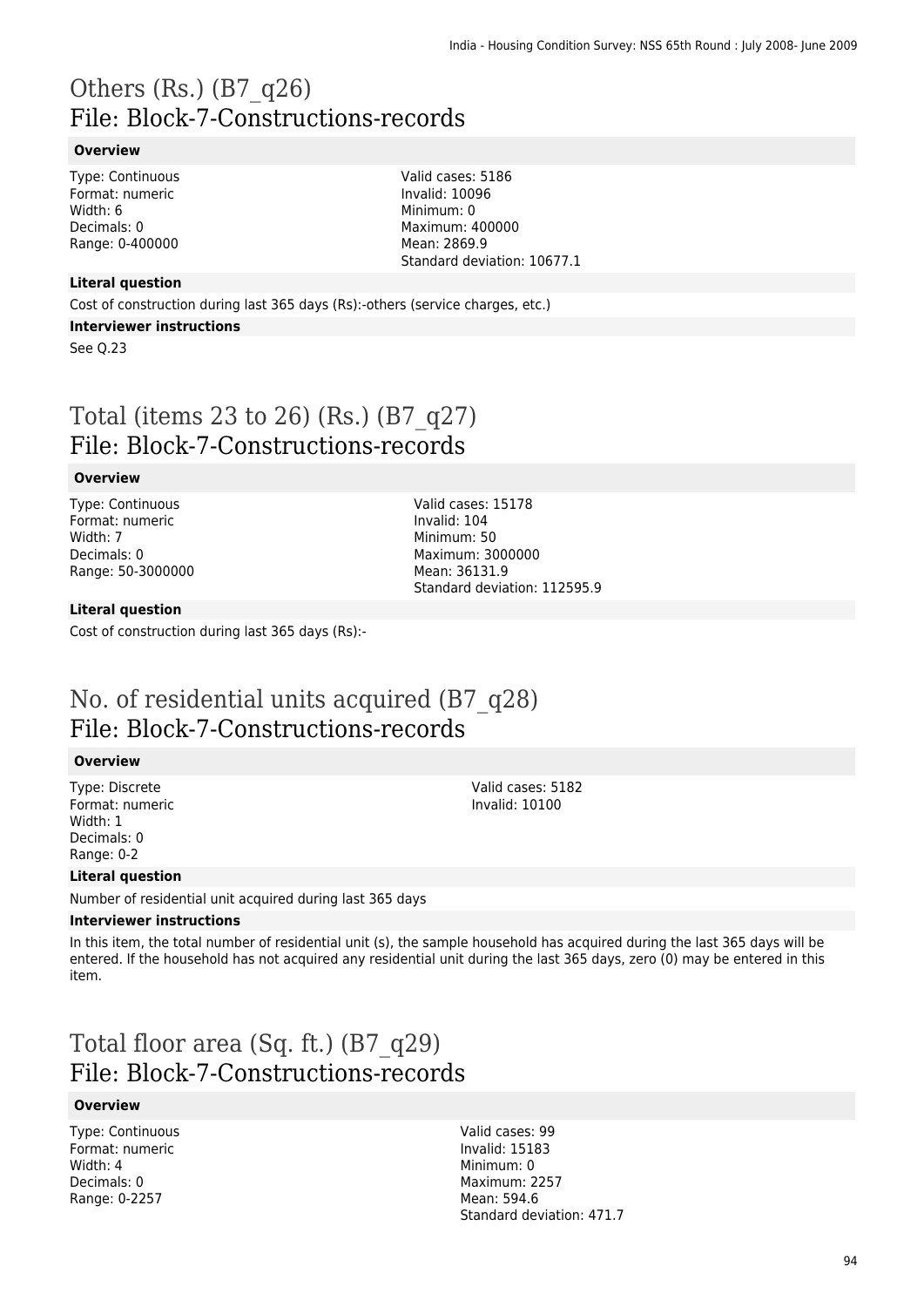# Others (Rs.) (B7_q26)
## File: Block-7-Constructions-records

### Overview

Type: Continuous
Format: numeric
Width: 6
Decimals: 0
Range: 0-400000

Valid cases: 5186
Invalid: 10096
Minimum: 0
Maximum: 400000
Mean: 2869.9
Standard deviation: 10677.1

### Literal question

Cost of construction during last 365 days (Rs):-others (service charges, etc.)

### Interviewer instructions

See Q.23

# Total (items 23 to 26) (Rs.) (B7_q27)
## File: Block-7-Constructions-records

### Overview

Type: Continuous
Format: numeric
Width: 7
Decimals: 0
Range: 50-3000000

Valid cases: 15178
Invalid: 104
Minimum: 50
Maximum: 3000000
Mean: 36131.9
Standard deviation: 112595.9

### Literal question

Cost of construction during last 365 days (Rs):-

# No. of residential units acquired (B7_q28)
## File: Block-7-Constructions-records

### Overview

Type: Discrete
Format: numeric
Width: 1
Decimals: 0
Range: 0-2

Valid cases: 5182
Invalid: 10100

### Literal question

Number of residential unit acquired during last 365 days

### Interviewer instructions

In this item, the total number of residential unit (s), the sample household has acquired during the last 365 days will be entered. If the household has not acquired any residential unit during the last 365 days, zero (0) may be entered in this item.

# Total floor area (Sq. ft.) (B7_q29)
## File: Block-7-Constructions-records

### Overview

Type: Continuous
Format: numeric
Width: 4
Decimals: 0
Range: 0-2257

Valid cases: 99
Invalid: 15183
Minimum: 0
Maximum: 2257
Mean: 594.6
Standard deviation: 471.7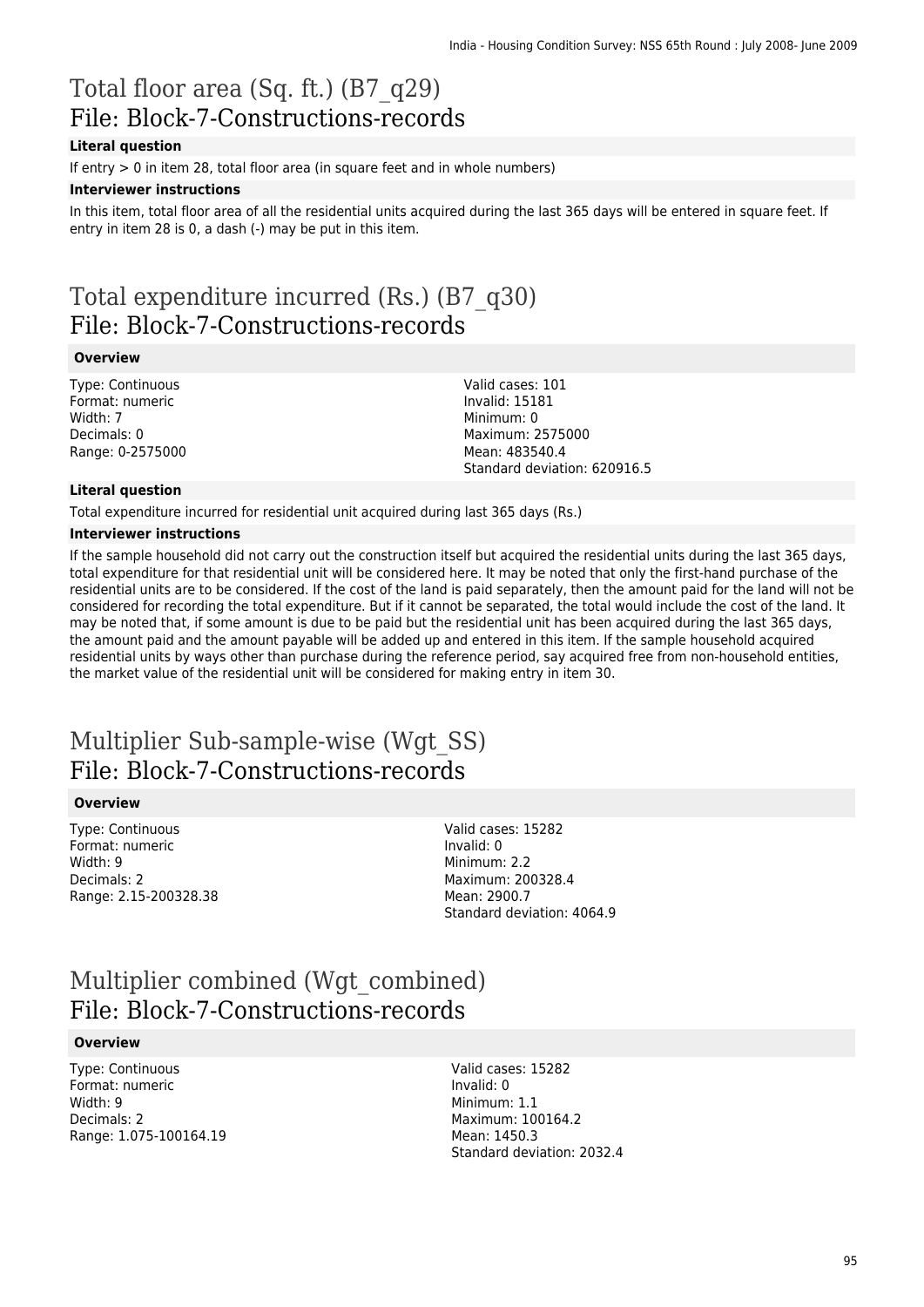# Total floor area (Sq. ft.) (B7_q29)
## File: Block-7-Constructions-records

**Literal question**

If entry > 0 in item 28, total floor area (in square feet and in whole numbers)

**Interviewer instructions**

In this item, total floor area of all the residential units acquired during the last 365 days will be entered in square feet. If entry in item 28 is 0, a dash (-) may be put in this item.

# Total expenditure incurred (Rs.) (B7_q30)
## File: Block-7-Constructions-records

**Overview**

Type: Continuous
Format: numeric
Width: 7
Decimals: 0
Range: 0-2575000

Valid cases: 101
Invalid: 15181
Minimum: 0
Maximum: 2575000
Mean: 483540.4
Standard deviation: 620916.5

**Literal question**

Total expenditure incurred for residential unit acquired during last 365 days (Rs.)

**Interviewer instructions**

If the sample household did not carry out the construction itself but acquired the residential units during the last 365 days, total expenditure for that residential unit will be considered here. It may be noted that only the first-hand purchase of the residential units are to be considered. If the cost of the land is paid separately, then the amount paid for the land will not be considered for recording the total expenditure. But if it cannot be separated, the total would include the cost of the land. It may be noted that, if some amount is due to be paid but the residential unit has been acquired during the last 365 days, the amount paid and the amount payable will be added up and entered in this item. If the sample household acquired residential units by ways other than purchase during the reference period, say acquired free from non-household entities, the market value of the residential unit will be considered for making entry in item 30.

# Multiplier Sub-sample-wise (Wgt_SS)
## File: Block-7-Constructions-records

**Overview**

Type: Continuous
Format: numeric
Width: 9
Decimals: 2
Range: 2.15-200328.38

Valid cases: 15282
Invalid: 0
Minimum: 2.2
Maximum: 200328.4
Mean: 2900.7
Standard deviation: 4064.9

# Multiplier combined (Wgt_combined)
## File: Block-7-Constructions-records

**Overview**

Type: Continuous
Format: numeric
Width: 9
Decimals: 2
Range: 1.075-100164.19

Valid cases: 15282
Invalid: 0
Minimum: 1.1
Maximum: 100164.2
Mean: 1450.3
Standard deviation: 2032.4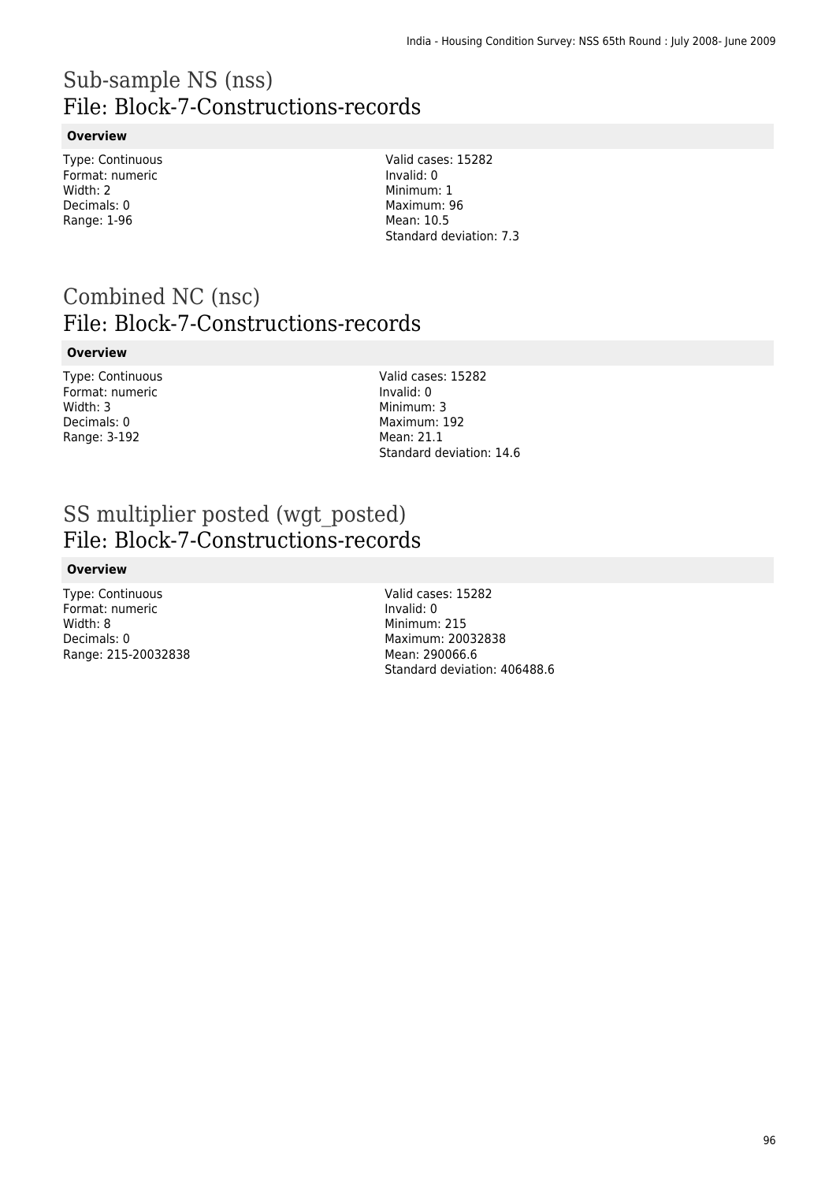# Sub-sample NS (nss)
## File: Block-7-Constructions-records

### Overview

Type: Continuous
Format: numeric
Width: 2
Decimals: 0
Range: 1-96

Valid cases: 15282
Invalid: 0
Minimum: 1
Maximum: 96
Mean: 10.5
Standard deviation: 7.3

# Combined NC (nsc)
## File: Block-7-Constructions-records

### Overview

Type: Continuous
Format: numeric
Width: 3
Decimals: 0
Range: 3-192

Valid cases: 15282
Invalid: 0
Minimum: 3
Maximum: 192
Mean: 21.1
Standard deviation: 14.6

# SS multiplier posted (wgt_posted)
## File: Block-7-Constructions-records

### Overview

Type: Continuous
Format: numeric
Width: 8
Decimals: 0
Range: 215-20032838

Valid cases: 15282
Invalid: 0
Minimum: 215
Maximum: 20032838
Mean: 290066.6
Standard deviation: 406488.6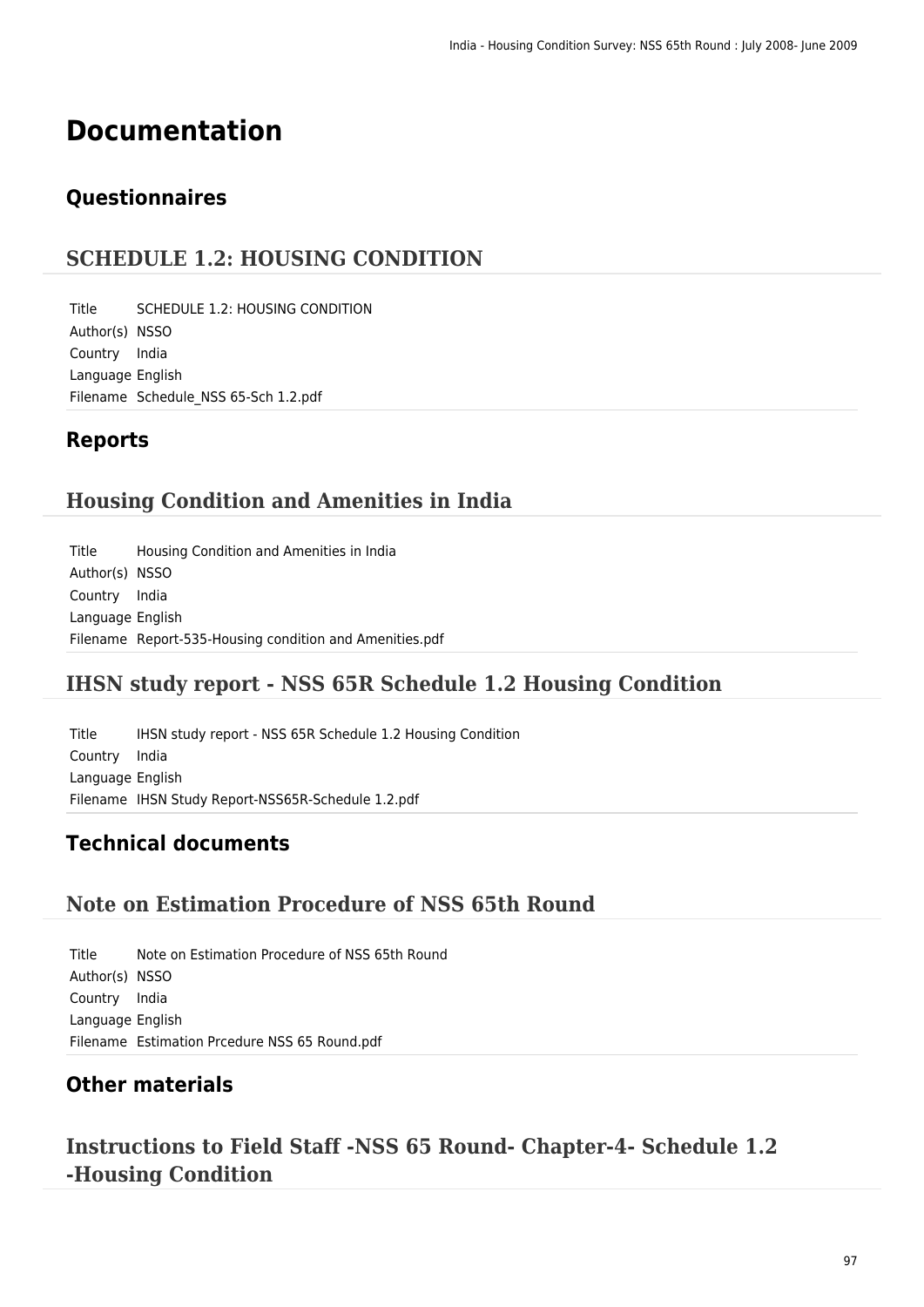# Documentation

## Questionnaires

### SCHEDULE 1.2: HOUSING CONDITION

| | |
|---|---|
| Title | SCHEDULE 1.2: HOUSING CONDITION |
| Author(s) | NSSO |
| Country | India |
| Language | English |
| Filename | Schedule_NSS 65-Sch 1.2.pdf |

## Reports

### Housing Condition and Amenities in India

| | |
|---|---|
| Title | Housing Condition and Amenities in India |
| Author(s) | NSSO |
| Country | India |
| Language | English |
| Filename | Report-535-Housing condition and Amenities.pdf |

### IHSN study report - NSS 65R Schedule 1.2 Housing Condition

| | |
|---|---|
| Title | IHSN study report - NSS 65R Schedule 1.2 Housing Condition |
| Country | India |
| Language | English |
| Filename | IHSN Study Report-NSS65R-Schedule 1.2.pdf |

## Technical documents

### Note on Estimation Procedure of NSS 65th Round

| | |
|---|---|
| Title | Note on Estimation Procedure of NSS 65th Round |
| Author(s) | NSSO |
| Country | India |
| Language | English |
| Filename | Estimation Prcedure NSS 65 Round.pdf |

## Other materials

### Instructions to Field Staff -NSS 65 Round- Chapter-4- Schedule 1.2 -Housing Condition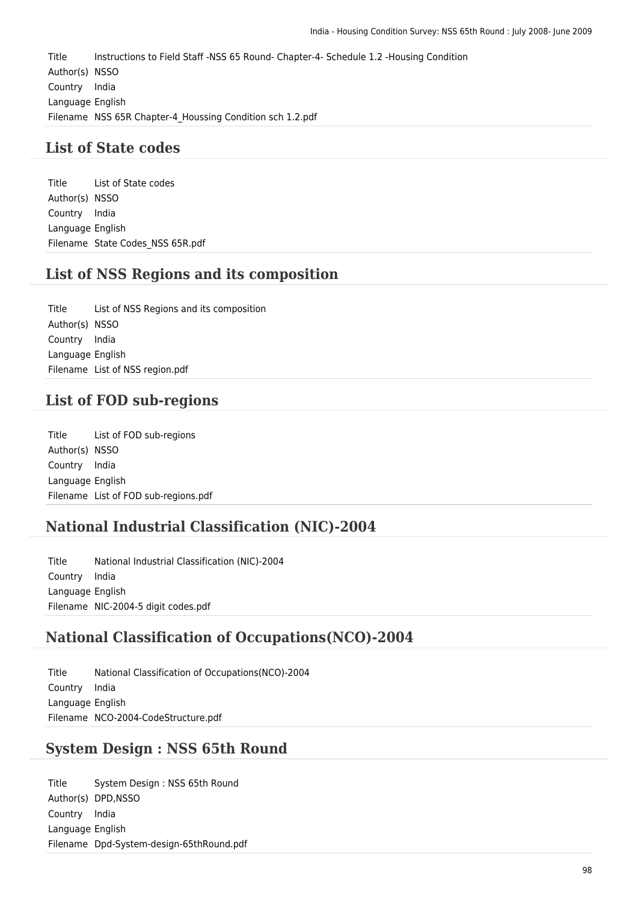| | |
|---|---|
| Title | Instructions to Field Staff -NSS 65 Round- Chapter-4- Schedule 1.2 -Housing Condition |
| Author(s) | NSSO |
| Country | India |
| Language | English |
| Filename | NSS 65R Chapter-4_Houssing Condition sch 1.2.pdf |

## List of State codes

| | |
|---|---|
| Title | List of State codes |
| Author(s) | NSSO |
| Country | India |
| Language | English |
| Filename | State Codes_NSS 65R.pdf |

## List of NSS Regions and its composition

| | |
|---|---|
| Title | List of NSS Regions and its composition |
| Author(s) | NSSO |
| Country | India |
| Language | English |
| Filename | List of NSS region.pdf |

## List of FOD sub-regions

| | |
|---|---|
| Title | List of FOD sub-regions |
| Author(s) | NSSO |
| Country | India |
| Language | English |
| Filename | List of FOD sub-regions.pdf |

## National Industrial Classification (NIC)-2004

| | |
|---|---|
| Title | National Industrial Classification (NIC)-2004 |
| Country | India |
| Language | English |
| Filename | NIC-2004-5 digit codes.pdf |

## National Classification of Occupations(NCO)-2004

| | |
|---|---|
| Title | National Classification of Occupations(NCO)-2004 |
| Country | India |
| Language | English |
| Filename | NCO-2004-CodeStructure.pdf |

## System Design : NSS 65th Round

| | |
|---|---|
| Title | System Design : NSS 65th Round |
| Author(s) | DPD,NSSO |
| Country | India |
| Language | English |
| Filename | Dpd-System-design-65thRound.pdf |